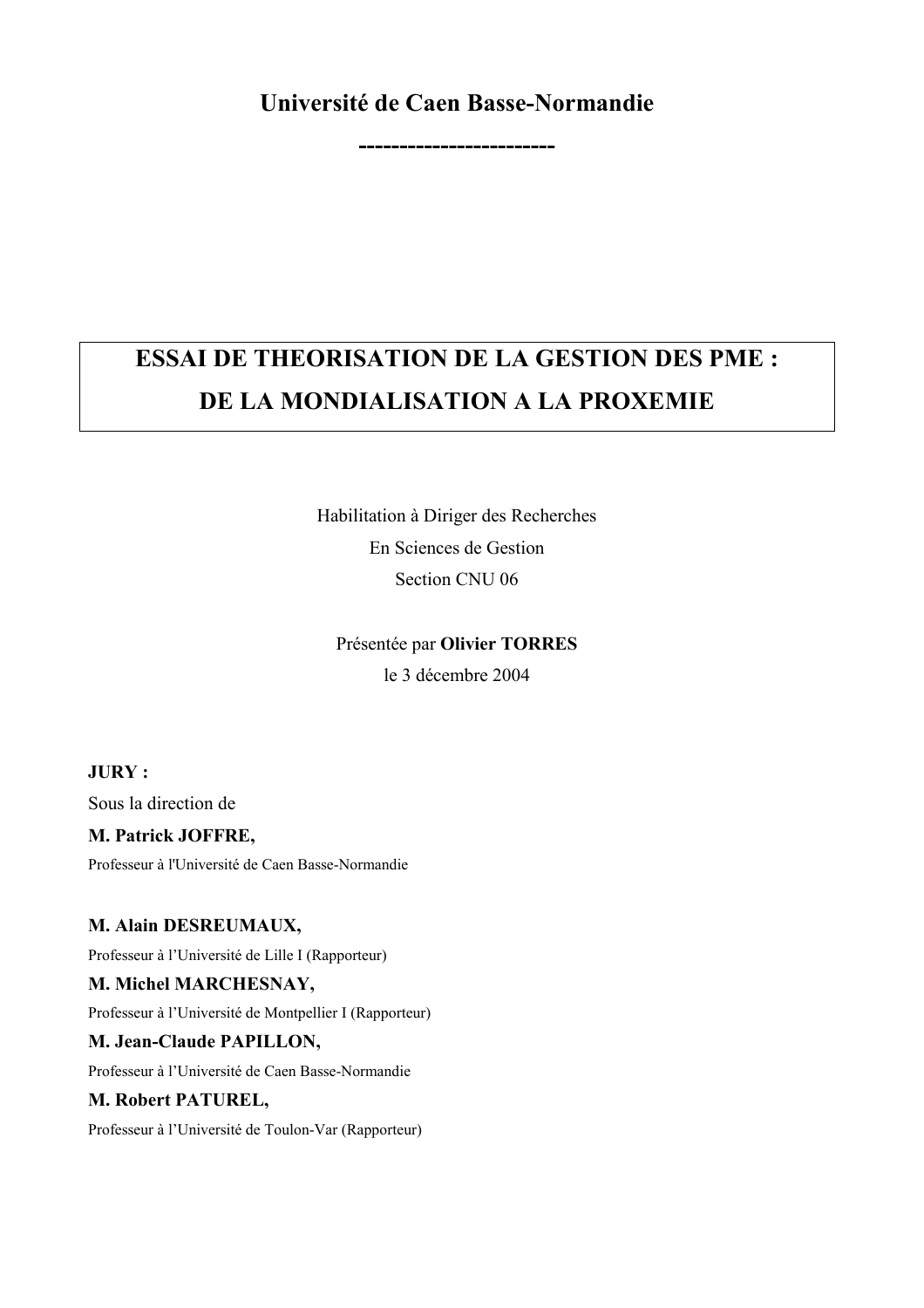**Université de Caen Basse-Normandie**

**-----------------------**

# ESSAI DE THEORISATION DE LA GESTION DES PME : DE LA MONDIALISATION A LA PROXEMIE

Habilitation à Diriger des Recherches

En Sciences de Gestion

Section CNU 06

Présentée par **Olivier TORRES**

le 3 décembre 2004

**JURY :**

Sous la direction de

**M. Patrick JOFFRE,**

Professeur à l'Université de Caen Basse-Normandie

**M. Alain DESREUMAUX,**

Professeur à l'Université de Lille I (Rapporteur)

**M. Michel MARCHESNAY,**

Professeur à l'Université de Montpellier I (Rapporteur)

**M. Jean-Claude PAPILLON,**

Professeur à l'Université de Caen Basse-Normandie

**M. Robert PATUREL,**

Professeur à l'Université de Toulon-Var (Rapporteur)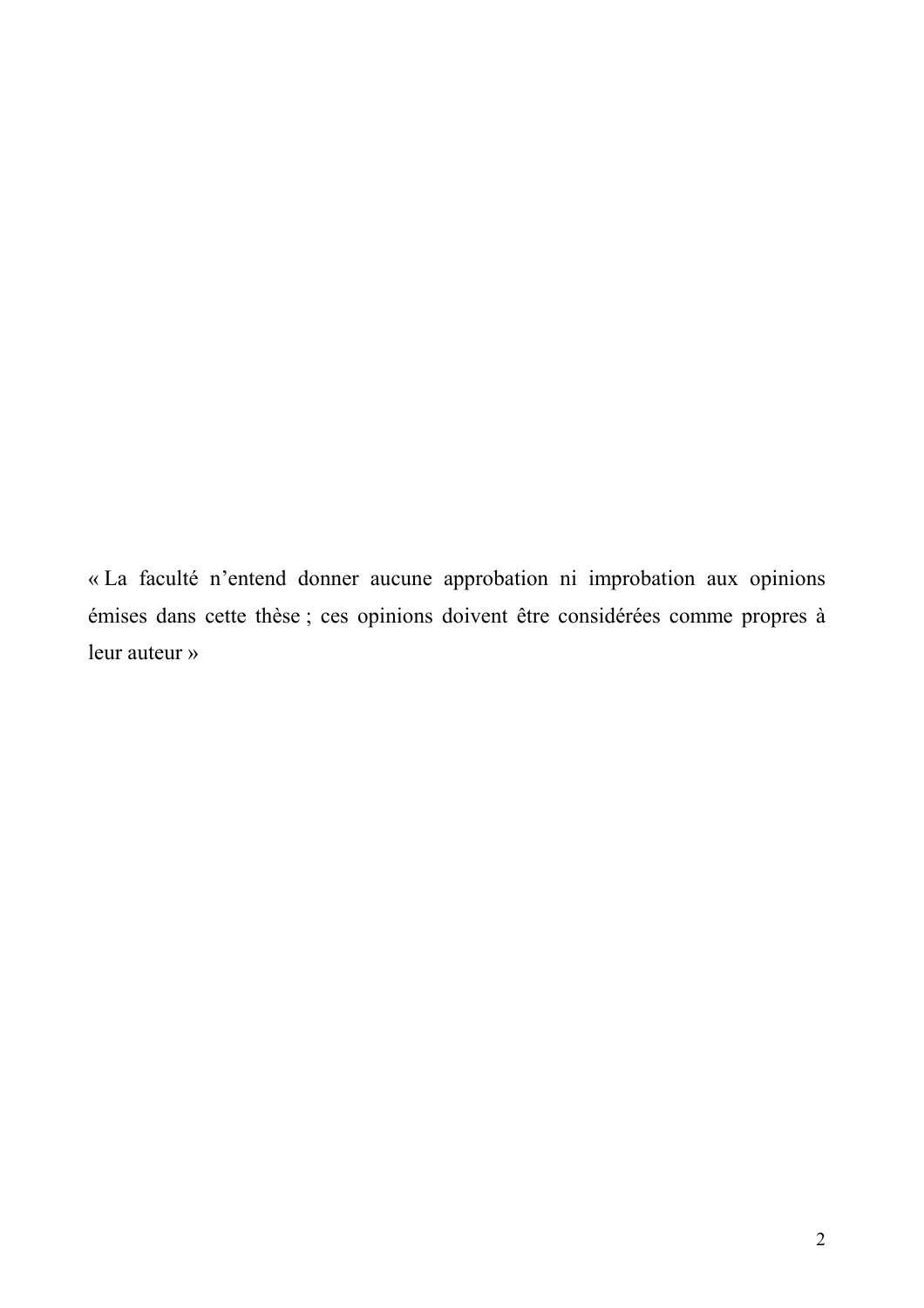« La faculté n’entend donner aucune approbation ni improbation aux opinions émises dans cette thèse ; ces opinions doivent être considérées comme propres à leur auteur »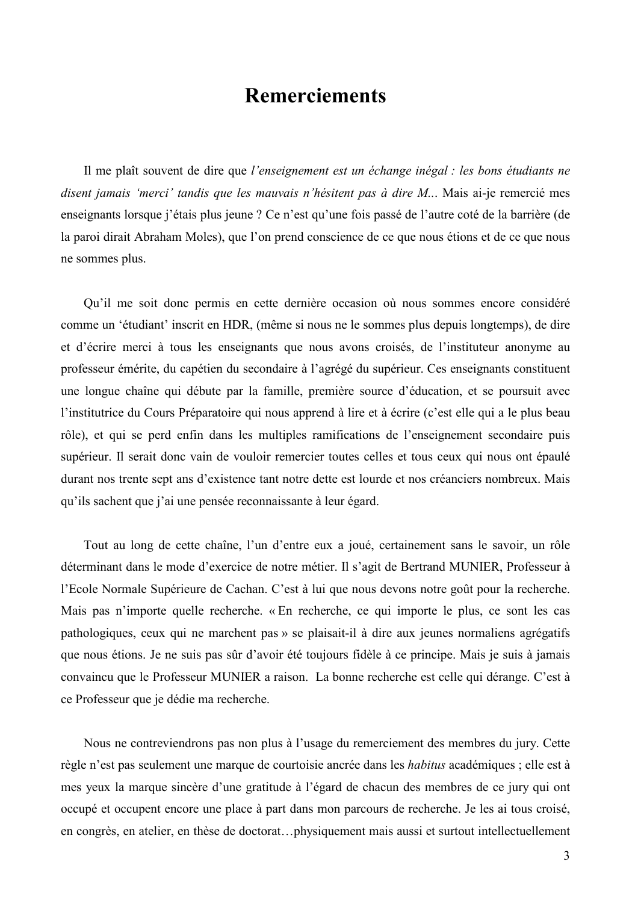# Remerciements

Il me plaît souvent de dire que *l'enseignement est un échange inégal : les bons étudiants ne disent jamais 'merci' tandis que les mauvais n'hésitent pas à dire M...* Mais ai-je remercié mes enseignants lorsque j'étais plus jeune ? Ce n'est qu'une fois passé de l'autre coté de la barrière (de la paroi dirait Abraham Moles), que l'on prend conscience de ce que nous étions et de ce que nous ne sommes plus.

Qu'il me soit donc permis en cette dernière occasion où nous sommes encore considéré comme un 'étudiant' inscrit en HDR, (même si nous ne le sommes plus depuis longtemps), de dire et d'écrire merci à tous les enseignants que nous avons croisés, de l'instituteur anonyme au professeur émérite, du capétien du secondaire à l'agrégé du supérieur. Ces enseignants constituent une longue chaîne qui débute par la famille, première source d'éducation, et se poursuit avec l'institutrice du Cours Préparatoire qui nous apprend à lire et à écrire (c'est elle qui a le plus beau rôle), et qui se perd enfin dans les multiples ramifications de l'enseignement secondaire puis supérieur. Il serait donc vain de vouloir remercier toutes celles et tous ceux qui nous ont épaulé durant nos trente sept ans d'existence tant notre dette est lourde et nos créanciers nombreux. Mais qu'ils sachent que j'ai une pensée reconnaissante à leur égard.

Tout au long de cette chaîne, l'un d'entre eux a joué, certainement sans le savoir, un rôle déterminant dans le mode d'exercice de notre métier. Il s'agit de Bertrand MUNIER, Professeur à l'Ecole Normale Supérieure de Cachan. C'est à lui que nous devons notre goût pour la recherche. Mais pas n'importe quelle recherche. « En recherche, ce qui importe le plus, ce sont les cas pathologiques, ceux qui ne marchent pas » se plaisait-il à dire aux jeunes normaliens agrégatifs que nous étions. Je ne suis pas sûr d'avoir été toujours fidèle à ce principe. Mais je suis à jamais convaincu que le Professeur MUNIER a raison. La bonne recherche est celle qui dérange. C'est à ce Professeur que je dédie ma recherche.

Nous ne contreviendrons pas non plus à l'usage du remerciement des membres du jury. Cette règle n'est pas seulement une marque de courtoisie ancrée dans les *habitus* académiques ; elle est à mes yeux la marque sincère d'une gratitude à l'égard de chacun des membres de ce jury qui ont occupé et occupent encore une place à part dans mon parcours de recherche. Je les ai tous croisé, en congrès, en atelier, en thèse de doctorat…physiquement mais aussi et surtout intellectuellement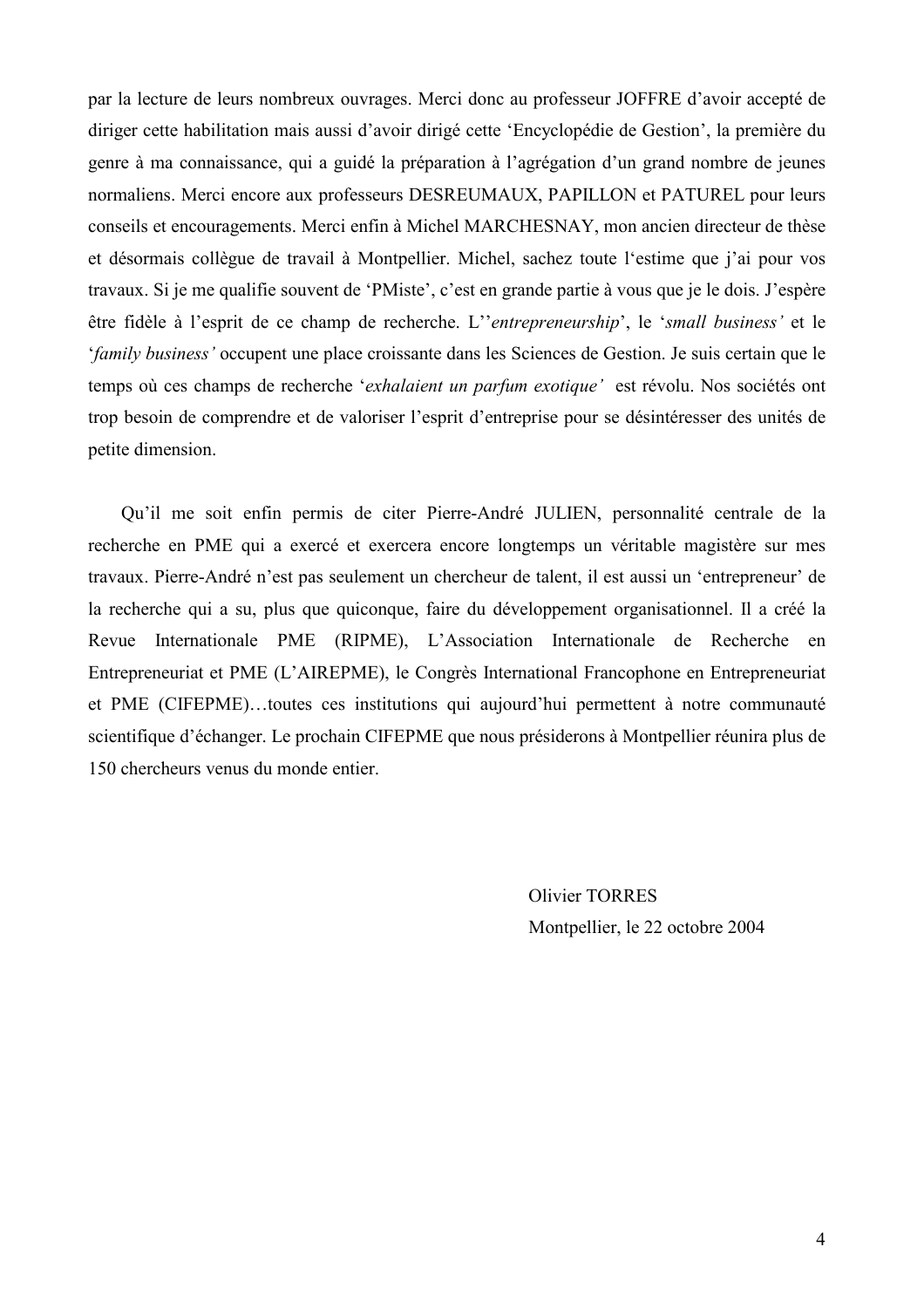par la lecture de leurs nombreux ouvrages. Merci donc au professeur JOFFRE d'avoir accepté de diriger cette habilitation mais aussi d'avoir dirigé cette 'Encyclopédie de Gestion', la première du genre à ma connaissance, qui a guidé la préparation à l'agrégation d'un grand nombre de jeunes normaliens. Merci encore aux professeurs DESREUMAUX, PAPILLON et PATUREL pour leurs conseils et encouragements. Merci enfin à Michel MARCHESNAY, mon ancien directeur de thèse et désormais collègue de travail à Montpellier. Michel, sachez toute l'estime que j'ai pour vos travaux. Si je me qualifie souvent de 'PMiste', c'est en grande partie à vous que je le dois. J'espère être fidèle à l'esprit de ce champ de recherche. L''*entrepreneurship*', le '*small business'* et le '*family business'* occupent une place croissante dans les Sciences de Gestion. Je suis certain que le temps où ces champs de recherche '*exhalaient un parfum exotique'* est révolu. Nos sociétés ont trop besoin de comprendre et de valoriser l'esprit d'entreprise pour se désintéresser des unités de petite dimension.

Qu'il me soit enfin permis de citer Pierre-André JULIEN, personnalité centrale de la recherche en PME qui a exercé et exercera encore longtemps un véritable magistère sur mes travaux. Pierre-André n'est pas seulement un chercheur de talent, il est aussi un 'entrepreneur' de la recherche qui a su, plus que quiconque, faire du développement organisationnel. Il a créé la Revue Internationale PME (RIPME), L'Association Internationale de Recherche en Entrepreneuriat et PME (L'AIREPME), le Congrès International Francophone en Entrepreneuriat et PME (CIFEPME)…toutes ces institutions qui aujourd'hui permettent à notre communauté scientifique d'échanger. Le prochain CIFEPME que nous présiderons à Montpellier réunira plus de 150 chercheurs venus du monde entier.

Olivier TORRES
Montpellier, le 22 octobre 2004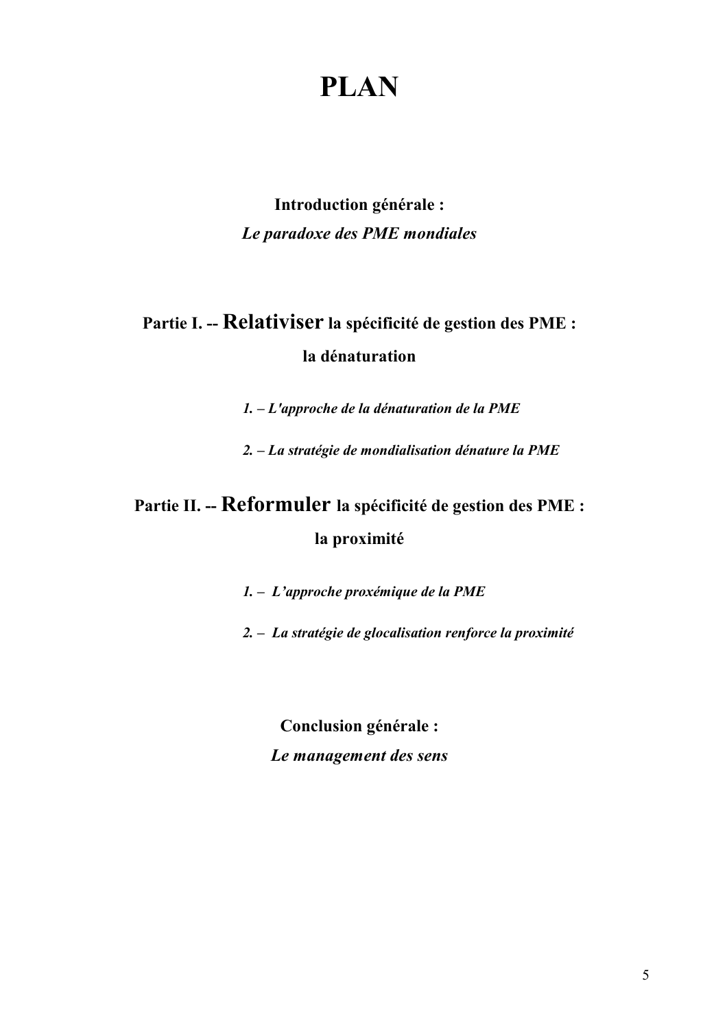# PLAN

**Introduction générale :**
***Le paradoxe des PME mondiales***

## Partie I. -- Relativiser la spécificité de gestion des PME : la dénaturation

***1. – L'approche de la dénaturation de la PME***

***2. – La stratégie de mondialisation dénature la PME***

## Partie II. -- Reformuler la spécificité de gestion des PME : la proximité

***1. – L'approche proxémique de la PME***

***2. – La stratégie de glocalisation renforce la proximité***

**Conclusion générale :**
***Le management des sens***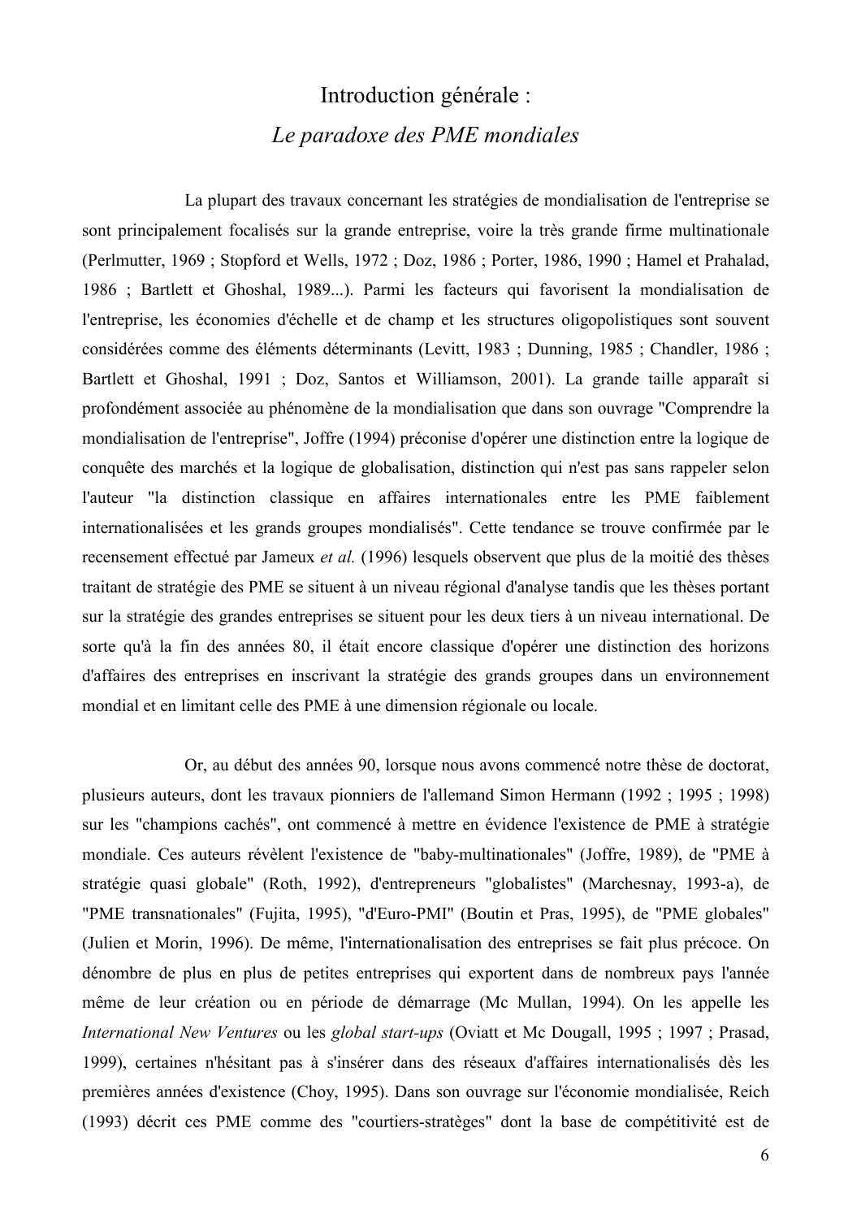# Introduction générale :

## *Le paradoxe des PME mondiales*

La plupart des travaux concernant les stratégies de mondialisation de l'entreprise se sont principalement focalisés sur la grande entreprise, voire la très grande firme multinationale (Perlmutter, 1969 ; Stopford et Wells, 1972 ; Doz, 1986 ; Porter, 1986, 1990 ; Hamel et Prahalad, 1986 ; Bartlett et Ghoshal, 1989...). Parmi les facteurs qui favorisent la mondialisation de l'entreprise, les économies d'échelle et de champ et les structures oligopolistiques sont souvent considérées comme des éléments déterminants (Levitt, 1983 ; Dunning, 1985 ; Chandler, 1986 ; Bartlett et Ghoshal, 1991 ; Doz, Santos et Williamson, 2001). La grande taille apparaît si profondément associée au phénomène de la mondialisation que dans son ouvrage "Comprendre la mondialisation de l'entreprise", Joffre (1994) préconise d'opérer une distinction entre la logique de conquête des marchés et la logique de globalisation, distinction qui n'est pas sans rappeler selon l'auteur "la distinction classique en affaires internationales entre les PME faiblement internationalisées et les grands groupes mondialisés". Cette tendance se trouve confirmée par le recensement effectué par Jameux *et al.* (1996) lesquels observent que plus de la moitié des thèses traitant de stratégie des PME se situent à un niveau régional d'analyse tandis que les thèses portant sur la stratégie des grandes entreprises se situent pour les deux tiers à un niveau international. De sorte qu'à la fin des années 80, il était encore classique d'opérer une distinction des horizons d'affaires des entreprises en inscrivant la stratégie des grands groupes dans un environnement mondial et en limitant celle des PME à une dimension régionale ou locale.

Or, au début des années 90, lorsque nous avons commencé notre thèse de doctorat, plusieurs auteurs, dont les travaux pionniers de l'allemand Simon Hermann (1992 ; 1995 ; 1998) sur les "champions cachés", ont commencé à mettre en évidence l'existence de PME à stratégie mondiale. Ces auteurs révèlent l'existence de "baby-multinationales" (Joffre, 1989), de "PME à stratégie quasi globale" (Roth, 1992), d'entrepreneurs "globalistes" (Marchesnay, 1993-a), de "PME transnationales" (Fujita, 1995), "d'Euro-PMI" (Boutin et Pras, 1995), de "PME globales" (Julien et Morin, 1996). De même, l'internationalisation des entreprises se fait plus précoce. On dénombre de plus en plus de petites entreprises qui exportent dans de nombreux pays l'année même de leur création ou en période de démarrage (Mc Mullan, 1994). On les appelle les *International New Ventures* ou les *global start-ups* (Oviatt et Mc Dougall, 1995 ; 1997 ; Prasad, 1999), certaines n'hésitant pas à s'insérer dans des réseaux d'affaires internationalisés dès les premières années d'existence (Choy, 1995). Dans son ouvrage sur l'économie mondialisée, Reich (1993) décrit ces PME comme des "courtiers-stratèges" dont la base de compétitivité est de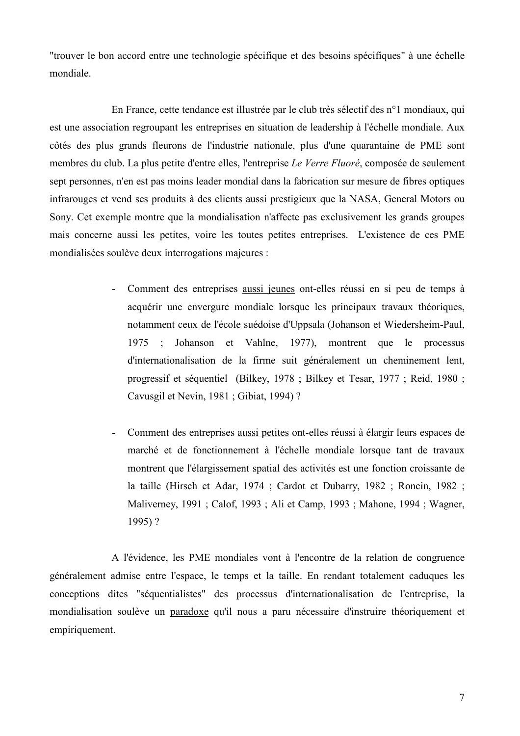"trouver le bon accord entre une technologie spécifique et des besoins spécifiques" à une échelle mondiale.

En France, cette tendance est illustrée par le club très sélectif des n°1 mondiaux, qui est une association regroupant les entreprises en situation de leadership à l'échelle mondiale. Aux côtés des plus grands fleurons de l'industrie nationale, plus d'une quarantaine de PME sont membres du club. La plus petite d'entre elles, l'entreprise *Le Verre Fluoré*, composée de seulement sept personnes, n'en est pas moins leader mondial dans la fabrication sur mesure de fibres optiques infrarouges et vend ses produits à des clients aussi prestigieux que la NASA, General Motors ou Sony. Cet exemple montre que la mondialisation n'affecte pas exclusivement les grands groupes mais concerne aussi les petites, voire les toutes petites entreprises. L'existence de ces PME mondialisées soulève deux interrogations majeures :

- Comment des entreprises <u>aussi jeunes</u> ont-elles réussi en si peu de temps à acquérir une envergure mondiale lorsque les principaux travaux théoriques, notamment ceux de l'école suédoise d'Uppsala (Johanson et Wiedersheim-Paul, 1975 ; Johanson et Vahlne, 1977), montrent que le processus d'internationalisation de la firme suit généralement un cheminement lent, progressif et séquentiel (Bilkey, 1978 ; Bilkey et Tesar, 1977 ; Reid, 1980 ; Cavusgil et Nevin, 1981 ; Gibiat, 1994) ?

- Comment des entreprises <u>aussi petites</u> ont-elles réussi à élargir leurs espaces de marché et de fonctionnement à l'échelle mondiale lorsque tant de travaux montrent que l'élargissement spatial des activités est une fonction croissante de la taille (Hirsch et Adar, 1974 ; Cardot et Dubarry, 1982 ; Roncin, 1982 ; Maliverney, 1991 ; Calof, 1993 ; Ali et Camp, 1993 ; Mahone, 1994 ; Wagner, 1995) ?

A l'évidence, les PME mondiales vont à l'encontre de la relation de congruence généralement admise entre l'espace, le temps et la taille. En rendant totalement caduques les conceptions dites "séquentialistes" des processus d'internationalisation de l'entreprise, la mondialisation soulève un <u>paradoxe</u> qu'il nous a paru nécessaire d'instruire théoriquement et empiriquement.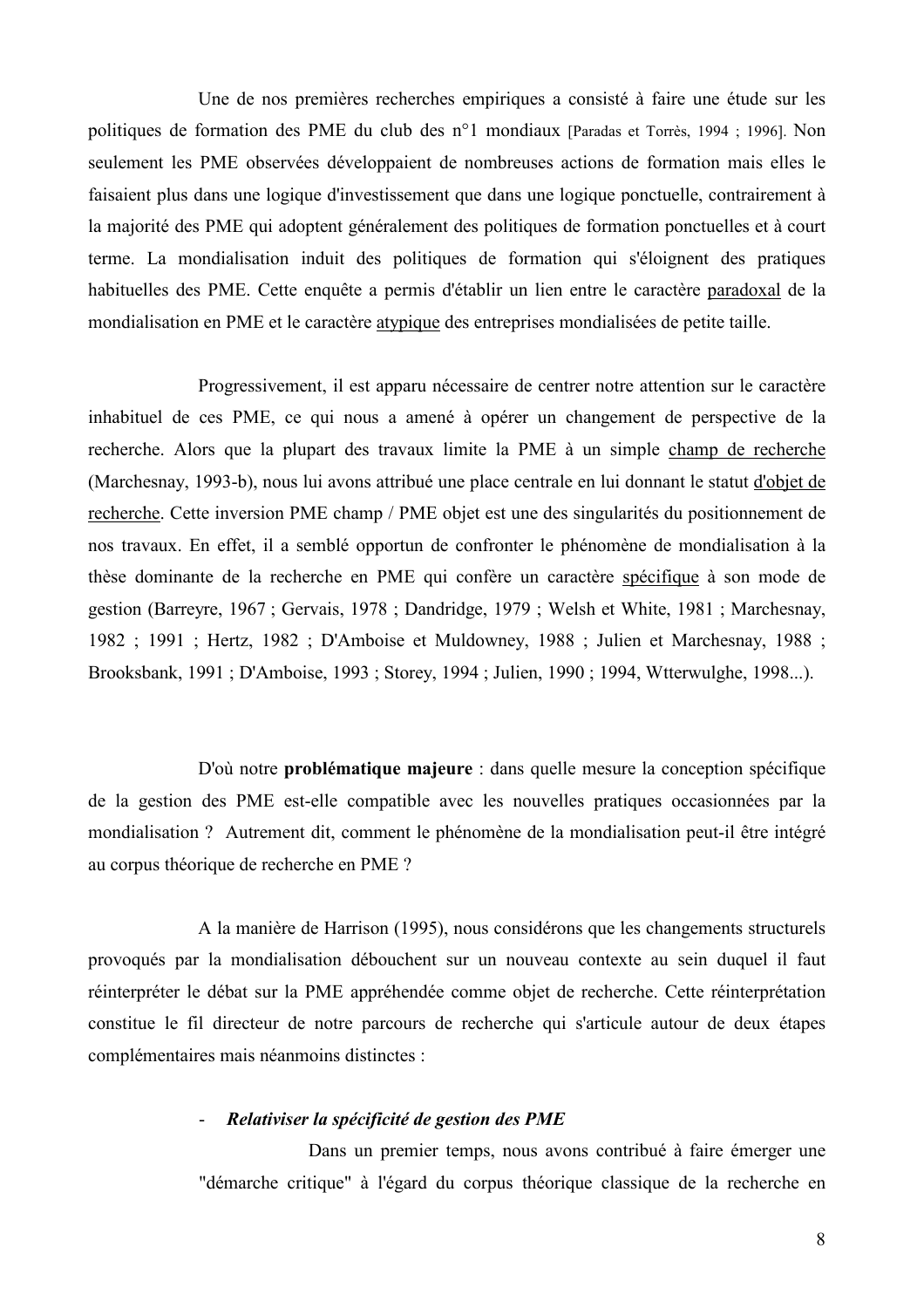Une de nos premières recherches empiriques a consisté à faire une étude sur les politiques de formation des PME du club des n°1 mondiaux [Paradas et Torrès, 1994 ; 1996]. Non seulement les PME observées développaient de nombreuses actions de formation mais elles le faisaient plus dans une logique d'investissement que dans une logique ponctuelle, contrairement à la majorité des PME qui adoptent généralement des politiques de formation ponctuelles et à court terme. La mondialisation induit des politiques de formation qui s'éloignent des pratiques habituelles des PME. Cette enquête a permis d'établir un lien entre le caractère paradoxal de la mondialisation en PME et le caractère atypique des entreprises mondialisées de petite taille.

Progressivement, il est apparu nécessaire de centrer notre attention sur le caractère inhabituel de ces PME, ce qui nous a amené à opérer un changement de perspective de la recherche. Alors que la plupart des travaux limite la PME à un simple champ de recherche (Marchesnay, 1993-b), nous lui avons attribué une place centrale en lui donnant le statut d'objet de recherche. Cette inversion PME champ / PME objet est une des singularités du positionnement de nos travaux. En effet, il a semblé opportun de confronter le phénomène de mondialisation à la thèse dominante de la recherche en PME qui confère un caractère spécifique à son mode de gestion (Barreyre, 1967 ; Gervais, 1978 ; Dandridge, 1979 ; Welsh et White, 1981 ; Marchesnay, 1982 ; 1991 ; Hertz, 1982 ; D'Amboise et Muldowney, 1988 ; Julien et Marchesnay, 1988 ; Brooksbank, 1991 ; D'Amboise, 1993 ; Storey, 1994 ; Julien, 1990 ; 1994, Wtterwulghe, 1998...).

D'où notre **problématique majeure** : dans quelle mesure la conception spécifique de la gestion des PME est-elle compatible avec les nouvelles pratiques occasionnées par la mondialisation ? Autrement dit, comment le phénomène de la mondialisation peut-il être intégré au corpus théorique de recherche en PME ?

A la manière de Harrison (1995), nous considérons que les changements structurels provoqués par la mondialisation débouchent sur un nouveau contexte au sein duquel il faut réinterpréter le débat sur la PME appréhendée comme objet de recherche. Cette réinterprétation constitue le fil directeur de notre parcours de recherche qui s'articule autour de deux étapes complémentaires mais néanmoins distinctes :

- ***Relativiser la spécificité de gestion des PME***

  Dans un premier temps, nous avons contribué à faire émerger une "démarche critique" à l'égard du corpus théorique classique de la recherche en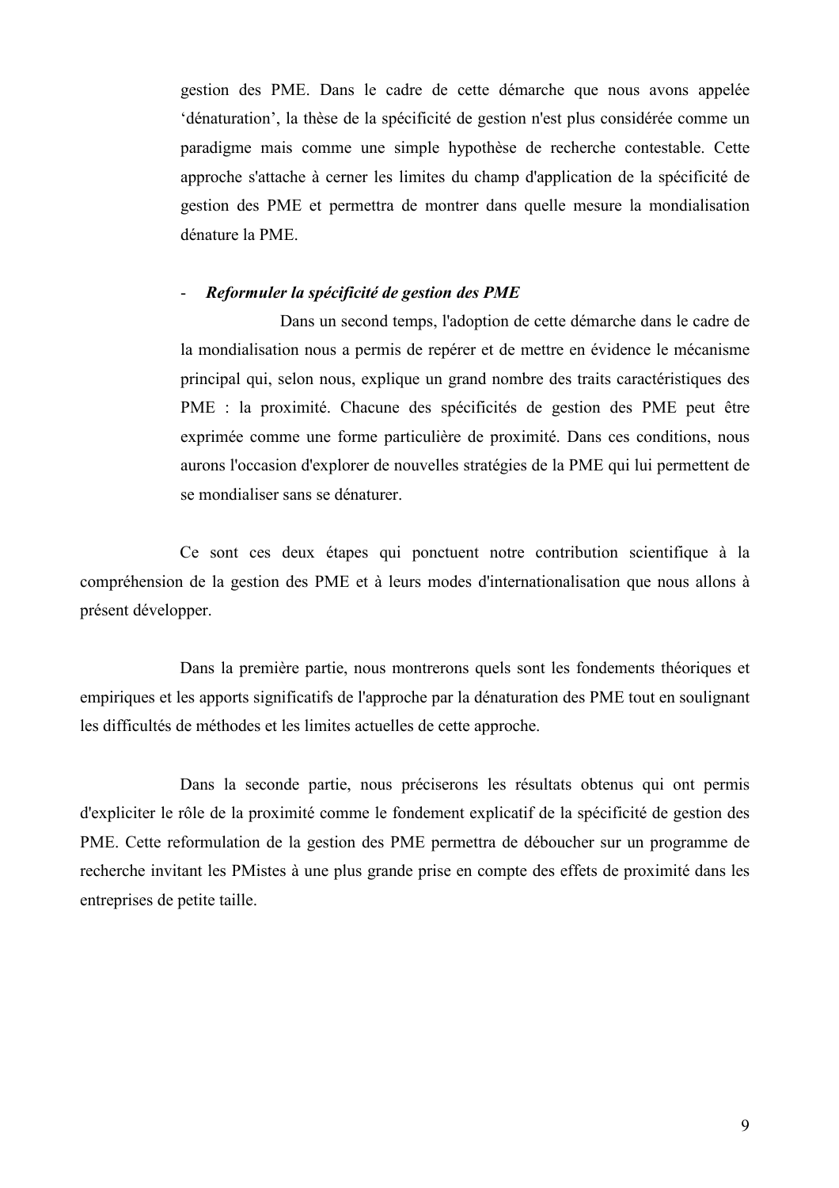gestion des PME. Dans le cadre de cette démarche que nous avons appelée 'dénaturation', la thèse de la spécificité de gestion n'est plus considérée comme un paradigme mais comme une simple hypothèse de recherche contestable. Cette approche s'attache à cerner les limites du champ d'application de la spécificité de gestion des PME et permettra de montrer dans quelle mesure la mondialisation dénature la PME.

- ***Reformuler la spécificité de gestion des PME***

Dans un second temps, l'adoption de cette démarche dans le cadre de la mondialisation nous a permis de repérer et de mettre en évidence le mécanisme principal qui, selon nous, explique un grand nombre des traits caractéristiques des PME : la proximité. Chacune des spécificités de gestion des PME peut être exprimée comme une forme particulière de proximité. Dans ces conditions, nous aurons l'occasion d'explorer de nouvelles stratégies de la PME qui lui permettent de se mondialiser sans se dénaturer.

Ce sont ces deux étapes qui ponctuent notre contribution scientifique à la compréhension de la gestion des PME et à leurs modes d'internationalisation que nous allons à présent développer.

Dans la première partie, nous montrerons quels sont les fondements théoriques et empiriques et les apports significatifs de l'approche par la dénaturation des PME tout en soulignant les difficultés de méthodes et les limites actuelles de cette approche.

Dans la seconde partie, nous préciserons les résultats obtenus qui ont permis d'expliciter le rôle de la proximité comme le fondement explicatif de la spécificité de gestion des PME. Cette reformulation de la gestion des PME permettra de déboucher sur un programme de recherche invitant les PMistes à une plus grande prise en compte des effets de proximité dans les entreprises de petite taille.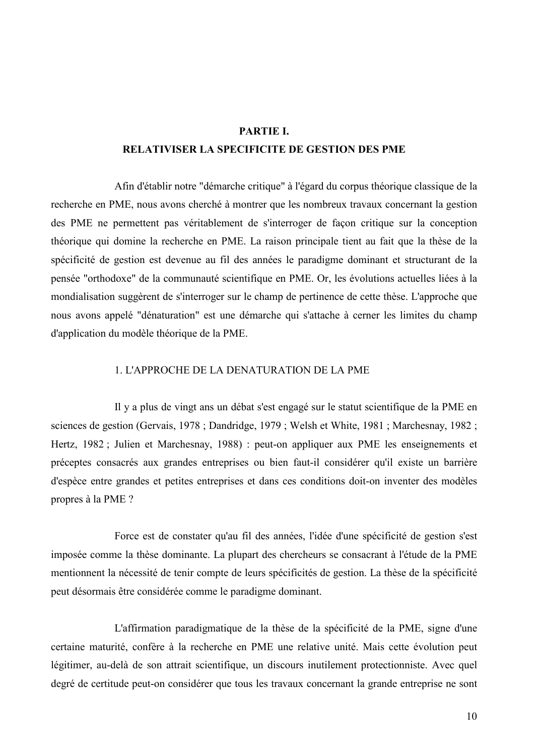# PARTIE I.
# RELATIVISER LA SPECIFICITE DE GESTION DES PME

Afin d'établir notre "démarche critique" à l'égard du corpus théorique classique de la recherche en PME, nous avons cherché à montrer que les nombreux travaux concernant la gestion des PME ne permettent pas véritablement de s'interroger de façon critique sur la conception théorique qui domine la recherche en PME. La raison principale tient au fait que la thèse de la spécificité de gestion est devenue au fil des années le paradigme dominant et structurant de la pensée "orthodoxe" de la communauté scientifique en PME. Or, les évolutions actuelles liées à la mondialisation suggèrent de s'interroger sur le champ de pertinence de cette thèse. L'approche que nous avons appelé "dénaturation" est une démarche qui s'attache à cerner les limites du champ d'application du modèle théorique de la PME.

## 1. L'APPROCHE DE LA DENATURATION DE LA PME

Il y a plus de vingt ans un débat s'est engagé sur le statut scientifique de la PME en sciences de gestion (Gervais, 1978 ; Dandridge, 1979 ; Welsh et White, 1981 ; Marchesnay, 1982 ; Hertz, 1982 ; Julien et Marchesnay, 1988) : peut-on appliquer aux PME les enseignements et préceptes consacrés aux grandes entreprises ou bien faut-il considérer qu'il existe un barrière d'espèce entre grandes et petites entreprises et dans ces conditions doit-on inventer des modèles propres à la PME ?

Force est de constater qu'au fil des années, l'idée d'une spécificité de gestion s'est imposée comme la thèse dominante. La plupart des chercheurs se consacrant à l'étude de la PME mentionnent la nécessité de tenir compte de leurs spécificités de gestion. La thèse de la spécificité peut désormais être considérée comme le paradigme dominant.

L'affirmation paradigmatique de la thèse de la spécificité de la PME, signe d'une certaine maturité, confère à la recherche en PME une relative unité. Mais cette évolution peut légitimer, au-delà de son attrait scientifique, un discours inutilement protectionniste. Avec quel degré de certitude peut-on considérer que tous les travaux concernant la grande entreprise ne sont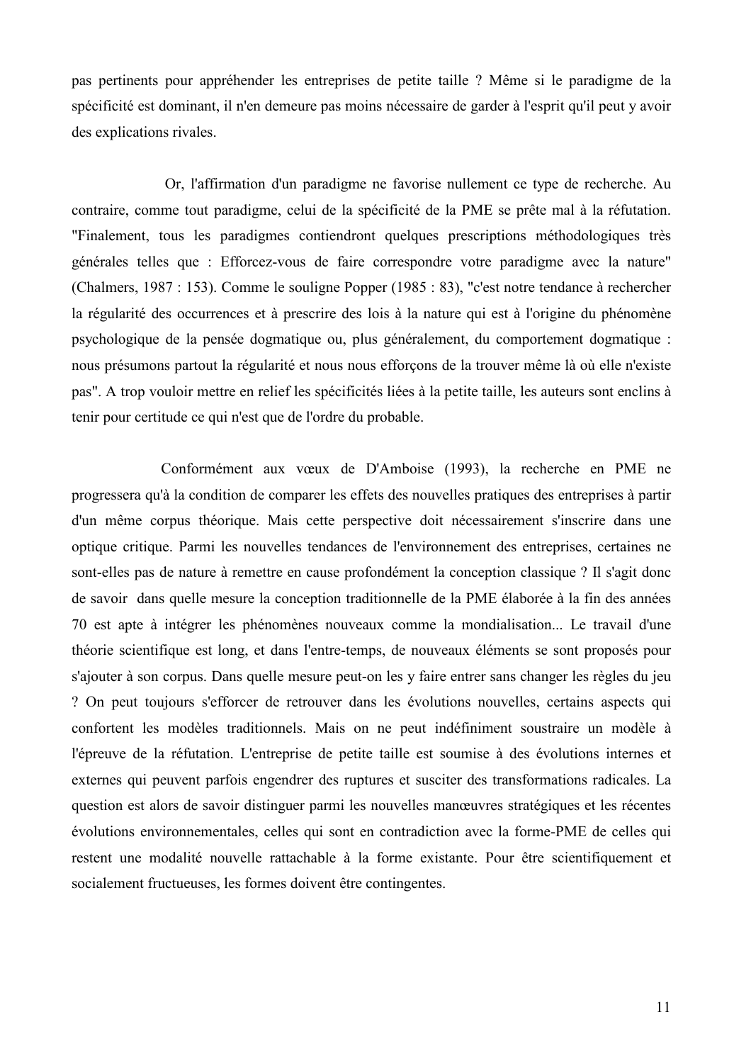pas pertinents pour appréhender les entreprises de petite taille ? Même si le paradigme de la spécificité est dominant, il n'en demeure pas moins nécessaire de garder à l'esprit qu'il peut y avoir des explications rivales.

Or, l'affirmation d'un paradigme ne favorise nullement ce type de recherche. Au contraire, comme tout paradigme, celui de la spécificité de la PME se prête mal à la réfutation. "Finalement, tous les paradigmes contiendront quelques prescriptions méthodologiques très générales telles que : Efforcez-vous de faire correspondre votre paradigme avec la nature" (Chalmers, 1987 : 153). Comme le souligne Popper (1985 : 83), "c'est notre tendance à rechercher la régularité des occurrences et à prescrire des lois à la nature qui est à l'origine du phénomène psychologique de la pensée dogmatique ou, plus généralement, du comportement dogmatique : nous présumons partout la régularité et nous nous efforçons de la trouver même là où elle n'existe pas". A trop vouloir mettre en relief les spécificités liées à la petite taille, les auteurs sont enclins à tenir pour certitude ce qui n'est que de l'ordre du probable.

Conformément aux vœux de D'Amboise (1993), la recherche en PME ne progressera qu'à la condition de comparer les effets des nouvelles pratiques des entreprises à partir d'un même corpus théorique. Mais cette perspective doit nécessairement s'inscrire dans une optique critique. Parmi les nouvelles tendances de l'environnement des entreprises, certaines ne sont-elles pas de nature à remettre en cause profondément la conception classique ? Il s'agit donc de savoir dans quelle mesure la conception traditionnelle de la PME élaborée à la fin des années 70 est apte à intégrer les phénomènes nouveaux comme la mondialisation... Le travail d'une théorie scientifique est long, et dans l'entre-temps, de nouveaux éléments se sont proposés pour s'ajouter à son corpus. Dans quelle mesure peut-on les y faire entrer sans changer les règles du jeu ? On peut toujours s'efforcer de retrouver dans les évolutions nouvelles, certains aspects qui confortent les modèles traditionnels. Mais on ne peut indéfiniment soustraire un modèle à l'épreuve de la réfutation. L'entreprise de petite taille est soumise à des évolutions internes et externes qui peuvent parfois engendrer des ruptures et susciter des transformations radicales. La question est alors de savoir distinguer parmi les nouvelles manœuvres stratégiques et les récentes évolutions environnementales, celles qui sont en contradiction avec la forme-PME de celles qui restent une modalité nouvelle rattachable à la forme existante. Pour être scientifiquement et socialement fructueuses, les formes doivent être contingentes.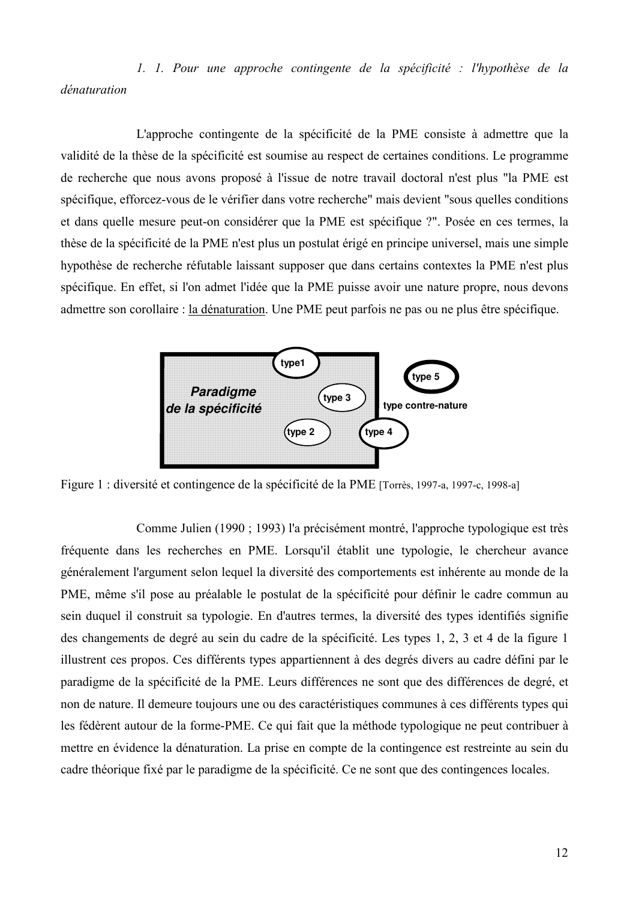### *1. 1. Pour une approche contingente de la spécificité : l'hypothèse de la dénaturation*

L'approche contingente de la spécificité de la PME consiste à admettre que la validité de la thèse de la spécificité est soumise au respect de certaines conditions. Le programme de recherche que nous avons proposé à l'issue de notre travail doctoral n'est plus "la PME est spécifique, efforcez-vous de le vérifier dans votre recherche" mais devient "sous quelles conditions et dans quelle mesure peut-on considérer que la PME est spécifique ?". Posée en ces termes, la thèse de la spécificité de la PME n'est plus un postulat érigé en principe universel, mais une simple hypothèse de recherche réfutable laissant supposer que dans certains contextes la PME n'est plus spécifique. En effet, si l'on admet l'idée que la PME puisse avoir une nature propre, nous devons admettre son corollaire : <u>la dénaturation</u>. Une PME peut parfois ne pas ou ne plus être spécifique.

Paradigme de la spécificité — type1 — type 2 — type 3 — type 4 — type 5 — type contre-nature

Figure 1 : diversité et contingence de la spécificité de la PME [Torrès, 1997-a, 1997-c, 1998-a]

Comme Julien (1990 ; 1993) l'a précisément montré, l'approche typologique est très fréquente dans les recherches en PME. Lorsqu'il établit une typologie, le chercheur avance généralement l'argument selon lequel la diversité des comportements est inhérente au monde de la PME, même s'il pose au préalable le postulat de la spécificité pour définir le cadre commun au sein duquel il construit sa typologie. En d'autres termes, la diversité des types identifiés signifie des changements de degré au sein du cadre de la spécificité. Les types 1, 2, 3 et 4 de la figure 1 illustrent ces propos. Ces différents types appartiennent à des degrés divers au cadre défini par le paradigme de la spécificité de la PME. Leurs différences ne sont que des différences de degré, et non de nature. Il demeure toujours une ou des caractéristiques communes à ces différents types qui les fédèrent autour de la forme-PME. Ce qui fait que la méthode typologique ne peut contribuer à mettre en évidence la dénaturation. La prise en compte de la contingence est restreinte au sein du cadre théorique fixé par le paradigme de la spécificité. Ce ne sont que des contingences locales.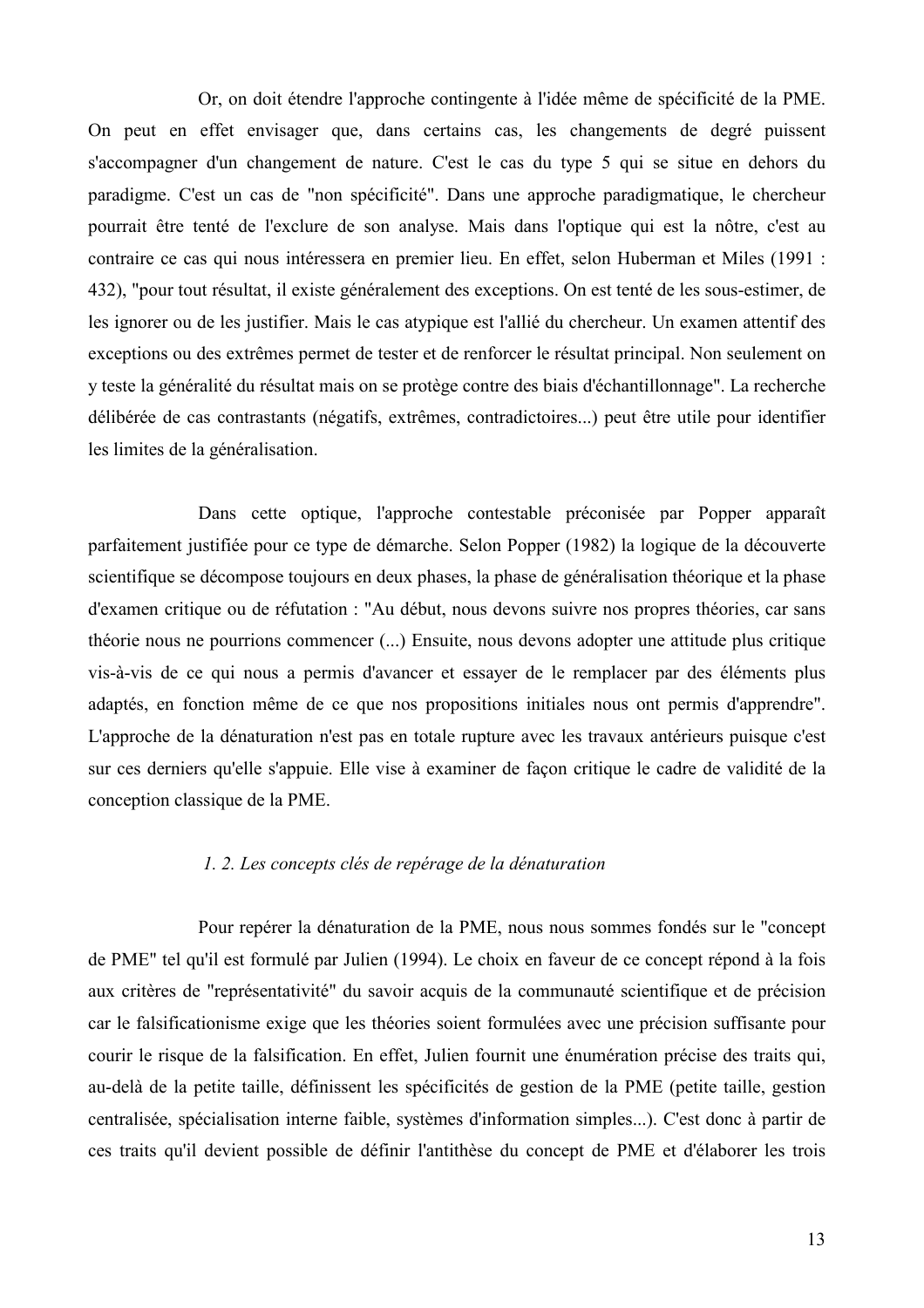Or, on doit étendre l'approche contingente à l'idée même de spécificité de la PME. On peut en effet envisager que, dans certains cas, les changements de degré puissent s'accompagner d'un changement de nature. C'est le cas du type 5 qui se situe en dehors du paradigme. C'est un cas de "non spécificité". Dans une approche paradigmatique, le chercheur pourrait être tenté de l'exclure de son analyse. Mais dans l'optique qui est la nôtre, c'est au contraire ce cas qui nous intéressera en premier lieu. En effet, selon Huberman et Miles (1991 : 432), "pour tout résultat, il existe généralement des exceptions. On est tenté de les sous-estimer, de les ignorer ou de les justifier. Mais le cas atypique est l'allié du chercheur. Un examen attentif des exceptions ou des extrêmes permet de tester et de renforcer le résultat principal. Non seulement on y teste la généralité du résultat mais on se protège contre des biais d'échantillonnage". La recherche délibérée de cas contrastants (négatifs, extrêmes, contradictoires...) peut être utile pour identifier les limites de la généralisation.

Dans cette optique, l'approche contestable préconisée par Popper apparaît parfaitement justifiée pour ce type de démarche. Selon Popper (1982) la logique de la découverte scientifique se décompose toujours en deux phases, la phase de généralisation théorique et la phase d'examen critique ou de réfutation : "Au début, nous devons suivre nos propres théories, car sans théorie nous ne pourrions commencer (...) Ensuite, nous devons adopter une attitude plus critique vis-à-vis de ce qui nous a permis d'avancer et essayer de le remplacer par des éléments plus adaptés, en fonction même de ce que nos propositions initiales nous ont permis d'apprendre". L'approche de la dénaturation n'est pas en totale rupture avec les travaux antérieurs puisque c'est sur ces derniers qu'elle s'appuie. Elle vise à examiner de façon critique le cadre de validité de la conception classique de la PME.

### *1. 2. Les concepts clés de repérage de la dénaturation*

Pour repérer la dénaturation de la PME, nous nous sommes fondés sur le "concept de PME" tel qu'il est formulé par Julien (1994). Le choix en faveur de ce concept répond à la fois aux critères de "représentativité" du savoir acquis de la communauté scientifique et de précision car le falsificationisme exige que les théories soient formulées avec une précision suffisante pour courir le risque de la falsification. En effet, Julien fournit une énumération précise des traits qui, au-delà de la petite taille, définissent les spécificités de gestion de la PME (petite taille, gestion centralisée, spécialisation interne faible, systèmes d'information simples...). C'est donc à partir de ces traits qu'il devient possible de définir l'antithèse du concept de PME et d'élaborer les trois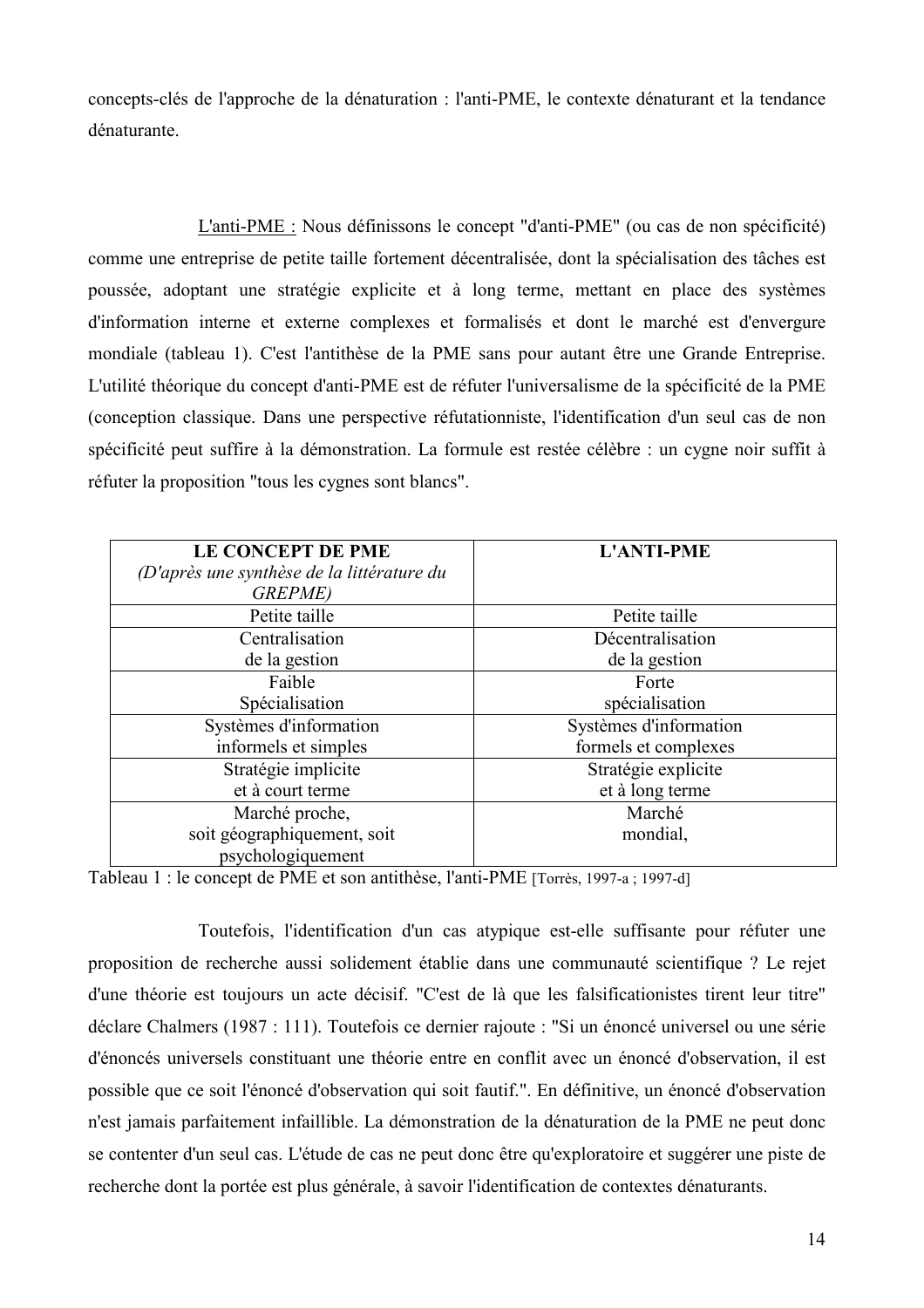concepts-clés de l'approche de la dénaturation : l'anti-PME, le contexte dénaturant et la tendance dénaturante.

L'anti-PME : Nous définissons le concept "d'anti-PME" (ou cas de non spécificité) comme une entreprise de petite taille fortement décentralisée, dont la spécialisation des tâches est poussée, adoptant une stratégie explicite et à long terme, mettant en place des systèmes d'information interne et externe complexes et formalisés et dont le marché est d'envergure mondiale (tableau 1). C'est l'antithèse de la PME sans pour autant être une Grande Entreprise. L'utilité théorique du concept d'anti-PME est de réfuter l'universalisme de la spécificité de la PME (conception classique. Dans une perspective réfutationniste, l'identification d'un seul cas de non spécificité peut suffire à la démonstration. La formule est restée célèbre : un cygne noir suffit à réfuter la proposition "tous les cygnes sont blancs".

| **LE CONCEPT DE PME** *(D'après une synthèse de la littérature du GREPME)* | **L'ANTI-PME** |
|---|---|
| Petite taille | Petite taille |
| Centralisation de la gestion | Décentralisation de la gestion |
| Faible Spécialisation | Forte spécialisation |
| Systèmes d'information informels et simples | Systèmes d'information formels et complexes |
| Stratégie implicite et à court terme | Stratégie explicite et à long terme |
| Marché proche, soit géographiquement, soit psychologiquement | Marché mondial, |

Tableau 1 : le concept de PME et son antithèse, l'anti-PME [Torrès, 1997-a ; 1997-d]

Toutefois, l'identification d'un cas atypique est-elle suffisante pour réfuter une proposition de recherche aussi solidement établie dans une communauté scientifique ? Le rejet d'une théorie est toujours un acte décisif. "C'est de là que les falsificationistes tirent leur titre" déclare Chalmers (1987 : 111). Toutefois ce dernier rajoute : "Si un énoncé universel ou une série d'énoncés universels constituant une théorie entre en conflit avec un énoncé d'observation, il est possible que ce soit l'énoncé d'observation qui soit fautif.". En définitive, un énoncé d'observation n'est jamais parfaitement infaillible. La démonstration de la dénaturation de la PME ne peut donc se contenter d'un seul cas. L'étude de cas ne peut donc être qu'exploratoire et suggérer une piste de recherche dont la portée est plus générale, à savoir l'identification de contextes dénaturants.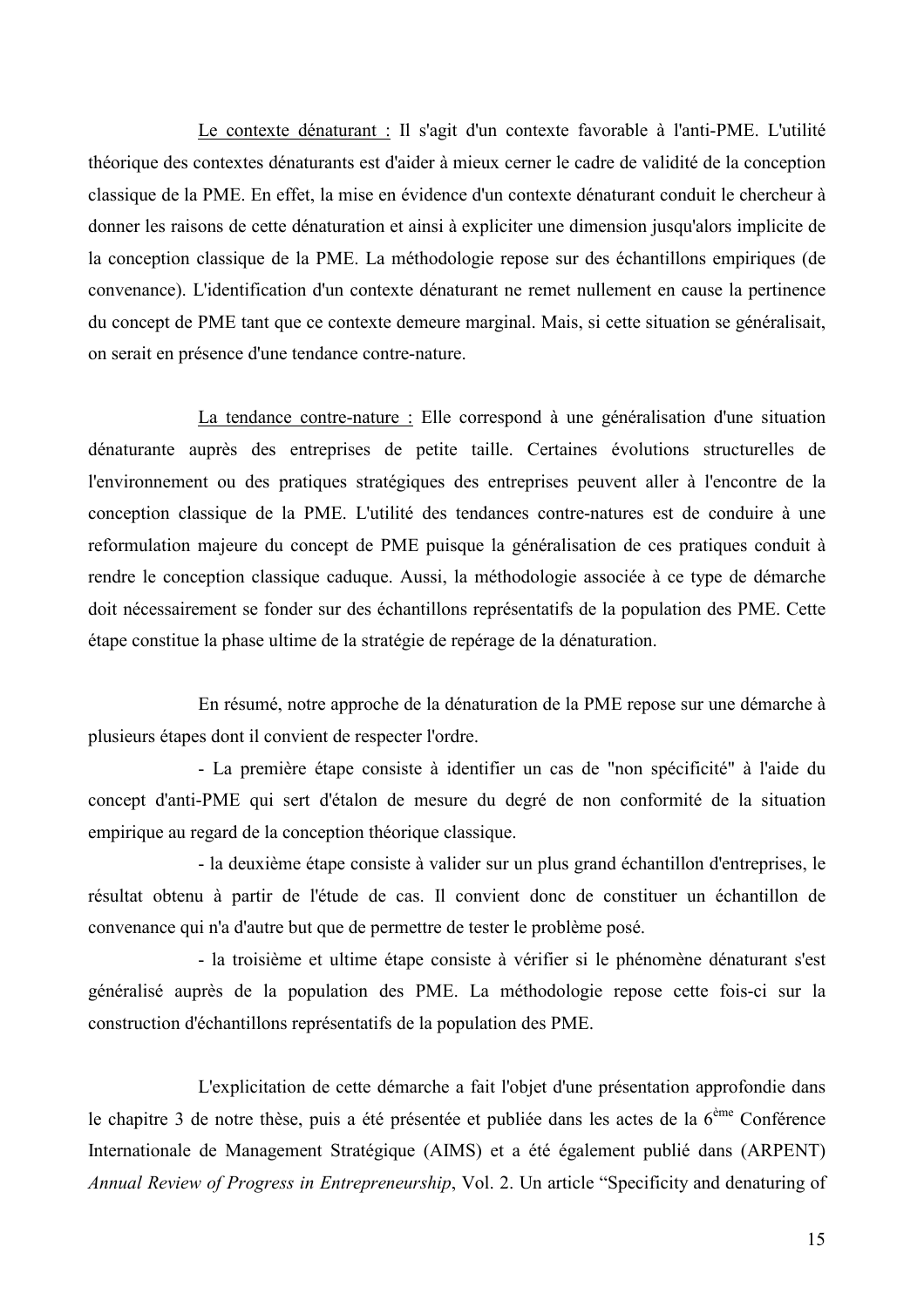<u>Le contexte dénaturant :</u> Il s'agit d'un contexte favorable à l'anti-PME. L'utilité théorique des contextes dénaturants est d'aider à mieux cerner le cadre de validité de la conception classique de la PME. En effet, la mise en évidence d'un contexte dénaturant conduit le chercheur à donner les raisons de cette dénaturation et ainsi à expliciter une dimension jusqu'alors implicite de la conception classique de la PME. La méthodologie repose sur des échantillons empiriques (de convenance). L'identification d'un contexte dénaturant ne remet nullement en cause la pertinence du concept de PME tant que ce contexte demeure marginal. Mais, si cette situation se généralisait, on serait en présence d'une tendance contre-nature.

<u>La tendance contre-nature :</u> Elle correspond à une généralisation d'une situation dénaturante auprès des entreprises de petite taille. Certaines évolutions structurelles de l'environnement ou des pratiques stratégiques des entreprises peuvent aller à l'encontre de la conception classique de la PME. L'utilité des tendances contre-natures est de conduire à une reformulation majeure du concept de PME puisque la généralisation de ces pratiques conduit à rendre le conception classique caduque. Aussi, la méthodologie associée à ce type de démarche doit nécessairement se fonder sur des échantillons représentatifs de la population des PME. Cette étape constitue la phase ultime de la stratégie de repérage de la dénaturation.

En résumé, notre approche de la dénaturation de la PME repose sur une démarche à plusieurs étapes dont il convient de respecter l'ordre.

- La première étape consiste à identifier un cas de "non spécificité" à l'aide du concept d'anti-PME qui sert d'étalon de mesure du degré de non conformité de la situation empirique au regard de la conception théorique classique.
- la deuxième étape consiste à valider sur un plus grand échantillon d'entreprises, le résultat obtenu à partir de l'étude de cas. Il convient donc de constituer un échantillon de convenance qui n'a d'autre but que de permettre de tester le problème posé.
- la troisième et ultime étape consiste à vérifier si le phénomène dénaturant s'est généralisé auprès de la population des PME. La méthodologie repose cette fois-ci sur la construction d'échantillons représentatifs de la population des PME.

L'explicitation de cette démarche a fait l'objet d'une présentation approfondie dans le chapitre 3 de notre thèse, puis a été présentée et publiée dans les actes de la 6ème Conférence Internationale de Management Stratégique (AIMS) et a été également publié dans (ARPENT) *Annual Review of Progress in Entrepreneurship*, Vol. 2. Un article “Specificity and denaturing of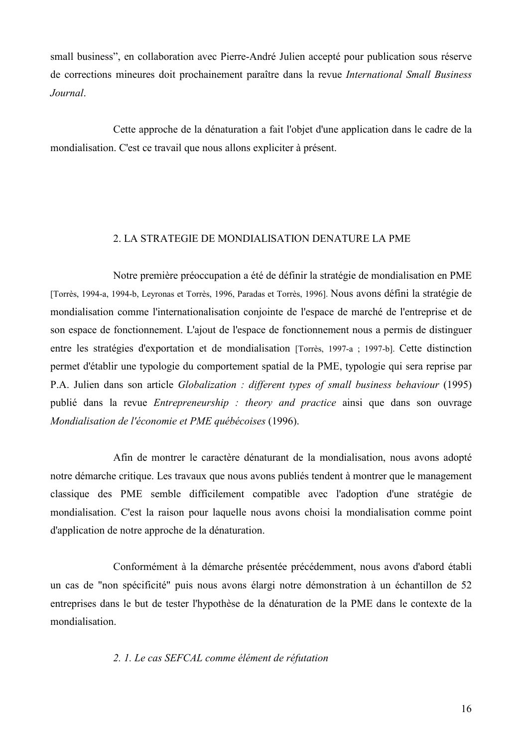small business", en collaboration avec Pierre-André Julien accepté pour publication sous réserve de corrections mineures doit prochainement paraître dans la revue *International Small Business Journal*.

Cette approche de la dénaturation a fait l'objet d'une application dans le cadre de la mondialisation. C'est ce travail que nous allons expliciter à présent.

## 2. LA STRATEGIE DE MONDIALISATION DENATURE LA PME

Notre première préoccupation a été de définir la stratégie de mondialisation en PME [Torrès, 1994-a, 1994-b, Leyronas et Torrès, 1996, Paradas et Torrès, 1996]. Nous avons défini la stratégie de mondialisation comme l'internationalisation conjointe de l'espace de marché de l'entreprise et de son espace de fonctionnement. L'ajout de l'espace de fonctionnement nous a permis de distinguer entre les stratégies d'exportation et de mondialisation [Torrès, 1997-a ; 1997-b]. Cette distinction permet d'établir une typologie du comportement spatial de la PME, typologie qui sera reprise par P.A. Julien dans son article *Globalization : different types of small business behaviour* (1995) publié dans la revue *Entrepreneurship : theory and practice* ainsi que dans son ouvrage *Mondialisation de l'économie et PME québécoises* (1996).

Afin de montrer le caractère dénaturant de la mondialisation, nous avons adopté notre démarche critique. Les travaux que nous avons publiés tendent à montrer que le management classique des PME semble difficilement compatible avec l'adoption d'une stratégie de mondialisation. C'est la raison pour laquelle nous avons choisi la mondialisation comme point d'application de notre approche de la dénaturation.

Conformément à la démarche présentée précédemment, nous avons d'abord établi un cas de "non spécificité" puis nous avons élargi notre démonstration à un échantillon de 52 entreprises dans le but de tester l'hypothèse de la dénaturation de la PME dans le contexte de la mondialisation.

### *2. 1. Le cas SEFCAL comme élément de réfutation*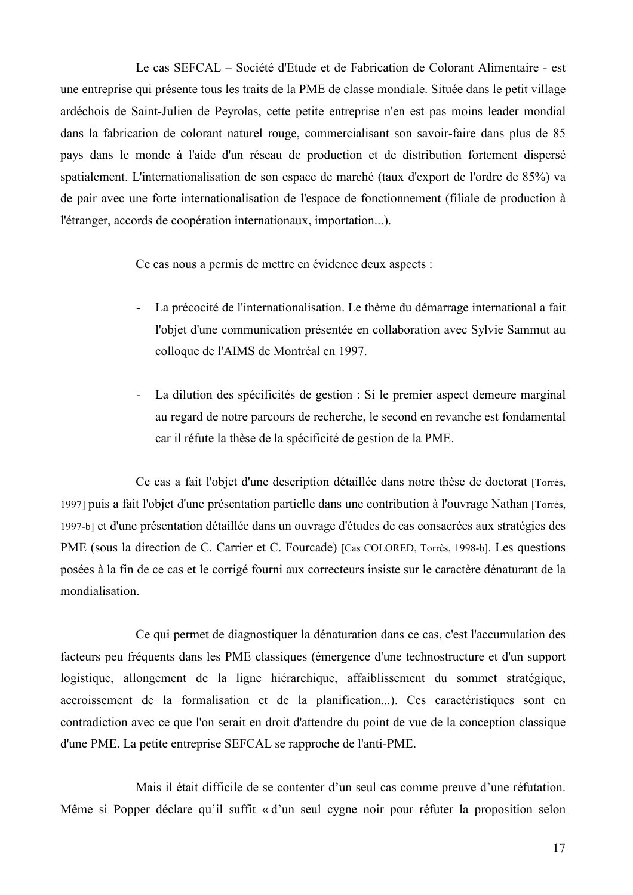Le cas SEFCAL – Société d'Etude et de Fabrication de Colorant Alimentaire - est une entreprise qui présente tous les traits de la PME de classe mondiale. Située dans le petit village ardéchois de Saint-Julien de Peyrolas, cette petite entreprise n'en est pas moins leader mondial dans la fabrication de colorant naturel rouge, commercialisant son savoir-faire dans plus de 85 pays dans le monde à l'aide d'un réseau de production et de distribution fortement dispersé spatialement. L'internationalisation de son espace de marché (taux d'export de l'ordre de 85%) va de pair avec une forte internationalisation de l'espace de fonctionnement (filiale de production à l'étranger, accords de coopération internationaux, importation...).

Ce cas nous a permis de mettre en évidence deux aspects :

- La précocité de l'internationalisation. Le thème du démarrage international a fait l'objet d'une communication présentée en collaboration avec Sylvie Sammut au colloque de l'AIMS de Montréal en 1997.

- La dilution des spécificités de gestion : Si le premier aspect demeure marginal au regard de notre parcours de recherche, le second en revanche est fondamental car il réfute la thèse de la spécificité de gestion de la PME.

Ce cas a fait l'objet d'une description détaillée dans notre thèse de doctorat [Torrès, 1997] puis a fait l'objet d'une présentation partielle dans une contribution à l'ouvrage Nathan [Torrès, 1997-b] et d'une présentation détaillée dans un ouvrage d'études de cas consacrées aux stratégies des PME (sous la direction de C. Carrier et C. Fourcade) [Cas COLORED, Torrès, 1998-b]. Les questions posées à la fin de ce cas et le corrigé fourni aux correcteurs insiste sur le caractère dénaturant de la mondialisation.

Ce qui permet de diagnostiquer la dénaturation dans ce cas, c'est l'accumulation des facteurs peu fréquents dans les PME classiques (émergence d'une technostructure et d'un support logistique, allongement de la ligne hiérarchique, affaiblissement du sommet stratégique, accroissement de la formalisation et de la planification...). Ces caractéristiques sont en contradiction avec ce que l'on serait en droit d'attendre du point de vue de la conception classique d'une PME. La petite entreprise SEFCAL se rapproche de l'anti-PME.

Mais il était difficile de se contenter d'un seul cas comme preuve d'une réfutation. Même si Popper déclare qu'il suffit « d'un seul cygne noir pour réfuter la proposition selon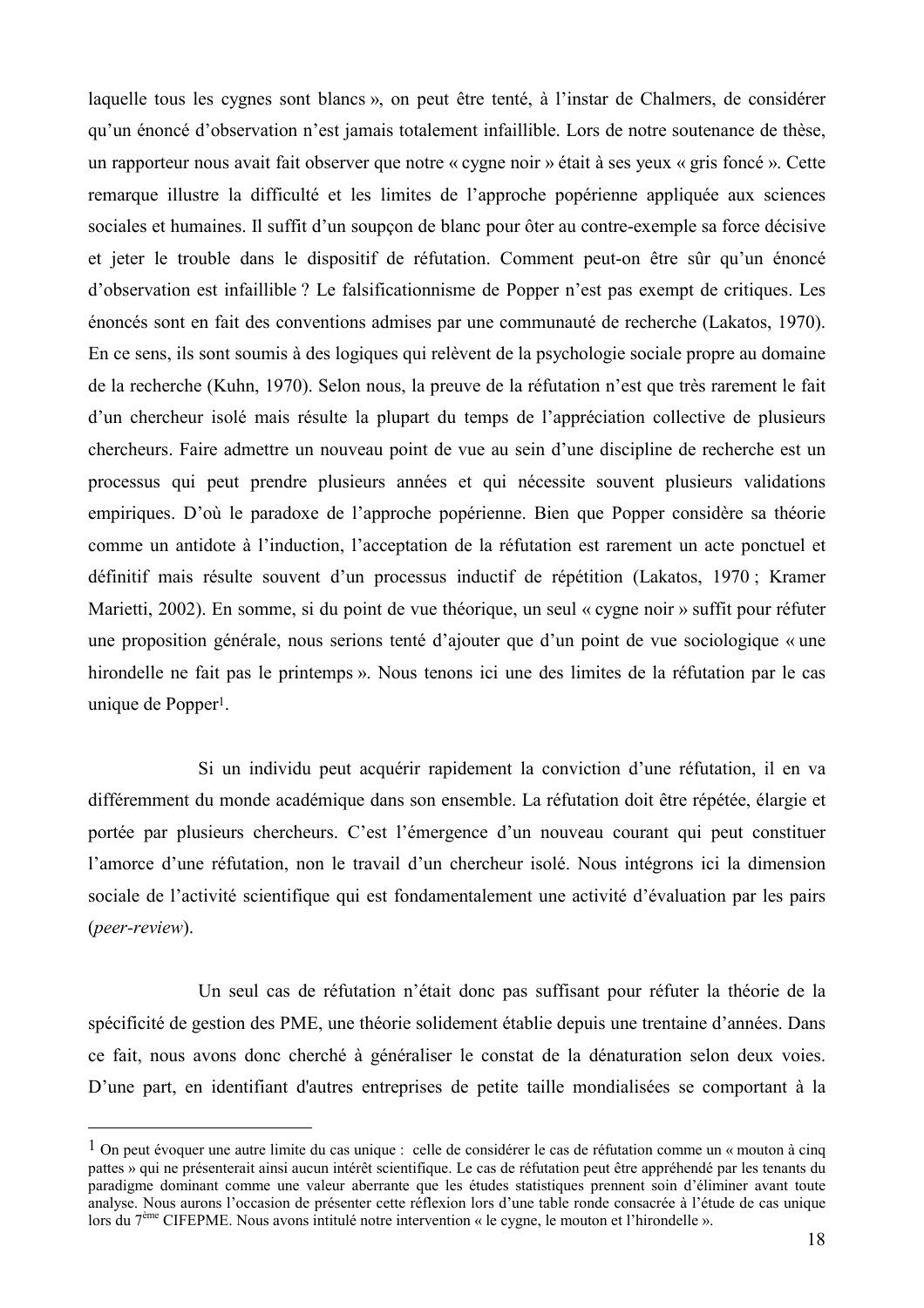laquelle tous les cygnes sont blancs », on peut être tenté, à l'instar de Chalmers, de considérer qu'un énoncé d'observation n'est jamais totalement infaillible. Lors de notre soutenance de thèse, un rapporteur nous avait fait observer que notre « cygne noir » était à ses yeux « gris foncé ». Cette remarque illustre la difficulté et les limites de l'approche popérienne appliquée aux sciences sociales et humaines. Il suffit d'un soupçon de blanc pour ôter au contre-exemple sa force décisive et jeter le trouble dans le dispositif de réfutation. Comment peut-on être sûr qu'un énoncé d'observation est infaillible ? Le falsificationnisme de Popper n'est pas exempt de critiques. Les énoncés sont en fait des conventions admises par une communauté de recherche (Lakatos, 1970). En ce sens, ils sont soumis à des logiques qui relèvent de la psychologie sociale propre au domaine de la recherche (Kuhn, 1970). Selon nous, la preuve de la réfutation n'est que très rarement le fait d'un chercheur isolé mais résulte la plupart du temps de l'appréciation collective de plusieurs chercheurs. Faire admettre un nouveau point de vue au sein d'une discipline de recherche est un processus qui peut prendre plusieurs années et qui nécessite souvent plusieurs validations empiriques. D'où le paradoxe de l'approche popérienne. Bien que Popper considère sa théorie comme un antidote à l'induction, l'acceptation de la réfutation est rarement un acte ponctuel et définitif mais résulte souvent d'un processus inductif de répétition (Lakatos, 1970 ; Kramer Marietti, 2002). En somme, si du point de vue théorique, un seul « cygne noir » suffit pour réfuter une proposition générale, nous serions tenté d'ajouter que d'un point de vue sociologique « une hirondelle ne fait pas le printemps ». Nous tenons ici une des limites de la réfutation par le cas unique de Popper[1].

Si un individu peut acquérir rapidement la conviction d'une réfutation, il en va différemment du monde académique dans son ensemble. La réfutation doit être répétée, élargie et portée par plusieurs chercheurs. C'est l'émergence d'un nouveau courant qui peut constituer l'amorce d'une réfutation, non le travail d'un chercheur isolé. Nous intégrons ici la dimension sociale de l'activité scientifique qui est fondamentalement une activité d'évaluation par les pairs (*peer-review*).

Un seul cas de réfutation n'était donc pas suffisant pour réfuter la théorie de la spécificité de gestion des PME, une théorie solidement établie depuis une trentaine d'années. Dans ce fait, nous avons donc cherché à généraliser le constat de la dénaturation selon deux voies. D'une part, en identifiant d'autres entreprises de petite taille mondialisées se comportant à la

---

[1] On peut évoquer une autre limite du cas unique : celle de considérer le cas de réfutation comme un « mouton à cinq pattes » qui ne présenterait ainsi aucun intérêt scientifique. Le cas de réfutation peut être appréhendé par les tenants du paradigme dominant comme une valeur aberrante que les études statistiques prennent soin d'éliminer avant toute analyse. Nous aurons l'occasion de présenter cette réflexion lors d'une table ronde consacrée à l'étude de cas unique lors du 7ème CIFEPME. Nous avons intitulé notre intervention « le cygne, le mouton et l'hirondelle ».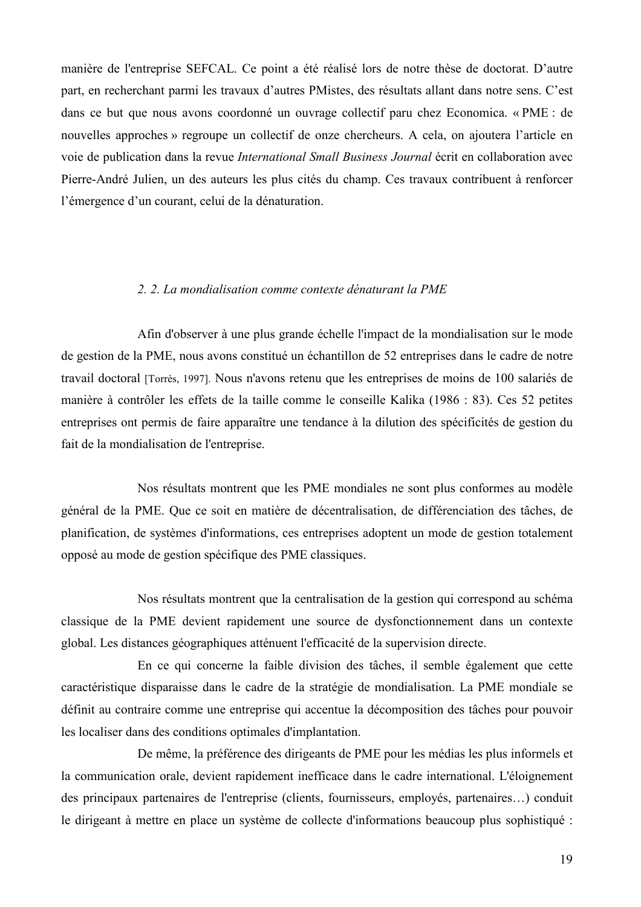manière de l'entreprise SEFCAL. Ce point a été réalisé lors de notre thèse de doctorat. D'autre part, en recherchant parmi les travaux d'autres PMistes, des résultats allant dans notre sens. C'est dans ce but que nous avons coordonné un ouvrage collectif paru chez Economica. « PME : de nouvelles approches » regroupe un collectif de onze chercheurs. A cela, on ajoutera l'article en voie de publication dans la revue *International Small Business Journal* écrit en collaboration avec Pierre-André Julien, un des auteurs les plus cités du champ. Ces travaux contribuent à renforcer l'émergence d'un courant, celui de la dénaturation.

### *2. 2. La mondialisation comme contexte dénaturant la PME*

Afin d'observer à une plus grande échelle l'impact de la mondialisation sur le mode de gestion de la PME, nous avons constitué un échantillon de 52 entreprises dans le cadre de notre travail doctoral [Torrès, 1997]. Nous n'avons retenu que les entreprises de moins de 100 salariés de manière à contrôler les effets de la taille comme le conseille Kalika (1986 : 83). Ces 52 petites entreprises ont permis de faire apparaître une tendance à la dilution des spécificités de gestion du fait de la mondialisation de l'entreprise.

Nos résultats montrent que les PME mondiales ne sont plus conformes au modèle général de la PME. Que ce soit en matière de décentralisation, de différenciation des tâches, de planification, de systèmes d'informations, ces entreprises adoptent un mode de gestion totalement opposé au mode de gestion spécifique des PME classiques.

Nos résultats montrent que la centralisation de la gestion qui correspond au schéma classique de la PME devient rapidement une source de dysfonctionnement dans un contexte global. Les distances géographiques atténuent l'efficacité de la supervision directe.

En ce qui concerne la faible division des tâches, il semble également que cette caractéristique disparaisse dans le cadre de la stratégie de mondialisation. La PME mondiale se définit au contraire comme une entreprise qui accentue la décomposition des tâches pour pouvoir les localiser dans des conditions optimales d'implantation.

De même, la préférence des dirigeants de PME pour les médias les plus informels et la communication orale, devient rapidement inefficace dans le cadre international. L'éloignement des principaux partenaires de l'entreprise (clients, fournisseurs, employés, partenaires…) conduit le dirigeant à mettre en place un système de collecte d'informations beaucoup plus sophistiqué :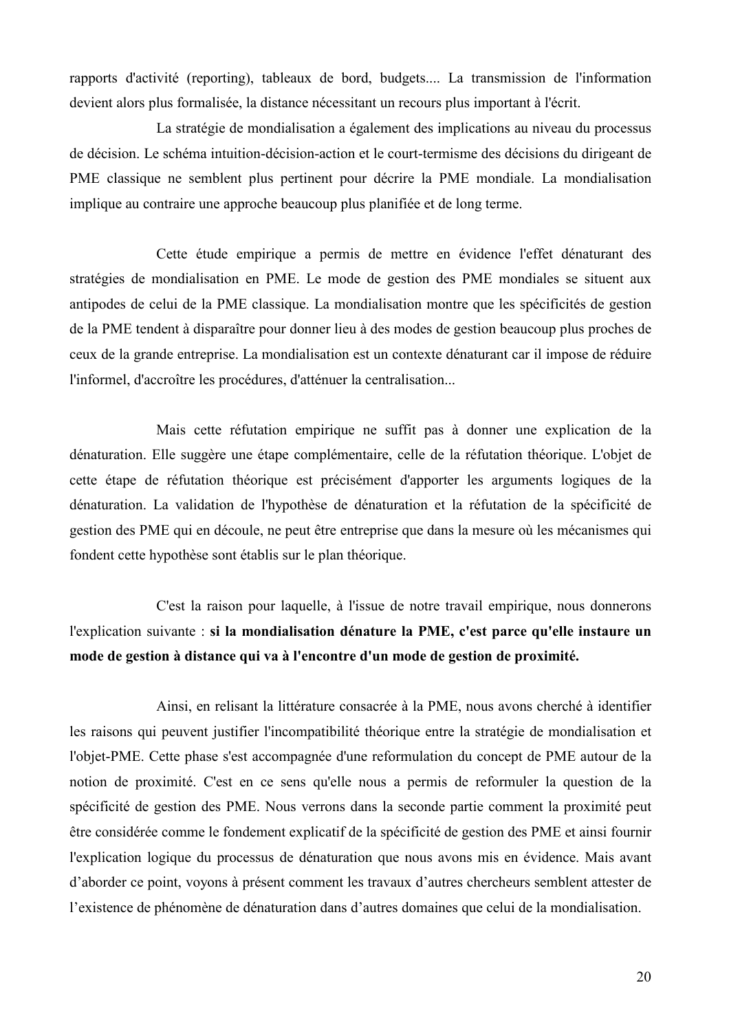rapports d'activité (reporting), tableaux de bord, budgets.... La transmission de l'information devient alors plus formalisée, la distance nécessitant un recours plus important à l'écrit.

La stratégie de mondialisation a également des implications au niveau du processus de décision. Le schéma intuition-décision-action et le court-termisme des décisions du dirigeant de PME classique ne semblent plus pertinent pour décrire la PME mondiale. La mondialisation implique au contraire une approche beaucoup plus planifiée et de long terme.

Cette étude empirique a permis de mettre en évidence l'effet dénaturant des stratégies de mondialisation en PME. Le mode de gestion des PME mondiales se situent aux antipodes de celui de la PME classique. La mondialisation montre que les spécificités de gestion de la PME tendent à disparaître pour donner lieu à des modes de gestion beaucoup plus proches de ceux de la grande entreprise. La mondialisation est un contexte dénaturant car il impose de réduire l'informel, d'accroître les procédures, d'atténuer la centralisation...

Mais cette réfutation empirique ne suffit pas à donner une explication de la dénaturation. Elle suggère une étape complémentaire, celle de la réfutation théorique. L'objet de cette étape de réfutation théorique est précisément d'apporter les arguments logiques de la dénaturation. La validation de l'hypothèse de dénaturation et la réfutation de la spécificité de gestion des PME qui en découle, ne peut être entreprise que dans la mesure où les mécanismes qui fondent cette hypothèse sont établis sur le plan théorique.

C'est la raison pour laquelle, à l'issue de notre travail empirique, nous donnerons l'explication suivante : **si la mondialisation dénature la PME, c'est parce qu'elle instaure un mode de gestion à distance qui va à l'encontre d'un mode de gestion de proximité.**

Ainsi, en relisant la littérature consacrée à la PME, nous avons cherché à identifier les raisons qui peuvent justifier l'incompatibilité théorique entre la stratégie de mondialisation et l'objet-PME. Cette phase s'est accompagnée d'une reformulation du concept de PME autour de la notion de proximité. C'est en ce sens qu'elle nous a permis de reformuler la question de la spécificité de gestion des PME. Nous verrons dans la seconde partie comment la proximité peut être considérée comme le fondement explicatif de la spécificité de gestion des PME et ainsi fournir l'explication logique du processus de dénaturation que nous avons mis en évidence. Mais avant d'aborder ce point, voyons à présent comment les travaux d'autres chercheurs semblent attester de l'existence de phénomène de dénaturation dans d'autres domaines que celui de la mondialisation.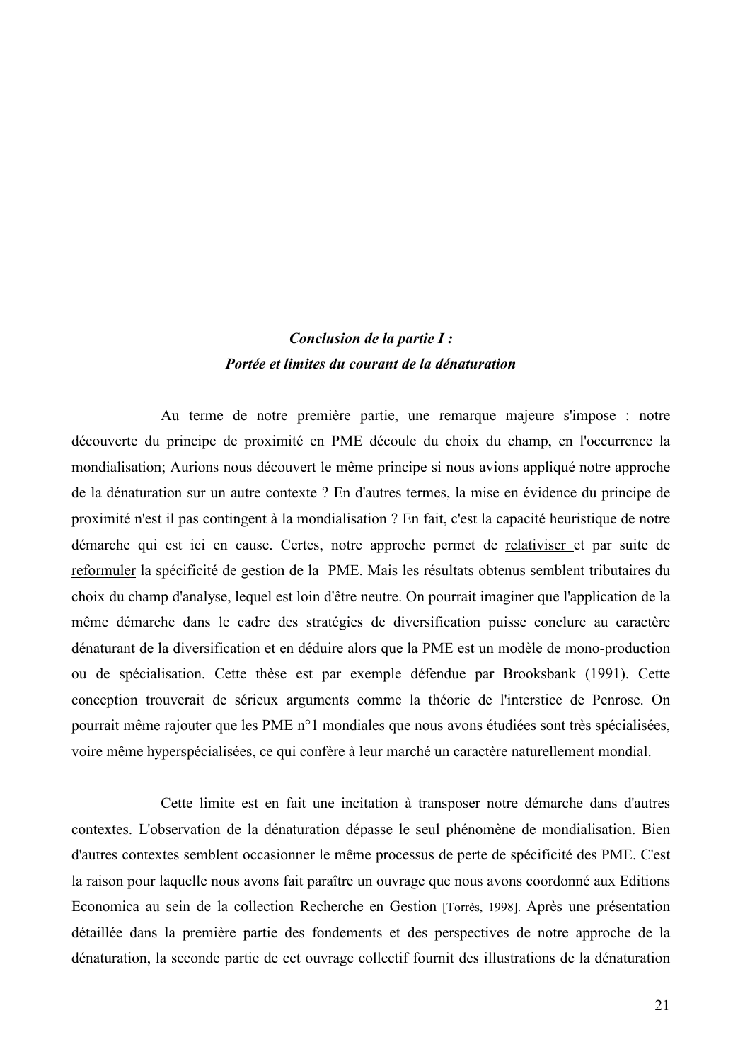### *Conclusion de la partie I :*
### *Portée et limites du courant de la dénaturation*

Au terme de notre première partie, une remarque majeure s'impose : notre découverte du principe de proximité en PME découle du choix du champ, en l'occurrence la mondialisation; Aurions nous découvert le même principe si nous avions appliqué notre approche de la dénaturation sur un autre contexte ? En d'autres termes, la mise en évidence du principe de proximité n'est il pas contingent à la mondialisation ? En fait, c'est la capacité heuristique de notre démarche qui est ici en cause. Certes, notre approche permet de <u>relativiser</u> et par suite de <u>reformuler</u> la spécificité de gestion de la PME. Mais les résultats obtenus semblent tributaires du choix du champ d'analyse, lequel est loin d'être neutre. On pourrait imaginer que l'application de la même démarche dans le cadre des stratégies de diversification puisse conclure au caractère dénaturant de la diversification et en déduire alors que la PME est un modèle de mono-production ou de spécialisation. Cette thèse est par exemple défendue par Brooksbank (1991). Cette conception trouverait de sérieux arguments comme la théorie de l'interstice de Penrose. On pourrait même rajouter que les PME n°1 mondiales que nous avons étudiées sont très spécialisées, voire même hyperspécialisées, ce qui confère à leur marché un caractère naturellement mondial.

Cette limite est en fait une incitation à transposer notre démarche dans d'autres contextes. L'observation de la dénaturation dépasse le seul phénomène de mondialisation. Bien d'autres contextes semblent occasionner le même processus de perte de spécificité des PME. C'est la raison pour laquelle nous avons fait paraître un ouvrage que nous avons coordonné aux Editions Economica au sein de la collection Recherche en Gestion [Torrès, 1998]. Après une présentation détaillée dans la première partie des fondements et des perspectives de notre approche de la dénaturation, la seconde partie de cet ouvrage collectif fournit des illustrations de la dénaturation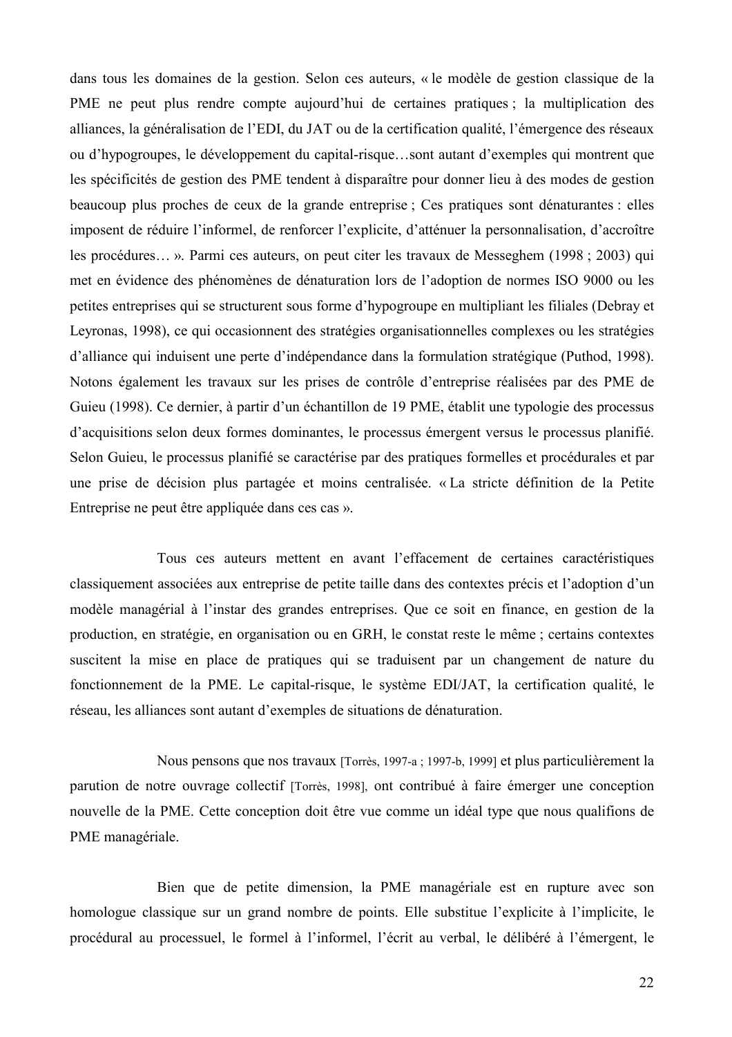dans tous les domaines de la gestion. Selon ces auteurs, « le modèle de gestion classique de la PME ne peut plus rendre compte aujourd'hui de certaines pratiques ; la multiplication des alliances, la généralisation de l'EDI, du JAT ou de la certification qualité, l'émergence des réseaux ou d'hypogroupes, le développement du capital-risque…sont autant d'exemples qui montrent que les spécificités de gestion des PME tendent à disparaître pour donner lieu à des modes de gestion beaucoup plus proches de ceux de la grande entreprise ; Ces pratiques sont dénaturantes : elles imposent de réduire l'informel, de renforcer l'explicite, d'atténuer la personnalisation, d'accroître les procédures… ». Parmi ces auteurs, on peut citer les travaux de Messeghem (1998 ; 2003) qui met en évidence des phénomènes de dénaturation lors de l'adoption de normes ISO 9000 ou les petites entreprises qui se structurent sous forme d'hypogroupe en multipliant les filiales (Debray et Leyronas, 1998), ce qui occasionnent des stratégies organisationnelles complexes ou les stratégies d'alliance qui induisent une perte d'indépendance dans la formulation stratégique (Puthod, 1998). Notons également les travaux sur les prises de contrôle d'entreprise réalisées par des PME de Guieu (1998). Ce dernier, à partir d'un échantillon de 19 PME, établit une typologie des processus d'acquisitions selon deux formes dominantes, le processus émergent versus le processus planifié. Selon Guieu, le processus planifié se caractérise par des pratiques formelles et procédurales et par une prise de décision plus partagée et moins centralisée. « La stricte définition de la Petite Entreprise ne peut être appliquée dans ces cas ».

Tous ces auteurs mettent en avant l'effacement de certaines caractéristiques classiquement associées aux entreprise de petite taille dans des contextes précis et l'adoption d'un modèle managérial à l'instar des grandes entreprises. Que ce soit en finance, en gestion de la production, en stratégie, en organisation ou en GRH, le constat reste le même ; certains contextes suscitent la mise en place de pratiques qui se traduisent par un changement de nature du fonctionnement de la PME. Le capital-risque, le système EDI/JAT, la certification qualité, le réseau, les alliances sont autant d'exemples de situations de dénaturation.

Nous pensons que nos travaux [Torrès, 1997-a ; 1997-b, 1999] et plus particulièrement la parution de notre ouvrage collectif [Torrès, 1998], ont contribué à faire émerger une conception nouvelle de la PME. Cette conception doit être vue comme un idéal type que nous qualifions de PME managériale.

Bien que de petite dimension, la PME managériale est en rupture avec son homologue classique sur un grand nombre de points. Elle substitue l'explicite à l'implicite, le procédural au processuel, le formel à l'informel, l'écrit au verbal, le délibéré à l'émergent, le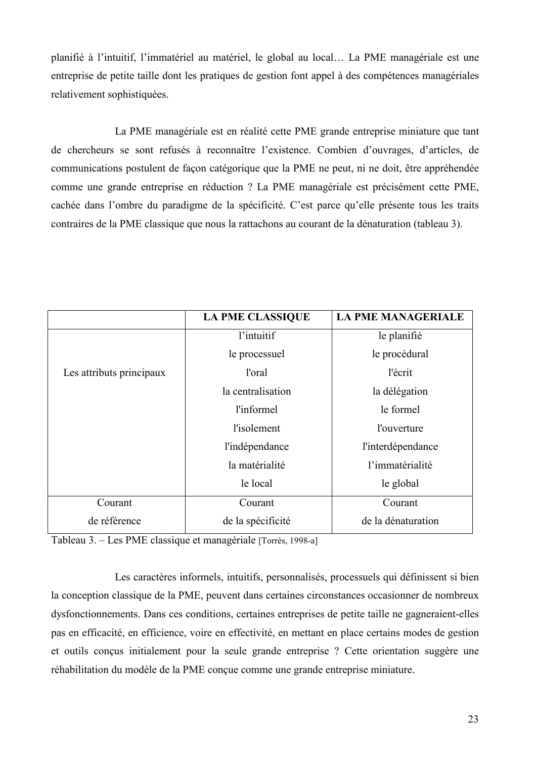planifié à l'intuitif, l'immatériel au matériel, le global au local… La PME managériale est une entreprise de petite taille dont les pratiques de gestion font appel à des compétences managériales relativement sophistiquées.

La PME managériale est en réalité cette PME grande entreprise miniature que tant de chercheurs se sont refusés à reconnaître l'existence. Combien d'ouvrages, d'articles, de communications postulent de façon catégorique que la PME ne peut, ni ne doit, être appréhendée comme une grande entreprise en réduction ? La PME managériale est précisément cette PME, cachée dans l'ombre du paradigme de la spécificité. C'est parce qu'elle présente tous les traits contraires de la PME classique que nous la rattachons au courant de la dénaturation (tableau 3).

| | **LA PME CLASSIQUE** | **LA PME MANAGERIALE** |
|---|---|---|
| Les attributs principaux | l'intuitif<br>le processuel<br>l'oral<br>la centralisation<br>l'informel<br>l'isolement<br>l'indépendance<br>la matérialité<br>le local | le planifié<br>le procédural<br>l'écrit<br>la délégation<br>le formel<br>l'ouverture<br>l'interdépendance<br>l'immatérialité<br>le global |
| Courant de référence | Courant de la spécificité | Courant de la dénaturation |

Tableau 3. – Les PME classique et managériale [Torrès, 1998-a]

Les caractères informels, intuitifs, personnalisés, processuels qui définissent si bien la conception classique de la PME, peuvent dans certaines circonstances occasionner de nombreux dysfonctionnements. Dans ces conditions, certaines entreprises de petite taille ne gagneraient-elles pas en efficacité, en efficience, voire en effectivité, en mettant en place certains modes de gestion et outils conçus initialement pour la seule grande entreprise ? Cette orientation suggère une réhabilitation du modèle de la PME conçue comme une grande entreprise miniature.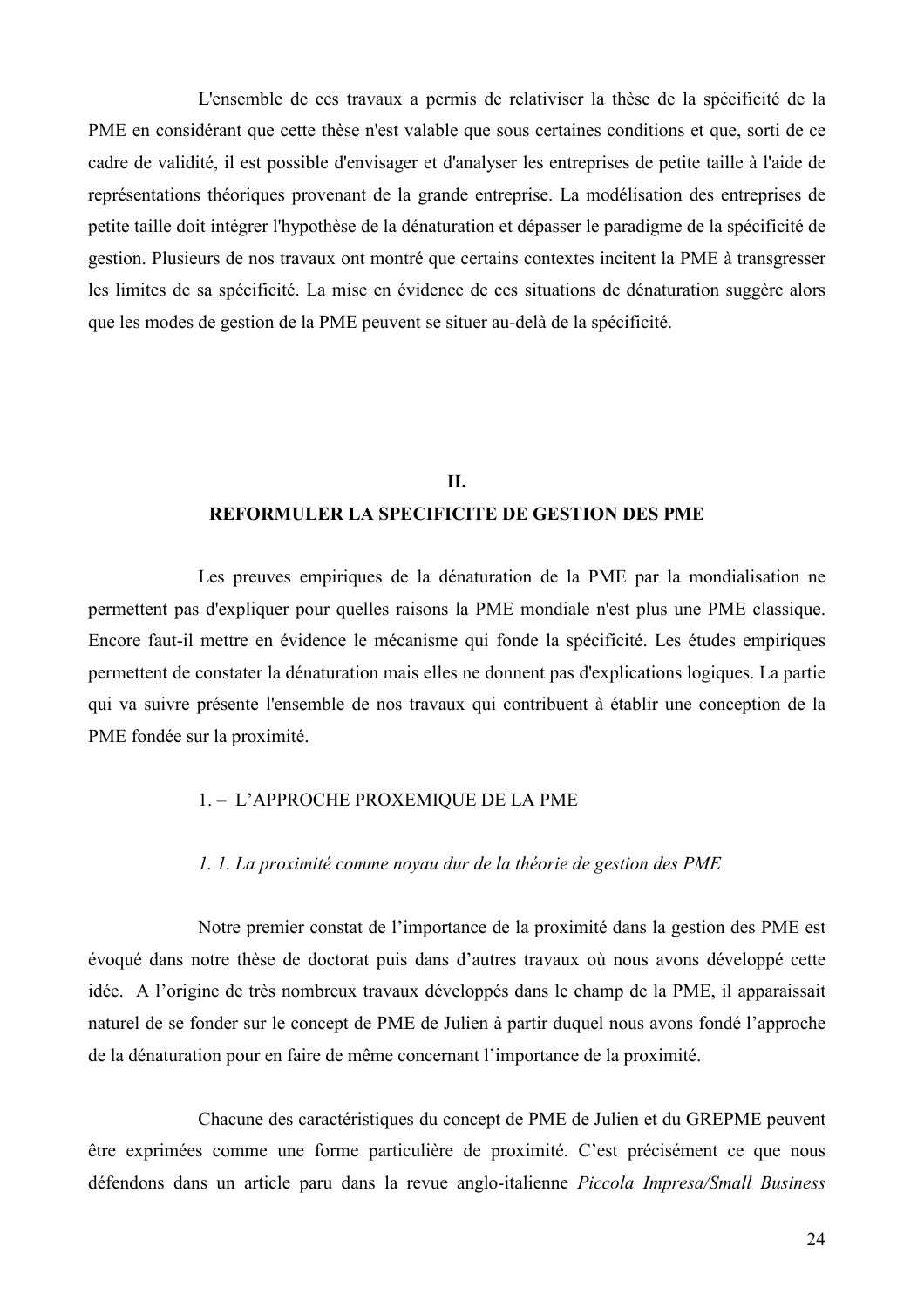L'ensemble de ces travaux a permis de relativiser la thèse de la spécificité de la PME en considérant que cette thèse n'est valable que sous certaines conditions et que, sorti de ce cadre de validité, il est possible d'envisager et d'analyser les entreprises de petite taille à l'aide de représentations théoriques provenant de la grande entreprise. La modélisation des entreprises de petite taille doit intégrer l'hypothèse de la dénaturation et dépasser le paradigme de la spécificité de gestion. Plusieurs de nos travaux ont montré que certains contextes incitent la PME à transgresser les limites de sa spécificité. La mise en évidence de ces situations de dénaturation suggère alors que les modes de gestion de la PME peuvent se situer au-delà de la spécificité.

## II.
## REFORMULER LA SPECIFICITE DE GESTION DES PME

Les preuves empiriques de la dénaturation de la PME par la mondialisation ne permettent pas d'expliquer pour quelles raisons la PME mondiale n'est plus une PME classique. Encore faut-il mettre en évidence le mécanisme qui fonde la spécificité. Les études empiriques permettent de constater la dénaturation mais elles ne donnent pas d'explications logiques. La partie qui va suivre présente l'ensemble de nos travaux qui contribuent à établir une conception de la PME fondée sur la proximité.

### 1. – L'APPROCHE PROXEMIQUE DE LA PME

#### *1. 1. La proximité comme noyau dur de la théorie de gestion des PME*

Notre premier constat de l'importance de la proximité dans la gestion des PME est évoqué dans notre thèse de doctorat puis dans d'autres travaux où nous avons développé cette idée. A l'origine de très nombreux travaux développés dans le champ de la PME, il apparaissait naturel de se fonder sur le concept de PME de Julien à partir duquel nous avons fondé l'approche de la dénaturation pour en faire de même concernant l'importance de la proximité.

Chacune des caractéristiques du concept de PME de Julien et du GREPME peuvent être exprimées comme une forme particulière de proximité. C'est précisément ce que nous défendons dans un article paru dans la revue anglo-italienne *Piccola Impresa/Small Business*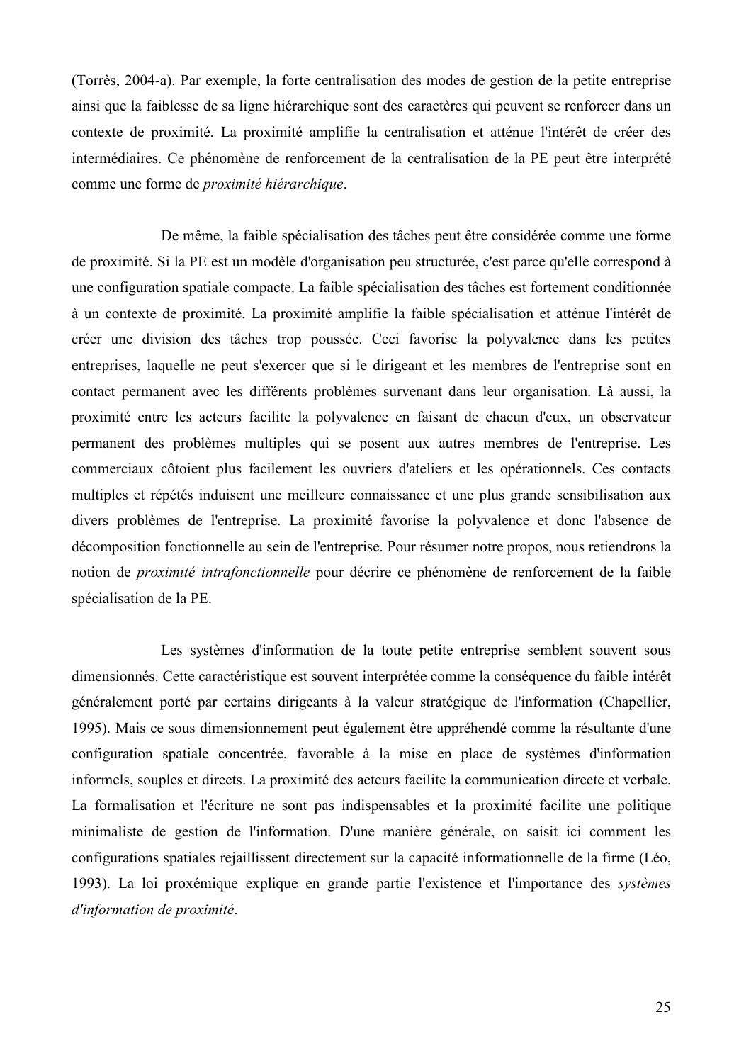(Torrès, 2004-a). Par exemple, la forte centralisation des modes de gestion de la petite entreprise ainsi que la faiblesse de sa ligne hiérarchique sont des caractères qui peuvent se renforcer dans un contexte de proximité. La proximité amplifie la centralisation et atténue l'intérêt de créer des intermédiaires. Ce phénomène de renforcement de la centralisation de la PE peut être interprété comme une forme de *proximité hiérarchique*.

De même, la faible spécialisation des tâches peut être considérée comme une forme de proximité. Si la PE est un modèle d'organisation peu structurée, c'est parce qu'elle correspond à une configuration spatiale compacte. La faible spécialisation des tâches est fortement conditionnée à un contexte de proximité. La proximité amplifie la faible spécialisation et atténue l'intérêt de créer une division des tâches trop poussée. Ceci favorise la polyvalence dans les petites entreprises, laquelle ne peut s'exercer que si le dirigeant et les membres de l'entreprise sont en contact permanent avec les différents problèmes survenant dans leur organisation. Là aussi, la proximité entre les acteurs facilite la polyvalence en faisant de chacun d'eux, un observateur permanent des problèmes multiples qui se posent aux autres membres de l'entreprise. Les commerciaux côtoient plus facilement les ouvriers d'ateliers et les opérationnels. Ces contacts multiples et répétés induisent une meilleure connaissance et une plus grande sensibilisation aux divers problèmes de l'entreprise. La proximité favorise la polyvalence et donc l'absence de décomposition fonctionnelle au sein de l'entreprise. Pour résumer notre propos, nous retiendrons la notion de *proximité intrafonctionnelle* pour décrire ce phénomène de renforcement de la faible spécialisation de la PE.

Les systèmes d'information de la toute petite entreprise semblent souvent sous dimensionnés. Cette caractéristique est souvent interprétée comme la conséquence du faible intérêt généralement porté par certains dirigeants à la valeur stratégique de l'information (Chapellier, 1995). Mais ce sous dimensionnement peut également être appréhendé comme la résultante d'une configuration spatiale concentrée, favorable à la mise en place de systèmes d'information informels, souples et directs. La proximité des acteurs facilite la communication directe et verbale. La formalisation et l'écriture ne sont pas indispensables et la proximité facilite une politique minimaliste de gestion de l'information. D'une manière générale, on saisit ici comment les configurations spatiales rejaillissent directement sur la capacité informationnelle de la firme (Léo, 1993). La loi proxémique explique en grande partie l'existence et l'importance des *systèmes d'information de proximité*.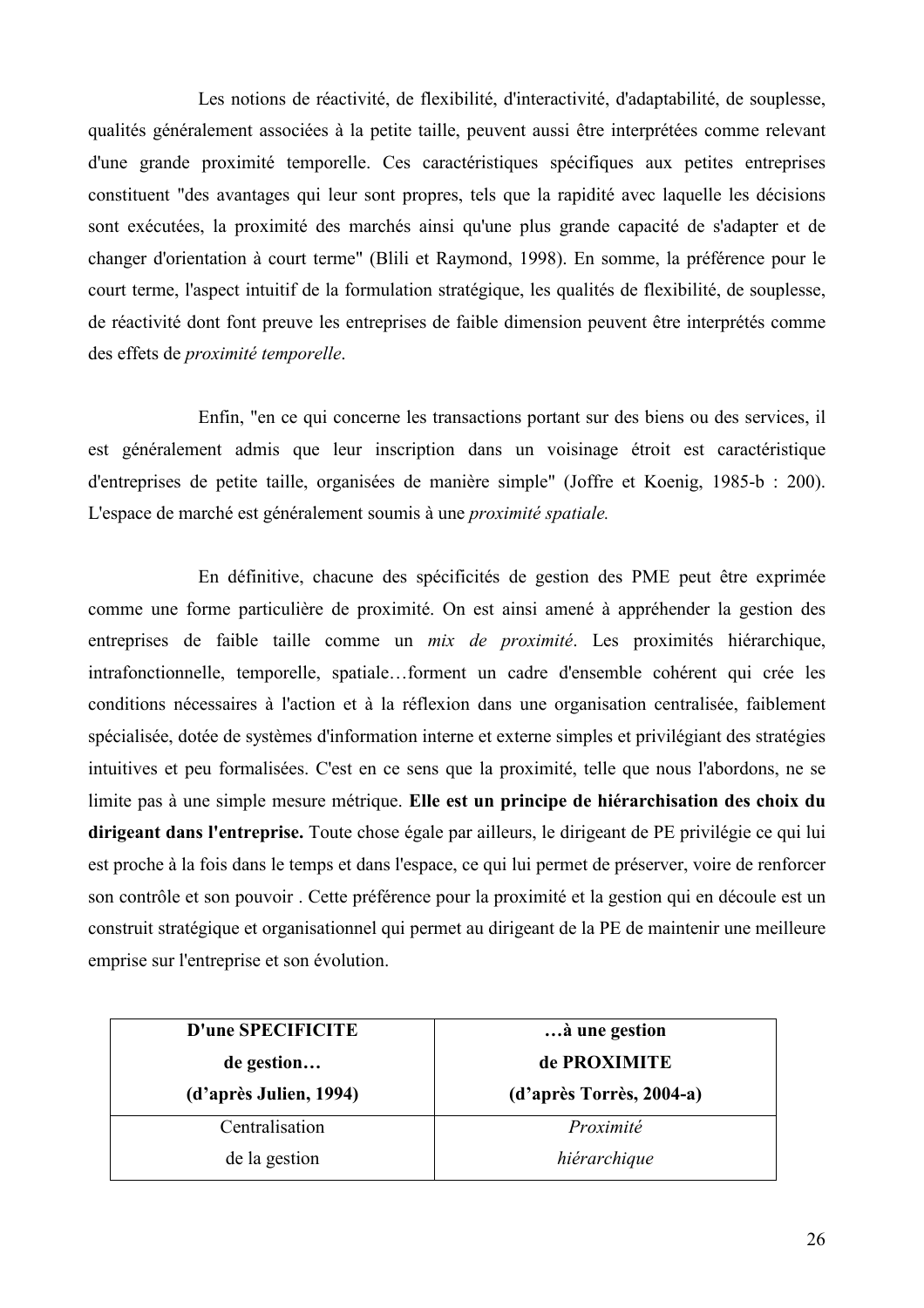Les notions de réactivité, de flexibilité, d'interactivité, d'adaptabilité, de souplesse, qualités généralement associées à la petite taille, peuvent aussi être interprétées comme relevant d'une grande proximité temporelle. Ces caractéristiques spécifiques aux petites entreprises constituent "des avantages qui leur sont propres, tels que la rapidité avec laquelle les décisions sont exécutées, la proximité des marchés ainsi qu'une plus grande capacité de s'adapter et de changer d'orientation à court terme" (Blili et Raymond, 1998). En somme, la préférence pour le court terme, l'aspect intuitif de la formulation stratégique, les qualités de flexibilité, de souplesse, de réactivité dont font preuve les entreprises de faible dimension peuvent être interprétés comme des effets de *proximité temporelle*.

Enfin, "en ce qui concerne les transactions portant sur des biens ou des services, il est généralement admis que leur inscription dans un voisinage étroit est caractéristique d'entreprises de petite taille, organisées de manière simple" (Joffre et Koenig, 1985-b : 200). L'espace de marché est généralement soumis à une *proximité spatiale.*

En définitive, chacune des spécificités de gestion des PME peut être exprimée comme une forme particulière de proximité. On est ainsi amené à appréhender la gestion des entreprises de faible taille comme un *mix de proximité*. Les proximités hiérarchique, intrafonctionnelle, temporelle, spatiale…forment un cadre d'ensemble cohérent qui crée les conditions nécessaires à l'action et à la réflexion dans une organisation centralisée, faiblement spécialisée, dotée de systèmes d'information interne et externe simples et privilégiant des stratégies intuitives et peu formalisées. C'est en ce sens que la proximité, telle que nous l'abordons, ne se limite pas à une simple mesure métrique. **Elle est un principe de hiérarchisation des choix du dirigeant dans l'entreprise.** Toute chose égale par ailleurs, le dirigeant de PE privilégie ce qui lui est proche à la fois dans le temps et dans l'espace, ce qui lui permet de préserver, voire de renforcer son contrôle et son pouvoir . Cette préférence pour la proximité et la gestion qui en découle est un construit stratégique et organisationnel qui permet au dirigeant de la PE de maintenir une meilleure emprise sur l'entreprise et son évolution.

| **D'une SPECIFICITE de gestion… (d'après Julien, 1994)** | **…à une gestion de PROXIMITE (d'après Torrès, 2004-a)** |
|---|---|
| Centralisation de la gestion | *Proximité hiérarchique* |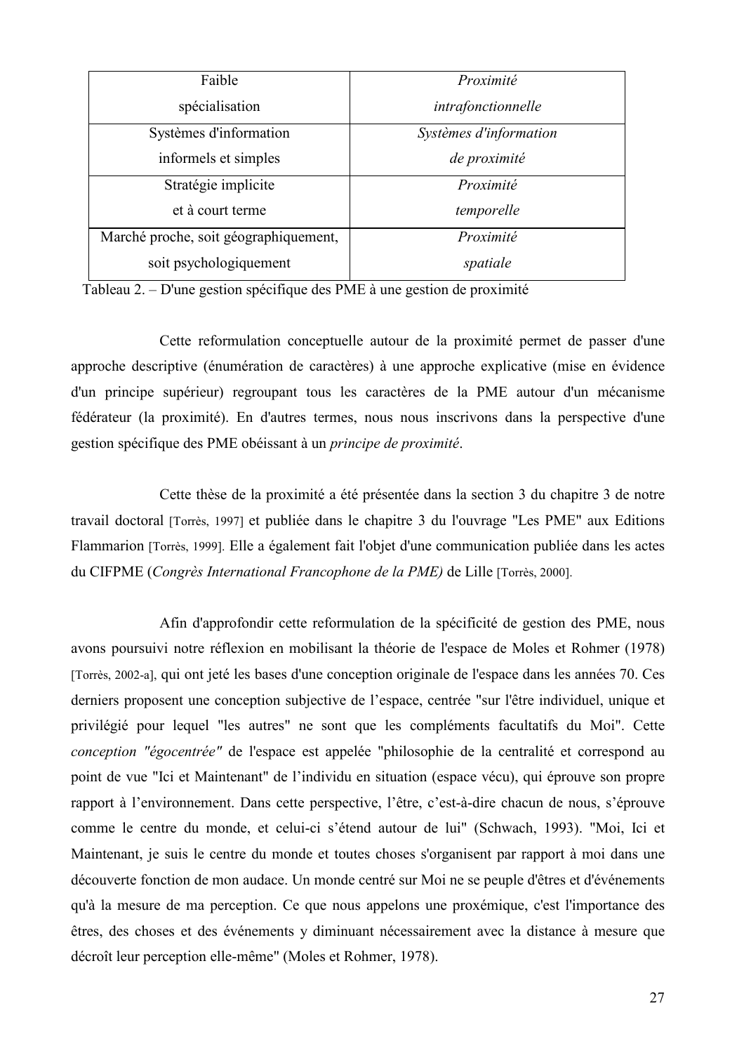| | |
|---|---|
| Faible spécialisation | *Proximité intrafonctionnelle* |
| Systèmes d'information informels et simples | *Systèmes d'information de proximité* |
| Stratégie implicite et à court terme | *Proximité temporelle* |
| Marché proche, soit géographiquement, soit psychologiquement | *Proximité spatiale* |

Tableau 2. – D'une gestion spécifique des PME à une gestion de proximité

Cette reformulation conceptuelle autour de la proximité permet de passer d'une approche descriptive (énumération de caractères) à une approche explicative (mise en évidence d'un principe supérieur) regroupant tous les caractères de la PME autour d'un mécanisme fédérateur (la proximité). En d'autres termes, nous nous inscrivons dans la perspective d'une gestion spécifique des PME obéissant à un *principe de proximité*.

Cette thèse de la proximité a été présentée dans la section 3 du chapitre 3 de notre travail doctoral [Torrès, 1997] et publiée dans le chapitre 3 de l'ouvrage "Les PME" aux Editions Flammarion [Torrès, 1999]. Elle a également fait l'objet d'une communication publiée dans les actes du CIFPME (*Congrès International Francophone de la PME)* de Lille [Torrès, 2000].

Afin d'approfondir cette reformulation de la spécificité de gestion des PME, nous avons poursuivi notre réflexion en mobilisant la théorie de l'espace de Moles et Rohmer (1978) [Torrès, 2002-a], qui ont jeté les bases d'une conception originale de l'espace dans les années 70. Ces derniers proposent une conception subjective de l'espace, centrée "sur l'être individuel, unique et privilégié pour lequel "les autres" ne sont que les compléments facultatifs du Moi". Cette *conception "égocentrée"* de l'espace est appelée "philosophie de la centralité et correspond au point de vue "Ici et Maintenant" de l'individu en situation (espace vécu), qui éprouve son propre rapport à l'environnement. Dans cette perspective, l'être, c'est-à-dire chacun de nous, s'éprouve comme le centre du monde, et celui-ci s'étend autour de lui" (Schwach, 1993). "Moi, Ici et Maintenant, je suis le centre du monde et toutes choses s'organisent par rapport à moi dans une découverte fonction de mon audace. Un monde centré sur Moi ne se peuple d'êtres et d'événements qu'à la mesure de ma perception. Ce que nous appelons une proxémique, c'est l'importance des êtres, des choses et des événements y diminuant nécessairement avec la distance à mesure que décroît leur perception elle-même" (Moles et Rohmer, 1978).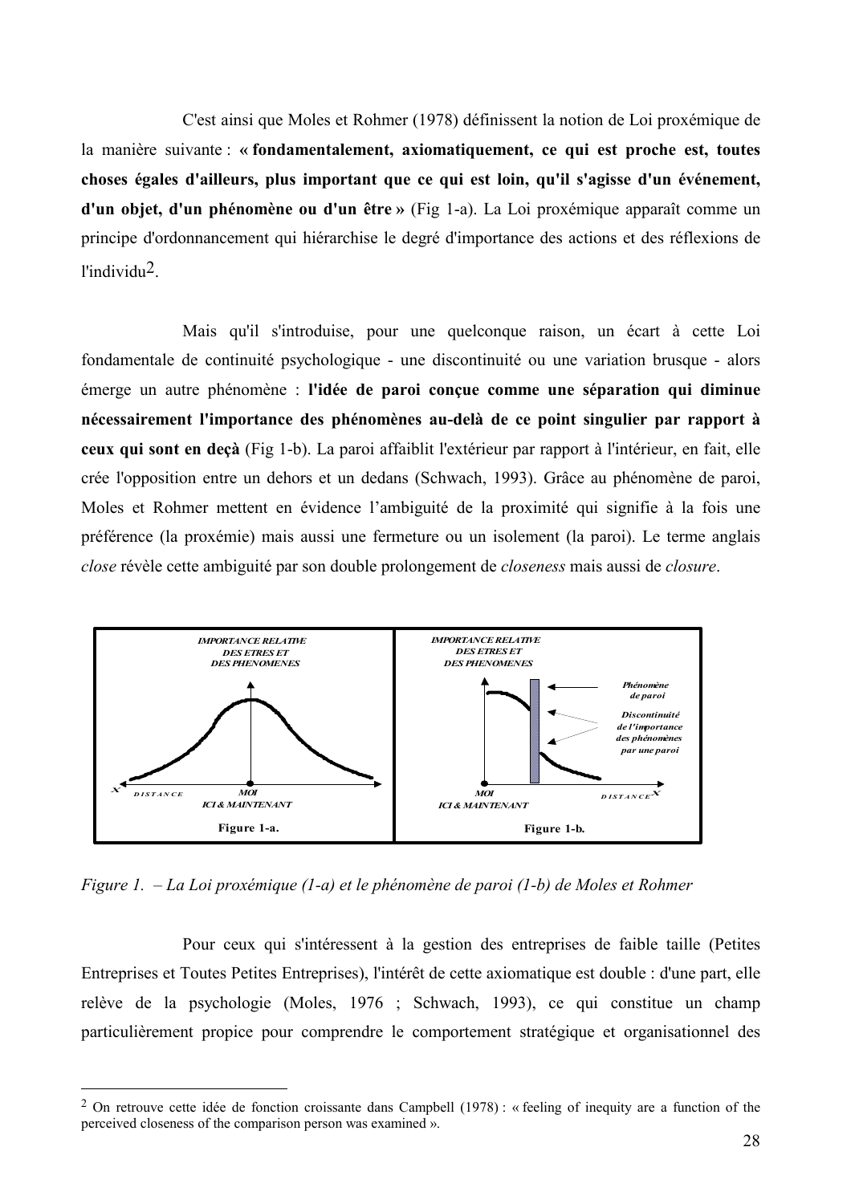C'est ainsi que Moles et Rohmer (1978) définissent la notion de Loi proxémique de la manière suivante : **« fondamentalement, axiomatiquement, ce qui est proche est, toutes choses égales d'ailleurs, plus important que ce qui est loin, qu'il s'agisse d'un événement, d'un objet, d'un phénomène ou d'un être »** (Fig 1-a). La Loi proxémique apparaît comme un principe d'ordonnancement qui hiérarchise le degré d'importance des actions et des réflexions de l'individu[2].

Mais qu'il s'introduise, pour une quelconque raison, un écart à cette Loi fondamentale de continuité psychologique - une discontinuité ou une variation brusque - alors émerge un autre phénomène : **l'idée de paroi conçue comme une séparation qui diminue nécessairement l'importance des phénomènes au-delà de ce point singulier par rapport à ceux qui sont en deçà** (Fig 1-b). La paroi affaiblit l'extérieur par rapport à l'intérieur, en fait, elle crée l'opposition entre un dehors et un dedans (Schwach, 1993). Grâce au phénomène de paroi, Moles et Rohmer mettent en évidence l'ambiguité de la proximité qui signifie à la fois une préférence (la proxémie) mais aussi une fermeture ou un isolement (la paroi). Le terme anglais *close* révèle cette ambiguité par son double prolongement de *closeness* mais aussi de *closure*.

*Figure 1. – La Loi proxémique (1-a) et le phénomène de paroi (1-b) de Moles et Rohmer*

Pour ceux qui s'intéressent à la gestion des entreprises de faible taille (Petites Entreprises et Toutes Petites Entreprises), l'intérêt de cette axiomatique est double : d'une part, elle relève de la psychologie (Moles, 1976 ; Schwach, 1993), ce qui constitue un champ particulièrement propice pour comprendre le comportement stratégique et organisationnel des

---

[2] On retrouve cette idée de fonction croissante dans Campbell (1978) : « feeling of inequity are a function of the perceived closeness of the comparison person was examined ».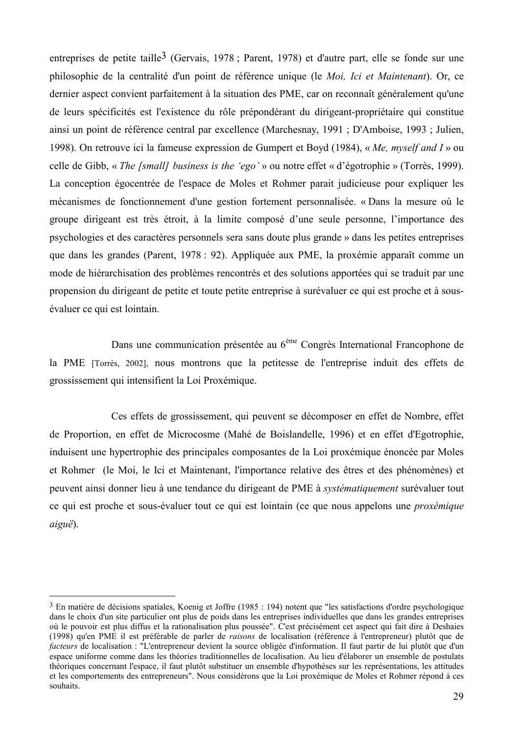entreprises de petite taille[3] (Gervais, 1978 ; Parent, 1978) et d'autre part, elle se fonde sur une philosophie de la centralité d'un point de référence unique (le *Moi, Ici et Maintenant*). Or, ce dernier aspect convient parfaitement à la situation des PME, car on reconnaît généralement qu'une de leurs spécificités est l'existence du rôle prépondérant du dirigeant-propriétaire qui constitue ainsi un point de référence central par excellence (Marchesnay, 1991 ; D'Amboise, 1993 ; Julien, 1998). On retrouve ici la fameuse expression de Gumpert et Boyd (1984), « *Me, myself and I* » ou celle de Gibb, « *The [small] business is the 'ego'* » ou notre effet « d'égotrophie » (Torrès, 1999). La conception égocentrée de l'espace de Moles et Rohmer parait judicieuse pour expliquer les mécanismes de fonctionnement d'une gestion fortement personnalisée. « Dans la mesure où le groupe dirigeant est très étroit, à la limite composé d'une seule personne, l'importance des psychologies et des caractères personnels sera sans doute plus grande » dans les petites entreprises que dans les grandes (Parent, 1978 : 92). Appliquée aux PME, la proxémie apparaît comme un mode de hiérarchisation des problèmes rencontrés et des solutions apportées qui se traduit par une propension du dirigeant de petite et toute petite entreprise à surévaluer ce qui est proche et à sous-évaluer ce qui est lointain.

Dans une communication présentée au 6ème Congrès International Francophone de la PME [Torrès, 2002], nous montrons que la petitesse de l'entreprise induit des effets de grossissement qui intensifient la Loi Proxémique.

Ces effets de grossissement, qui peuvent se décomposer en effet de Nombre, effet de Proportion, en effet de Microcosme (Mahé de Boislandelle, 1996) et en effet d'Egotrophie, induisent une hypertrophie des principales composantes de la Loi proxémique énoncée par Moles et Rohmer (le Moi, le Ici et Maintenant, l'importance relative des êtres et des phénomènes) et peuvent ainsi donner lieu à une tendance du dirigeant de PME à *systématiquement* surévaluer tout ce qui est proche et sous-évaluer tout ce qui est lointain (ce que nous appelons une *proxémique aiguë*).

---

[3] En matière de décisions spatiales, Koenig et Joffre (1985 : 194) notent que "les satisfactions d'ordre psychologique dans le choix d'un site particulier ont plus de poids dans les entreprises individuelles que dans les grandes entreprises où le pouvoir est plus diffus et la rationalisation plus poussée". C'est précisément cet aspect qui fait dire à Deshaies (1998) qu'en PME il est préférable de parler de *raisons* de localisation (référence à l'entrepreneur) plutôt que de *facteurs* de localisation : "L'entrepreneur devient la source obligée d'information. Il faut partir de lui plutôt que d'un espace uniforme comme dans les théories traditionnelles de localisation. Au lieu d'élaborer un ensemble de postulats théoriques concernant l'espace, il faut plutôt substituer un ensemble d'hypothèses sur les représentations, les attitudes et les comportements des entrepreneurs". Nous considérons que la Loi proxémique de Moles et Rohmer répond à ces souhaits.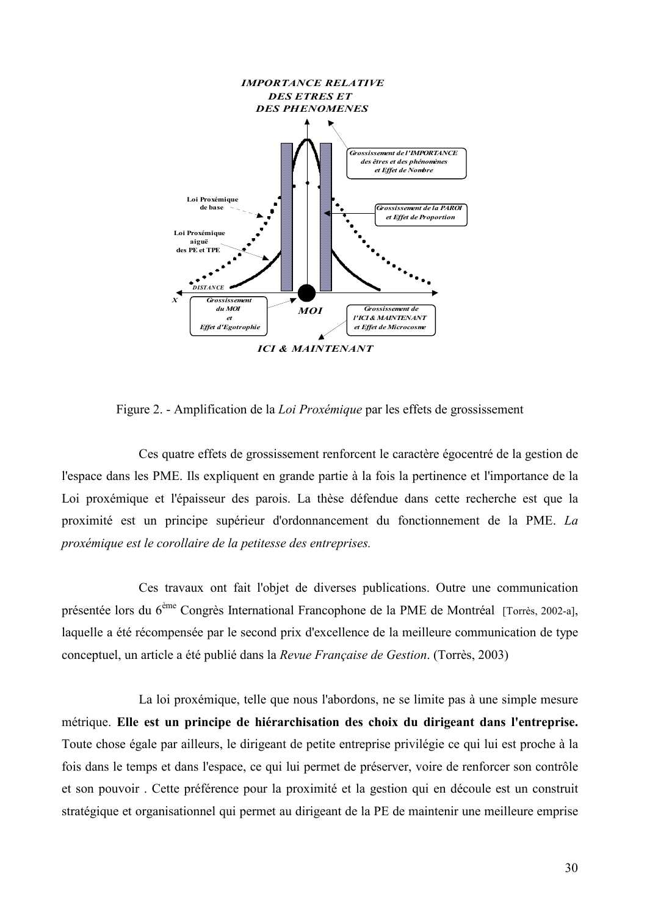Figure 2. - Amplification de la *Loi Proxémique* par les effets de grossissement

Ces quatre effets de grossissement renforcent le caractère égocentré de la gestion de l'espace dans les PME. Ils expliquent en grande partie à la fois la pertinence et l'importance de la Loi proxémique et l'épaisseur des parois. La thèse défendue dans cette recherche est que la proximité est un principe supérieur d'ordonnancement du fonctionnement de la PME. *La proxémique est le corollaire de la petitesse des entreprises.*

Ces travaux ont fait l'objet de diverses publications. Outre une communication présentée lors du 6ème Congrès International Francophone de la PME de Montréal [Torrès, 2002-a], laquelle a été récompensée par le second prix d'excellence de la meilleure communication de type conceptuel, un article a été publié dans la *Revue Française de Gestion*. (Torrès, 2003)

La loi proxémique, telle que nous l'abordons, ne se limite pas à une simple mesure métrique. **Elle est un principe de hiérarchisation des choix du dirigeant dans l'entreprise.** Toute chose égale par ailleurs, le dirigeant de petite entreprise privilégie ce qui lui est proche à la fois dans le temps et dans l'espace, ce qui lui permet de préserver, voire de renforcer son contrôle et son pouvoir . Cette préférence pour la proximité et la gestion qui en découle est un construit stratégique et organisationnel qui permet au dirigeant de la PE de maintenir une meilleure emprise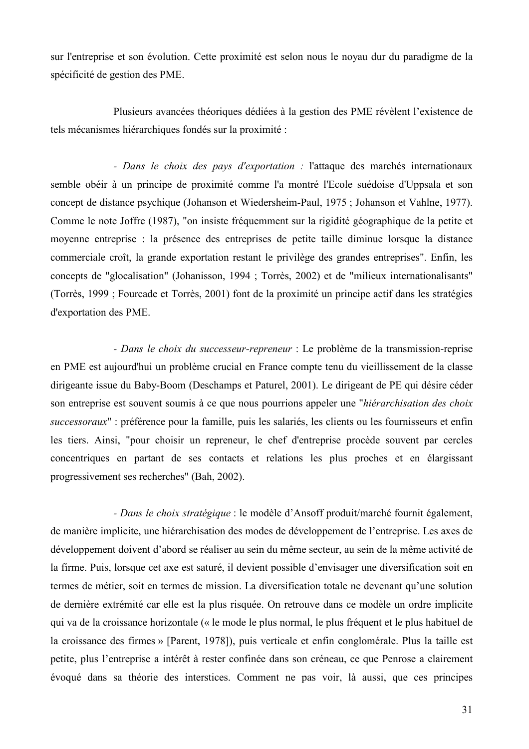sur l'entreprise et son évolution. Cette proximité est selon nous le noyau dur du paradigme de la spécificité de gestion des PME.

Plusieurs avancées théoriques dédiées à la gestion des PME révèlent l'existence de tels mécanismes hiérarchiques fondés sur la proximité :

- *Dans le choix des pays d'exportation :* l'attaque des marchés internationaux semble obéir à un principe de proximité comme l'a montré l'Ecole suédoise d'Uppsala et son concept de distance psychique (Johanson et Wiedersheim-Paul, 1975 ; Johanson et Vahlne, 1977). Comme le note Joffre (1987), "on insiste fréquemment sur la rigidité géographique de la petite et moyenne entreprise : la présence des entreprises de petite taille diminue lorsque la distance commerciale croît, la grande exportation restant le privilège des grandes entreprises". Enfin, les concepts de "glocalisation" (Johanisson, 1994 ; Torrès, 2002) et de "milieux internationalisants" (Torrès, 1999 ; Fourcade et Torrès, 2001) font de la proximité un principe actif dans les stratégies d'exportation des PME.

- *Dans le choix du successeur-repreneur* : Le problème de la transmission-reprise en PME est aujourd'hui un problème crucial en France compte tenu du vieillissement de la classe dirigeante issue du Baby-Boom (Deschamps et Paturel, 2001). Le dirigeant de PE qui désire céder son entreprise est souvent soumis à ce que nous pourrions appeler une "*hiérarchisation des choix successoraux*" : préférence pour la famille, puis les salariés, les clients ou les fournisseurs et enfin les tiers. Ainsi, "pour choisir un repreneur, le chef d'entreprise procède souvent par cercles concentriques en partant de ses contacts et relations les plus proches et en élargissant progressivement ses recherches" (Bah, 2002).

- *Dans le choix stratégique* : le modèle d'Ansoff produit/marché fournit également, de manière implicite, une hiérarchisation des modes de développement de l'entreprise. Les axes de développement doivent d'abord se réaliser au sein du même secteur, au sein de la même activité de la firme. Puis, lorsque cet axe est saturé, il devient possible d'envisager une diversification soit en termes de métier, soit en termes de mission. La diversification totale ne devenant qu'une solution de dernière extrémité car elle est la plus risquée. On retrouve dans ce modèle un ordre implicite qui va de la croissance horizontale (« le mode le plus normal, le plus fréquent et le plus habituel de la croissance des firmes » [Parent, 1978]), puis verticale et enfin conglomérale. Plus la taille est petite, plus l'entreprise a intérêt à rester confinée dans son créneau, ce que Penrose a clairement évoqué dans sa théorie des interstices. Comment ne pas voir, là aussi, que ces principes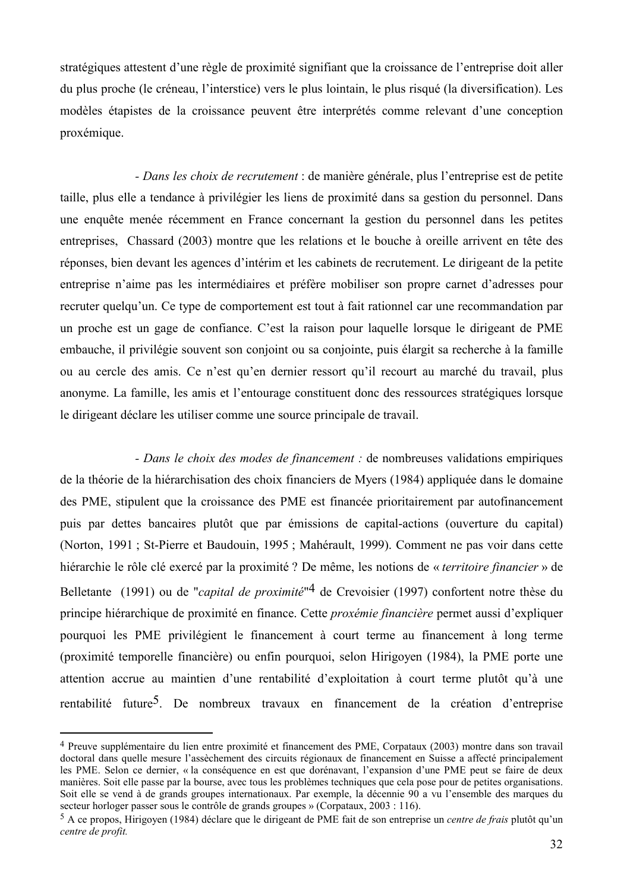stratégiques attestent d'une règle de proximité signifiant que la croissance de l'entreprise doit aller du plus proche (le créneau, l'interstice) vers le plus lointain, le plus risqué (la diversification). Les modèles étapistes de la croissance peuvent être interprétés comme relevant d'une conception proxémique.

- *Dans les choix de recrutement* : de manière générale, plus l'entreprise est de petite taille, plus elle a tendance à privilégier les liens de proximité dans sa gestion du personnel. Dans une enquête menée récemment en France concernant la gestion du personnel dans les petites entreprises, Chassard (2003) montre que les relations et le bouche à oreille arrivent en tête des réponses, bien devant les agences d'intérim et les cabinets de recrutement. Le dirigeant de la petite entreprise n'aime pas les intermédiaires et préfère mobiliser son propre carnet d'adresses pour recruter quelqu'un. Ce type de comportement est tout à fait rationnel car une recommandation par un proche est un gage de confiance. C'est la raison pour laquelle lorsque le dirigeant de PME embauche, il privilégie souvent son conjoint ou sa conjointe, puis élargit sa recherche à la famille ou au cercle des amis. Ce n'est qu'en dernier ressort qu'il recourt au marché du travail, plus anonyme. La famille, les amis et l'entourage constituent donc des ressources stratégiques lorsque le dirigeant déclare les utiliser comme une source principale de travail.

- *Dans le choix des modes de financement :* de nombreuses validations empiriques de la théorie de la hiérarchisation des choix financiers de Myers (1984) appliquée dans le domaine des PME, stipulent que la croissance des PME est financée prioritairement par autofinancement puis par dettes bancaires plutôt que par émissions de capital-actions (ouverture du capital) (Norton, 1991 ; St-Pierre et Baudouin, 1995 ; Mahérault, 1999). Comment ne pas voir dans cette hiérarchie le rôle clé exercé par la proximité ? De même, les notions de « *territoire financier* » de Belletante (1991) ou de "*capital de proximité*"[4] de Crevoisier (1997) confortent notre thèse du principe hiérarchique de proximité en finance. Cette *proxémie financière* permet aussi d'expliquer pourquoi les PME privilégient le financement à court terme au financement à long terme (proximité temporelle financière) ou enfin pourquoi, selon Hirigoyen (1984), la PME porte une attention accrue au maintien d'une rentabilité d'exploitation à court terme plutôt qu'à une rentabilité future[5]. De nombreux travaux en financement de la création d'entreprise

---

[4] Preuve supplémentaire du lien entre proximité et financement des PME, Corpataux (2003) montre dans son travail doctoral dans quelle mesure l'assèchement des circuits régionaux de financement en Suisse a affecté principalement les PME. Selon ce dernier, « la conséquence en est que dorénavant, l'expansion d'une PME peut se faire de deux manières. Soit elle passe par la bourse, avec tous les problèmes techniques que cela pose pour de petites organisations. Soit elle se vend à de grands groupes internationaux. Par exemple, la décennie 90 a vu l'ensemble des marques du secteur horloger passer sous le contrôle de grands groupes » (Corpataux, 2003 : 116).

[5] A ce propos, Hirigoyen (1984) déclare que le dirigeant de PME fait de son entreprise un *centre de frais* plutôt qu'un *centre de profit.*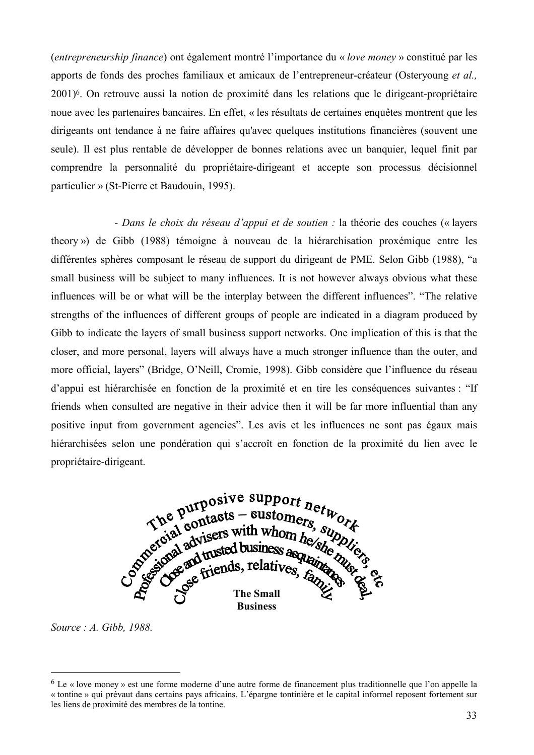(*entrepreneurship finance*) ont également montré l'importance du « *love money* » constitué par les apports de fonds des proches familiaux et amicaux de l'entrepreneur-créateur (Osteryoung *et al.,* 2001)[6]. On retrouve aussi la notion de proximité dans les relations que le dirigeant-propriétaire noue avec les partenaires bancaires. En effet, « les résultats de certaines enquêtes montrent que les dirigeants ont tendance à ne faire affaires qu'avec quelques institutions financières (souvent une seule). Il est plus rentable de développer de bonnes relations avec un banquier, lequel finit par comprendre la personnalité du propriétaire-dirigeant et accepte son processus décisionnel particulier » (St-Pierre et Baudouin, 1995).

- *Dans le choix du réseau d'appui et de soutien :* la théorie des couches (« layers theory ») de Gibb (1988) témoigne à nouveau de la hiérarchisation proxémique entre les différentes sphères composant le réseau de support du dirigeant de PME. Selon Gibb (1988), "a small business will be subject to many influences. It is not however always obvious what these influences will be or what will be the interplay between the different influences". "The relative strengths of the influences of different groups of people are indicated in a diagram produced by Gibb to indicate the layers of small business support networks. One implication of this is that the closer, and more personal, layers will always have a much stronger influence than the outer, and more official, layers" (Bridge, O'Neill, Cromie, 1998). Gibb considère que l'influence du réseau d'appui est hiérarchisée en fonction de la proximité et en tire les conséquences suivantes : "If friends when consulted are negative in their advice then it will be far more influential than any positive input from government agencies". Les avis et les influences ne sont pas égaux mais hiérarchisées selon une pondération qui s'accroît en fonction de la proximité du lien avec le propriétaire-dirigeant.

The purposive support network
Commercial contacts – customers, suppliers, etc
Professional advisers with whom he/she must deal,
Close and trusted business acquaintances
Close friends, relatives, family
**The Small Business**

*Source : A. Gibb, 1988.*

[6] Le « love money » est une forme moderne d'une autre forme de financement plus traditionnelle que l'on appelle la « tontine » qui prévaut dans certains pays africains. L'épargne tontinière et le capital informel reposent fortement sur les liens de proximité des membres de la tontine.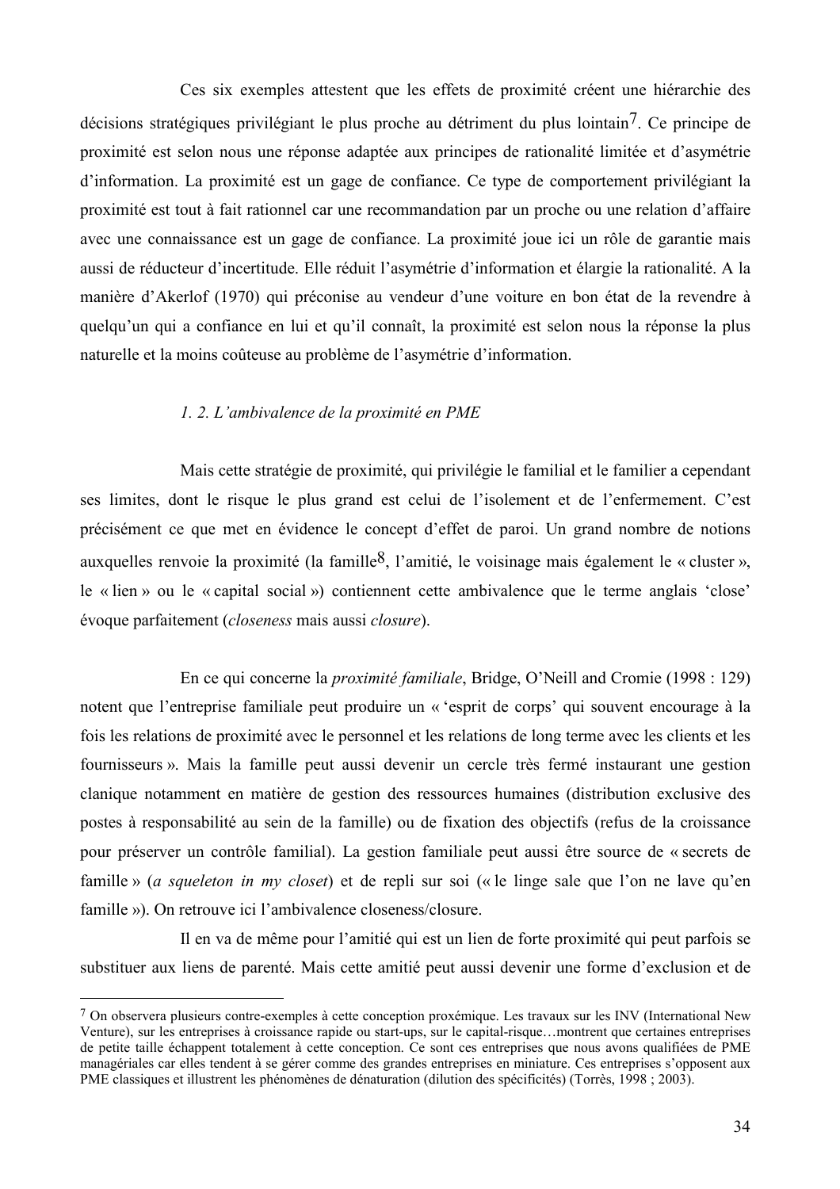Ces six exemples attestent que les effets de proximité créent une hiérarchie des décisions stratégiques privilégiant le plus proche au détriment du plus lointain[7]. Ce principe de proximité est selon nous une réponse adaptée aux principes de rationalité limitée et d'asymétrie d'information. La proximité est un gage de confiance. Ce type de comportement privilégiant la proximité est tout à fait rationnel car une recommandation par un proche ou une relation d'affaire avec une connaissance est un gage de confiance. La proximité joue ici un rôle de garantie mais aussi de réducteur d'incertitude. Elle réduit l'asymétrie d'information et élargie la rationalité. A la manière d'Akerlof (1970) qui préconise au vendeur d'une voiture en bon état de la revendre à quelqu'un qui a confiance en lui et qu'il connaît, la proximité est selon nous la réponse la plus naturelle et la moins coûteuse au problème de l'asymétrie d'information.

### *1. 2. L'ambivalence de la proximité en PME*

Mais cette stratégie de proximité, qui privilégie le familial et le familier a cependant ses limites, dont le risque le plus grand est celui de l'isolement et de l'enfermement. C'est précisément ce que met en évidence le concept d'effet de paroi. Un grand nombre de notions auxquelles renvoie la proximité (la famille[8], l'amitié, le voisinage mais également le « cluster », le « lien » ou le « capital social ») contiennent cette ambivalence que le terme anglais 'close' évoque parfaitement (*closeness* mais aussi *closure*).

En ce qui concerne la *proximité familiale*, Bridge, O'Neill and Cromie (1998 : 129) notent que l'entreprise familiale peut produire un « 'esprit de corps' qui souvent encourage à la fois les relations de proximité avec le personnel et les relations de long terme avec les clients et les fournisseurs ». Mais la famille peut aussi devenir un cercle très fermé instaurant une gestion clanique notamment en matière de gestion des ressources humaines (distribution exclusive des postes à responsabilité au sein de la famille) ou de fixation des objectifs (refus de la croissance pour préserver un contrôle familial). La gestion familiale peut aussi être source de « secrets de famille » (*a squeleton in my closet*) et de repli sur soi (« le linge sale que l'on ne lave qu'en famille »). On retrouve ici l'ambivalence closeness/closure.

Il en va de même pour l'amitié qui est un lien de forte proximité qui peut parfois se substituer aux liens de parenté. Mais cette amitié peut aussi devenir une forme d'exclusion et de

---

[7] On observera plusieurs contre-exemples à cette conception proxémique. Les travaux sur les INV (International New Venture), sur les entreprises à croissance rapide ou start-ups, sur le capital-risque…montrent que certaines entreprises de petite taille échappent totalement à cette conception. Ce sont ces entreprises que nous avons qualifiées de PME managériales car elles tendent à se gérer comme des grandes entreprises en miniature. Ces entreprises s'opposent aux PME classiques et illustrent les phénomènes de dénaturation (dilution des spécificités) (Torrès, 1998 ; 2003).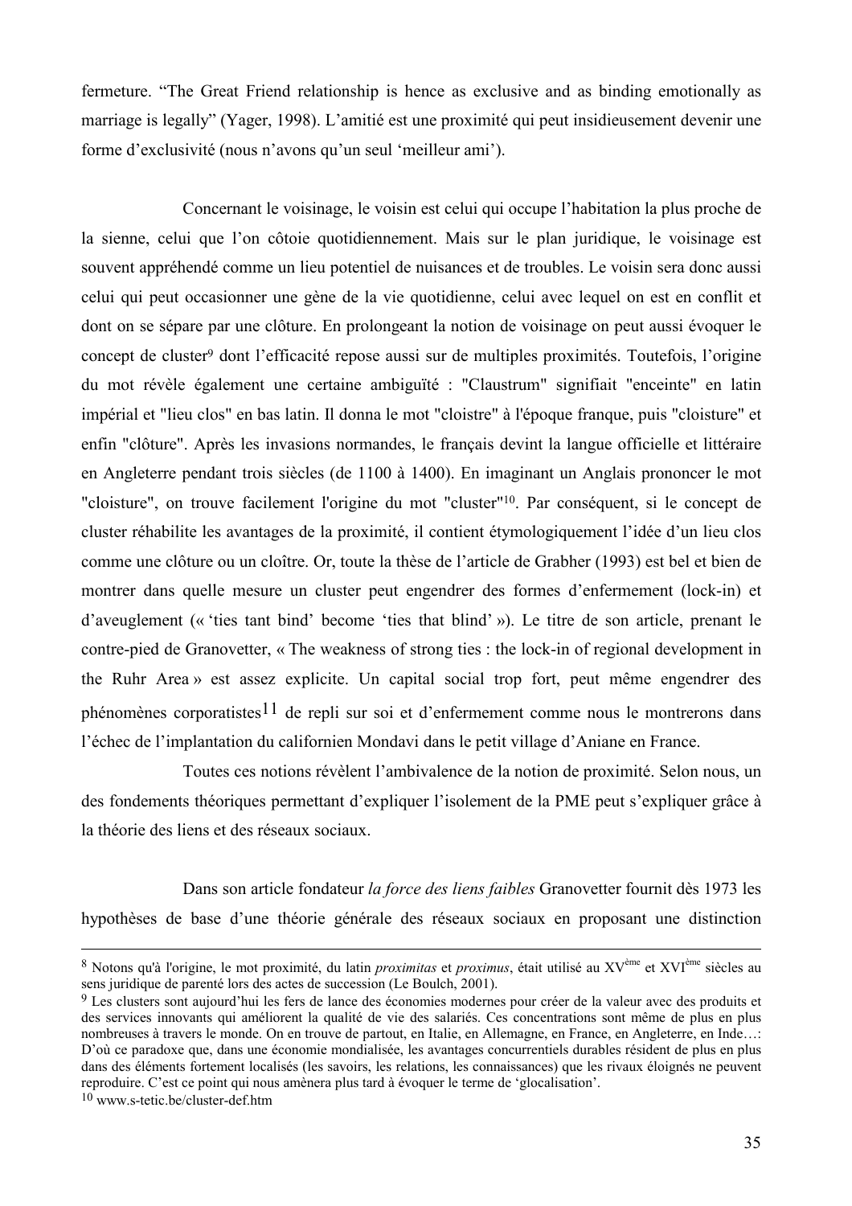fermeture. “The Great Friend relationship is hence as exclusive and as binding emotionally as marriage is legally” (Yager, 1998). L’amitié est une proximité qui peut insidieusement devenir une forme d’exclusivité (nous n’avons qu’un seul ‘meilleur ami’).

Concernant le voisinage, le voisin est celui qui occupe l’habitation la plus proche de la sienne, celui que l’on côtoie quotidiennement. Mais sur le plan juridique, le voisinage est souvent appréhendé comme un lieu potentiel de nuisances et de troubles. Le voisin sera donc aussi celui qui peut occasionner une gène de la vie quotidienne, celui avec lequel on est en conflit et dont on se sépare par une clôture. En prolongeant la notion de voisinage on peut aussi évoquer le concept de cluster[9] dont l’efficacité repose aussi sur de multiples proximités. Toutefois, l’origine du mot révèle également une certaine ambiguïté : "Claustrum" signifiait "enceinte" en latin impérial et "lieu clos" en bas latin. Il donna le mot "cloistre" à l'époque franque, puis "cloisture" et enfin "clôture". Après les invasions normandes, le français devint la langue officielle et littéraire en Angleterre pendant trois siècles (de 1100 à 1400). En imaginant un Anglais prononcer le mot "cloisture", on trouve facilement l'origine du mot "cluster"[10]. Par conséquent, si le concept de cluster réhabilite les avantages de la proximité, il contient étymologiquement l’idée d’un lieu clos comme une clôture ou un cloître. Or, toute la thèse de l’article de Grabher (1993) est bel et bien de montrer dans quelle mesure un cluster peut engendrer des formes d’enfermement (lock-in) et d’aveuglement (« ‘ties tant bind’ become ‘ties that blind’ »). Le titre de son article, prenant le contre-pied de Granovetter, « The weakness of strong ties : the lock-in of regional development in the Ruhr Area » est assez explicite. Un capital social trop fort, peut même engendrer des phénomènes corporatistes[11] de repli sur soi et d’enfermement comme nous le montrerons dans l’échec de l’implantation du californien Mondavi dans le petit village d’Aniane en France.

Toutes ces notions révèlent l’ambivalence de la notion de proximité. Selon nous, un des fondements théoriques permettant d’expliquer l’isolement de la PME peut s’expliquer grâce à la théorie des liens et des réseaux sociaux.

Dans son article fondateur *la force des liens faibles* Granovetter fournit dès 1973 les hypothèses de base d’une théorie générale des réseaux sociaux en proposant une distinction

---

[8] Notons qu'à l'origine, le mot proximité, du latin *proximitas* et *proximus*, était utilisé au XV<sup>ème</sup> et XVI<sup>ème</sup> siècles au sens juridique de parenté lors des actes de succession (Le Boulch, 2001).

[9] Les clusters sont aujourd’hui les fers de lance des économies modernes pour créer de la valeur avec des produits et des services innovants qui améliorent la qualité de vie des salariés. Ces concentrations sont même de plus en plus nombreuses à travers le monde. On en trouve de partout, en Italie, en Allemagne, en France, en Angleterre, en Inde…: D’où ce paradoxe que, dans une économie mondialisée, les avantages concurrentiels durables résident de plus en plus dans des éléments fortement localisés (les savoirs, les relations, les connaissances) que les rivaux éloignés ne peuvent reproduire. C’est ce point qui nous amènera plus tard à évoquer le terme de ‘glocalisation’.

[10] www.s-tetic.be/cluster-def.htm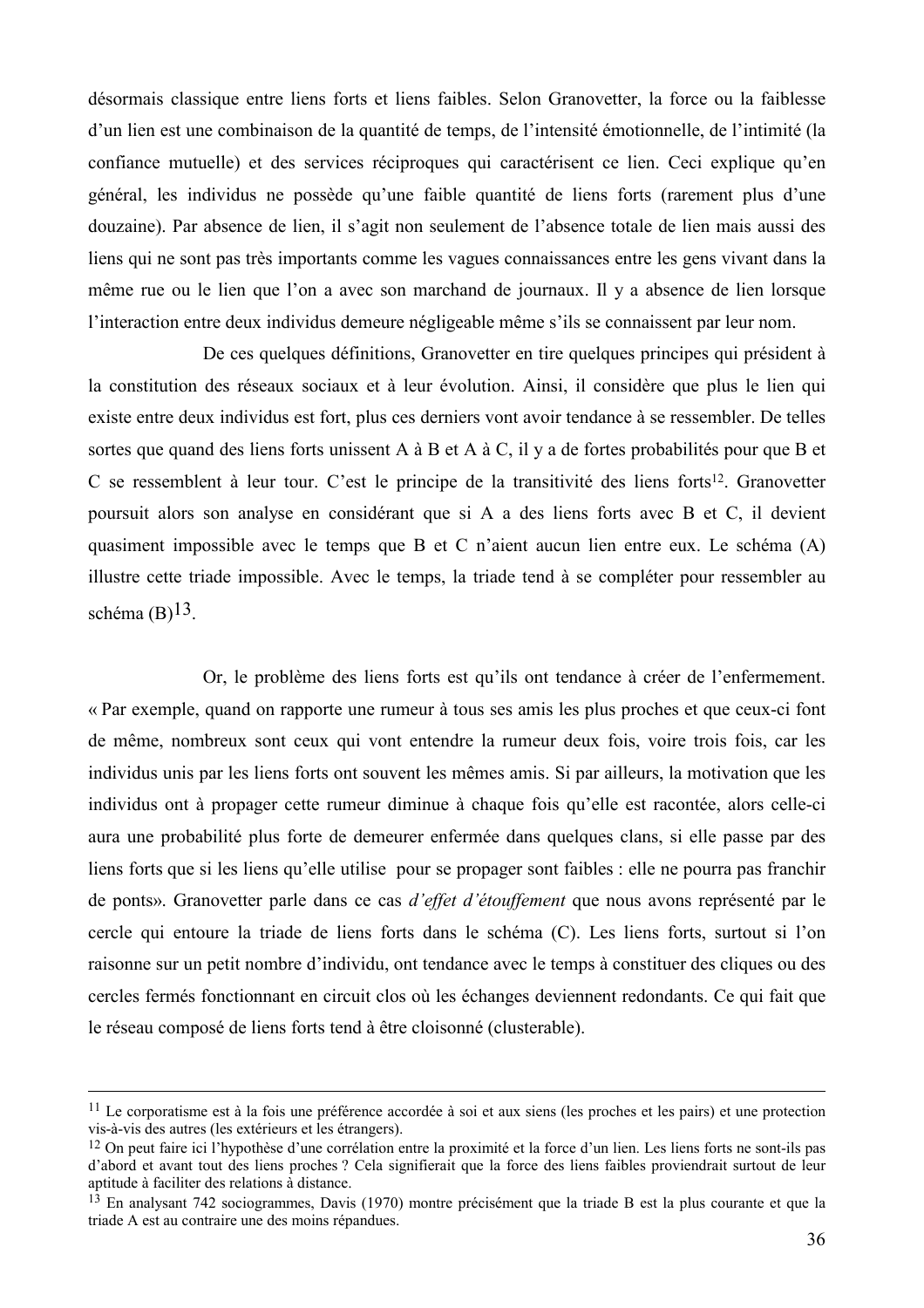désormais classique entre liens forts et liens faibles. Selon Granovetter, la force ou la faiblesse d'un lien est une combinaison de la quantité de temps, de l'intensité émotionnelle, de l'intimité (la confiance mutuelle) et des services réciproques qui caractérisent ce lien. Ceci explique qu'en général, les individus ne possède qu'une faible quantité de liens forts (rarement plus d'une douzaine). Par absence de lien, il s'agit non seulement de l'absence totale de lien mais aussi des liens qui ne sont pas très importants comme les vagues connaissances entre les gens vivant dans la même rue ou le lien que l'on a avec son marchand de journaux. Il y a absence de lien lorsque l'interaction entre deux individus demeure négligeable même s'ils se connaissent par leur nom.

De ces quelques définitions, Granovetter en tire quelques principes qui président à la constitution des réseaux sociaux et à leur évolution. Ainsi, il considère que plus le lien qui existe entre deux individus est fort, plus ces derniers vont avoir tendance à se ressembler. De telles sortes que quand des liens forts unissent A à B et A à C, il y a de fortes probabilités pour que B et C se ressemblent à leur tour. C'est le principe de la transitivité des liens forts[12]. Granovetter poursuit alors son analyse en considérant que si A a des liens forts avec B et C, il devient quasiment impossible avec le temps que B et C n'aient aucun lien entre eux. Le schéma (A) illustre cette triade impossible. Avec le temps, la triade tend à se compléter pour ressembler au schéma (B)[13].

Or, le problème des liens forts est qu'ils ont tendance à créer de l'enfermement. « Par exemple, quand on rapporte une rumeur à tous ses amis les plus proches et que ceux-ci font de même, nombreux sont ceux qui vont entendre la rumeur deux fois, voire trois fois, car les individus unis par les liens forts ont souvent les mêmes amis. Si par ailleurs, la motivation que les individus ont à propager cette rumeur diminue à chaque fois qu'elle est racontée, alors celle-ci aura une probabilité plus forte de demeurer enfermée dans quelques clans, si elle passe par des liens forts que si les liens qu'elle utilise pour se propager sont faibles : elle ne pourra pas franchir de ponts». Granovetter parle dans ce cas *d'effet d'étouffement* que nous avons représenté par le cercle qui entoure la triade de liens forts dans le schéma (C). Les liens forts, surtout si l'on raisonne sur un petit nombre d'individu, ont tendance avec le temps à constituer des cliques ou des cercles fermés fonctionnant en circuit clos où les échanges deviennent redondants. Ce qui fait que le réseau composé de liens forts tend à être cloisonné (clusterable).

---

[11] Le corporatisme est à la fois une préférence accordée à soi et aux siens (les proches et les pairs) et une protection vis-à-vis des autres (les extérieurs et les étrangers).

[12] On peut faire ici l'hypothèse d'une corrélation entre la proximité et la force d'un lien. Les liens forts ne sont-ils pas d'abord et avant tout des liens proches ? Cela signifierait que la force des liens faibles proviendrait surtout de leur aptitude à faciliter des relations à distance.

[13] En analysant 742 sociogrammes, Davis (1970) montre précisément que la triade B est la plus courante et que la triade A est au contraire une des moins répandues.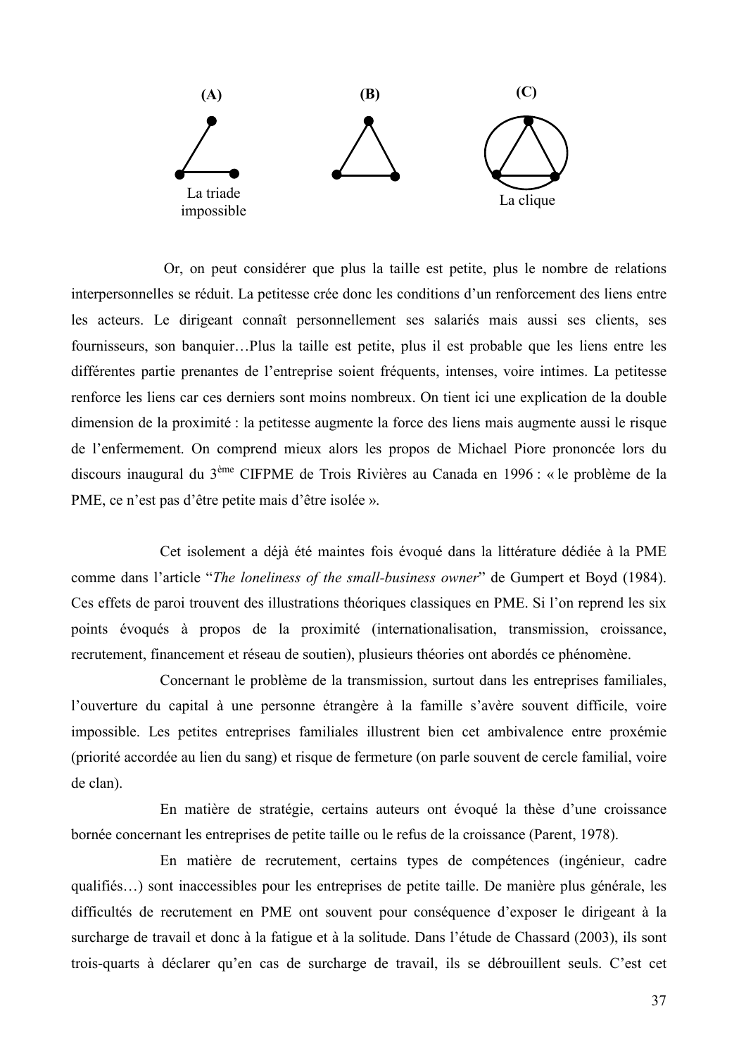(A) (B) (C)

La triade impossible

La clique

Or, on peut considérer que plus la taille est petite, plus le nombre de relations interpersonnelles se réduit. La petitesse crée donc les conditions d'un renforcement des liens entre les acteurs. Le dirigeant connaît personnellement ses salariés mais aussi ses clients, ses fournisseurs, son banquier…Plus la taille est petite, plus il est probable que les liens entre les différentes partie prenantes de l'entreprise soient fréquents, intenses, voire intimes. La petitesse renforce les liens car ces derniers sont moins nombreux. On tient ici une explication de la double dimension de la proximité : la petitesse augmente la force des liens mais augmente aussi le risque de l'enfermement. On comprend mieux alors les propos de Michael Piore prononcée lors du discours inaugural du 3ème CIFPME de Trois Rivières au Canada en 1996 : « le problème de la PME, ce n'est pas d'être petite mais d'être isolée ».

Cet isolement a déjà été maintes fois évoqué dans la littérature dédiée à la PME comme dans l'article "*The loneliness of the small-business owner*" de Gumpert et Boyd (1984). Ces effets de paroi trouvent des illustrations théoriques classiques en PME. Si l'on reprend les six points évoqués à propos de la proximité (internationalisation, transmission, croissance, recrutement, financement et réseau de soutien), plusieurs théories ont abordés ce phénomène.

Concernant le problème de la transmission, surtout dans les entreprises familiales, l'ouverture du capital à une personne étrangère à la famille s'avère souvent difficile, voire impossible. Les petites entreprises familiales illustrent bien cet ambivalence entre proxémie (priorité accordée au lien du sang) et risque de fermeture (on parle souvent de cercle familial, voire de clan).

En matière de stratégie, certains auteurs ont évoqué la thèse d'une croissance bornée concernant les entreprises de petite taille ou le refus de la croissance (Parent, 1978).

En matière de recrutement, certains types de compétences (ingénieur, cadre qualifiés…) sont inaccessibles pour les entreprises de petite taille. De manière plus générale, les difficultés de recrutement en PME ont souvent pour conséquence d'exposer le dirigeant à la surcharge de travail et donc à la fatigue et à la solitude. Dans l'étude de Chassard (2003), ils sont trois-quarts à déclarer qu'en cas de surcharge de travail, ils se débrouillent seuls. C'est cet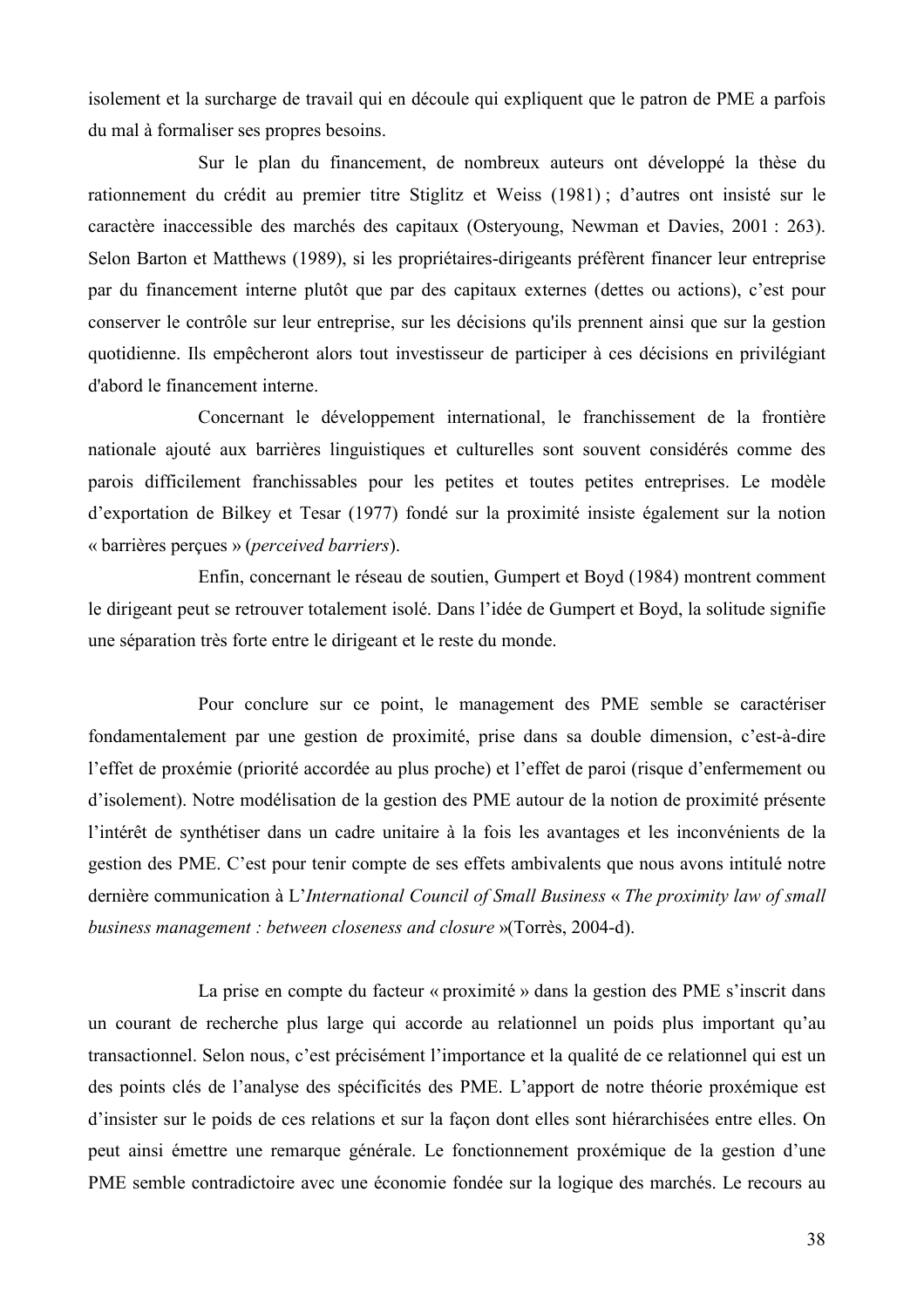isolement et la surcharge de travail qui en découle qui expliquent que le patron de PME a parfois du mal à formaliser ses propres besoins.

Sur le plan du financement, de nombreux auteurs ont développé la thèse du rationnement du crédit au premier titre Stiglitz et Weiss (1981) ; d'autres ont insisté sur le caractère inaccessible des marchés des capitaux (Osteryoung, Newman et Davies, 2001 : 263). Selon Barton et Matthews (1989), si les propriétaires-dirigeants préfèrent financer leur entreprise par du financement interne plutôt que par des capitaux externes (dettes ou actions), c'est pour conserver le contrôle sur leur entreprise, sur les décisions qu'ils prennent ainsi que sur la gestion quotidienne. Ils empêcheront alors tout investisseur de participer à ces décisions en privilégiant d'abord le financement interne.

Concernant le développement international, le franchissement de la frontière nationale ajouté aux barrières linguistiques et culturelles sont souvent considérés comme des parois difficilement franchissables pour les petites et toutes petites entreprises. Le modèle d'exportation de Bilkey et Tesar (1977) fondé sur la proximité insiste également sur la notion « barrières perçues » (*perceived barriers*).

Enfin, concernant le réseau de soutien, Gumpert et Boyd (1984) montrent comment le dirigeant peut se retrouver totalement isolé. Dans l'idée de Gumpert et Boyd, la solitude signifie une séparation très forte entre le dirigeant et le reste du monde.

Pour conclure sur ce point, le management des PME semble se caractériser fondamentalement par une gestion de proximité, prise dans sa double dimension, c'est-à-dire l'effet de proxémie (priorité accordée au plus proche) et l'effet de paroi (risque d'enfermement ou d'isolement). Notre modélisation de la gestion des PME autour de la notion de proximité présente l'intérêt de synthétiser dans un cadre unitaire à la fois les avantages et les inconvénients de la gestion des PME. C'est pour tenir compte de ses effets ambivalents que nous avons intitulé notre dernière communication à L'*International Council of Small Business* « *The proximity law of small business management : between closeness and closure* »(Torrès, 2004-d).

La prise en compte du facteur « proximité » dans la gestion des PME s'inscrit dans un courant de recherche plus large qui accorde au relationnel un poids plus important qu'au transactionnel. Selon nous, c'est précisément l'importance et la qualité de ce relationnel qui est un des points clés de l'analyse des spécificités des PME. L'apport de notre théorie proxémique est d'insister sur le poids de ces relations et sur la façon dont elles sont hiérarchisées entre elles. On peut ainsi émettre une remarque générale. Le fonctionnement proxémique de la gestion d'une PME semble contradictoire avec une économie fondée sur la logique des marchés. Le recours au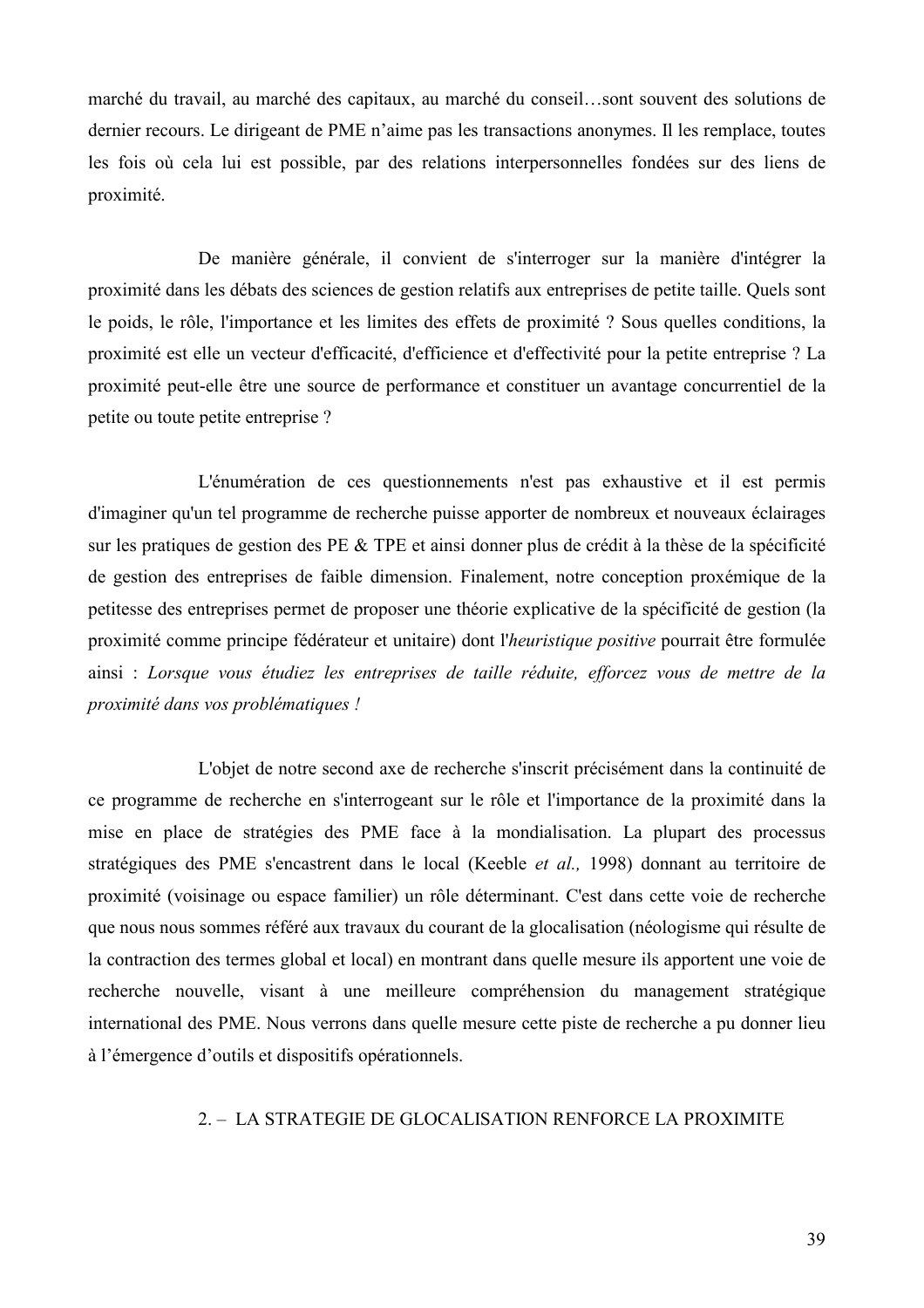marché du travail, au marché des capitaux, au marché du conseil…sont souvent des solutions de dernier recours. Le dirigeant de PME n'aime pas les transactions anonymes. Il les remplace, toutes les fois où cela lui est possible, par des relations interpersonnelles fondées sur des liens de proximité.

De manière générale, il convient de s'interroger sur la manière d'intégrer la proximité dans les débats des sciences de gestion relatifs aux entreprises de petite taille. Quels sont le poids, le rôle, l'importance et les limites des effets de proximité ? Sous quelles conditions, la proximité est elle un vecteur d'efficacité, d'efficience et d'effectivité pour la petite entreprise ? La proximité peut-elle être une source de performance et constituer un avantage concurrentiel de la petite ou toute petite entreprise ?

L'énumération de ces questionnements n'est pas exhaustive et il est permis d'imaginer qu'un tel programme de recherche puisse apporter de nombreux et nouveaux éclairages sur les pratiques de gestion des PE & TPE et ainsi donner plus de crédit à la thèse de la spécificité de gestion des entreprises de faible dimension. Finalement, notre conception proxémique de la petitesse des entreprises permet de proposer une théorie explicative de la spécificité de gestion (la proximité comme principe fédérateur et unitaire) dont l'*heuristique positive* pourrait être formulée ainsi : *Lorsque vous étudiez les entreprises de taille réduite, efforcez vous de mettre de la proximité dans vos problématiques !*

L'objet de notre second axe de recherche s'inscrit précisément dans la continuité de ce programme de recherche en s'interrogeant sur le rôle et l'importance de la proximité dans la mise en place de stratégies des PME face à la mondialisation. La plupart des processus stratégiques des PME s'encastrent dans le local (Keeble *et al.,* 1998) donnant au territoire de proximité (voisinage ou espace familier) un rôle déterminant. C'est dans cette voie de recherche que nous nous sommes référé aux travaux du courant de la glocalisation (néologisme qui résulte de la contraction des termes global et local) en montrant dans quelle mesure ils apportent une voie de recherche nouvelle, visant à une meilleure compréhension du management stratégique international des PME. Nous verrons dans quelle mesure cette piste de recherche a pu donner lieu à l'émergence d'outils et dispositifs opérationnels.

## 2. – LA STRATEGIE DE GLOCALISATION RENFORCE LA PROXIMITE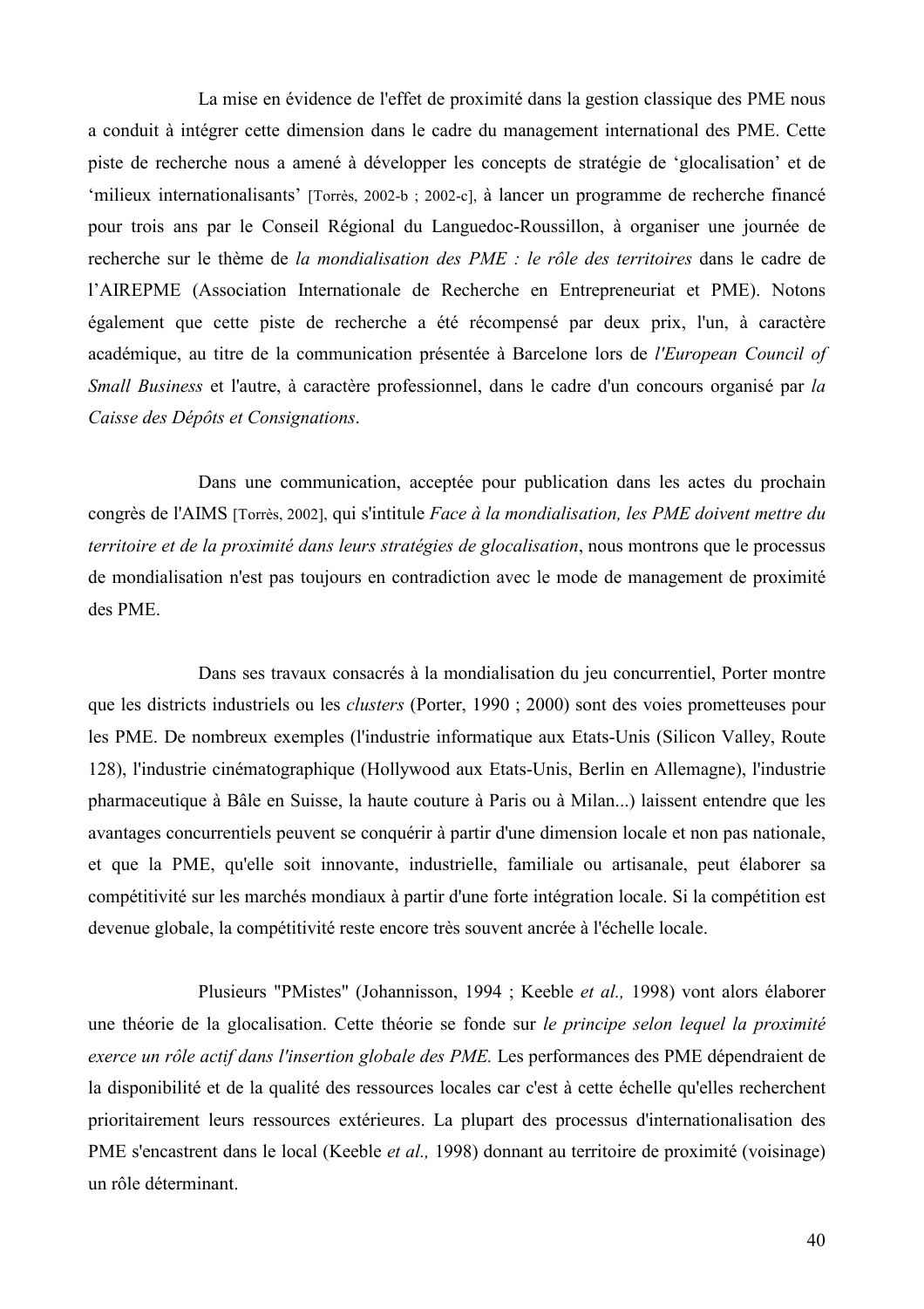La mise en évidence de l'effet de proximité dans la gestion classique des PME nous a conduit à intégrer cette dimension dans le cadre du management international des PME. Cette piste de recherche nous a amené à développer les concepts de stratégie de 'glocalisation' et de 'milieux internationalisants' [Torrès, 2002-b ; 2002-c], à lancer un programme de recherche financé pour trois ans par le Conseil Régional du Languedoc-Roussillon, à organiser une journée de recherche sur le thème de *la mondialisation des PME : le rôle des territoires* dans le cadre de l'AIREPME (Association Internationale de Recherche en Entrepreneuriat et PME). Notons également que cette piste de recherche a été récompensé par deux prix, l'un, à caractère académique, au titre de la communication présentée à Barcelone lors de *l'European Council of Small Business* et l'autre, à caractère professionnel, dans le cadre d'un concours organisé par *la Caisse des Dépôts et Consignations*.

Dans une communication, acceptée pour publication dans les actes du prochain congrès de l'AIMS [Torrès, 2002], qui s'intitule *Face à la mondialisation, les PME doivent mettre du territoire et de la proximité dans leurs stratégies de glocalisation*, nous montrons que le processus de mondialisation n'est pas toujours en contradiction avec le mode de management de proximité des PME.

Dans ses travaux consacrés à la mondialisation du jeu concurrentiel, Porter montre que les districts industriels ou les *clusters* (Porter, 1990 ; 2000) sont des voies prometteuses pour les PME. De nombreux exemples (l'industrie informatique aux Etats-Unis (Silicon Valley, Route 128), l'industrie cinématographique (Hollywood aux Etats-Unis, Berlin en Allemagne), l'industrie pharmaceutique à Bâle en Suisse, la haute couture à Paris ou à Milan...) laissent entendre que les avantages concurrentiels peuvent se conquérir à partir d'une dimension locale et non pas nationale, et que la PME, qu'elle soit innovante, industrielle, familiale ou artisanale, peut élaborer sa compétitivité sur les marchés mondiaux à partir d'une forte intégration locale. Si la compétition est devenue globale, la compétitivité reste encore très souvent ancrée à l'échelle locale.

Plusieurs "PMistes" (Johannisson, 1994 ; Keeble *et al.,* 1998) vont alors élaborer une théorie de la glocalisation. Cette théorie se fonde sur *le principe selon lequel la proximité exerce un rôle actif dans l'insertion globale des PME.* Les performances des PME dépendraient de la disponibilité et de la qualité des ressources locales car c'est à cette échelle qu'elles recherchent prioritairement leurs ressources extérieures. La plupart des processus d'internationalisation des PME s'encastrent dans le local (Keeble *et al.,* 1998) donnant au territoire de proximité (voisinage) un rôle déterminant.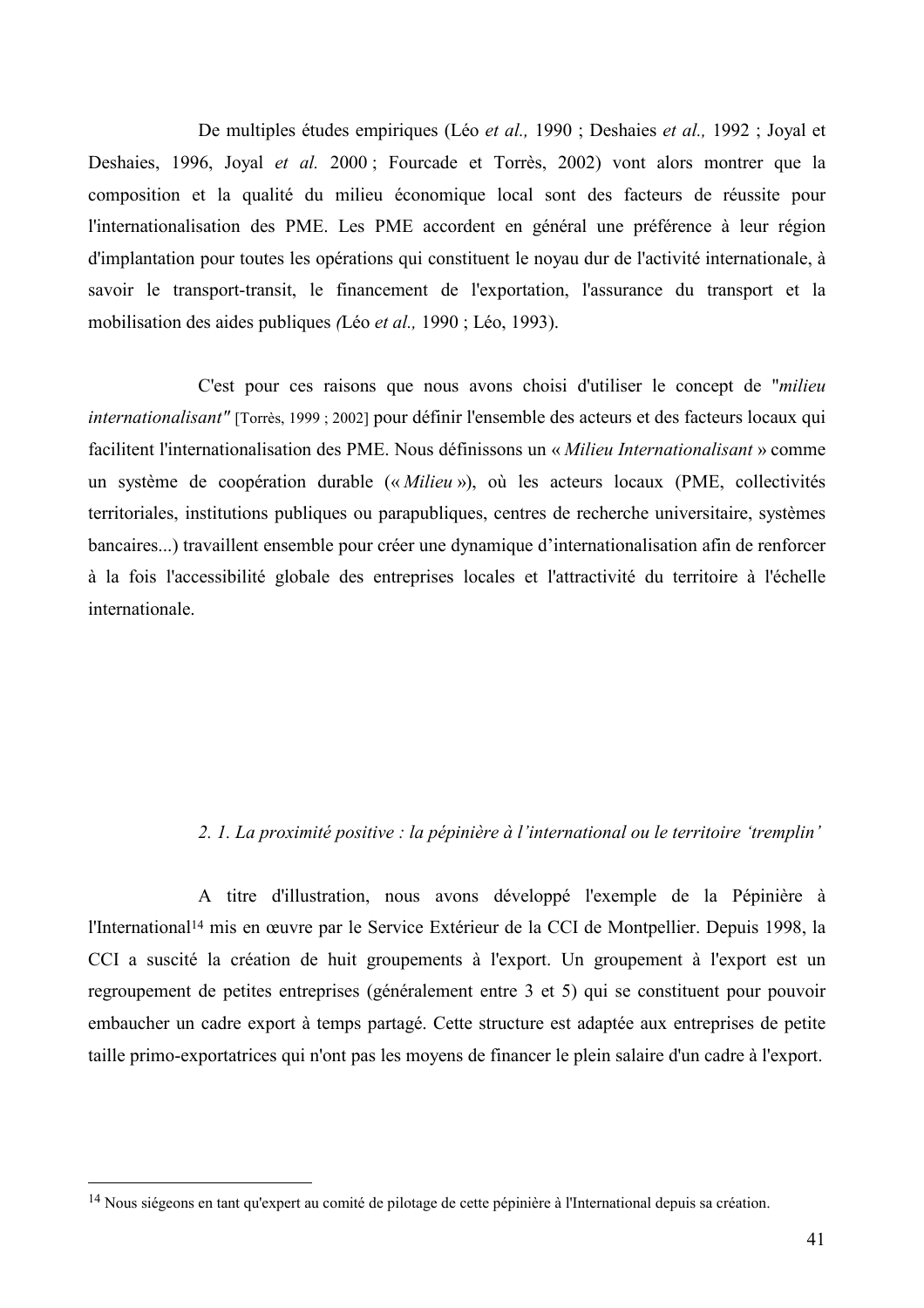De multiples études empiriques (Léo *et al.,* 1990 ; Deshaies *et al.,* 1992 ; Joyal et Deshaies, 1996, Joyal *et al.* 2000 ; Fourcade et Torrès, 2002) vont alors montrer que la composition et la qualité du milieu économique local sont des facteurs de réussite pour l'internationalisation des PME. Les PME accordent en général une préférence à leur région d'implantation pour toutes les opérations qui constituent le noyau dur de l'activité internationale, à savoir le transport-transit, le financement de l'exportation, l'assurance du transport et la mobilisation des aides publiques *(*Léo *et al.,* 1990 ; Léo, 1993).

C'est pour ces raisons que nous avons choisi d'utiliser le concept de "*milieu internationalisant"* [Torrès, 1999 ; 2002] pour définir l'ensemble des acteurs et des facteurs locaux qui facilitent l'internationalisation des PME. Nous définissons un « *Milieu Internationalisant* » comme un système de coopération durable (« *Milieu* »), où les acteurs locaux (PME, collectivités territoriales, institutions publiques ou parapubliques, centres de recherche universitaire, systèmes bancaires...) travaillent ensemble pour créer une dynamique d'internationalisation afin de renforcer à la fois l'accessibilité globale des entreprises locales et l'attractivité du territoire à l'échelle internationale.

### *2. 1. La proximité positive : la pépinière à l'international ou le territoire 'tremplin'*

A titre d'illustration, nous avons développé l'exemple de la Pépinière à l'International[14] mis en œuvre par le Service Extérieur de la CCI de Montpellier. Depuis 1998, la CCI a suscité la création de huit groupements à l'export. Un groupement à l'export est un regroupement de petites entreprises (généralement entre 3 et 5) qui se constituent pour pouvoir embaucher un cadre export à temps partagé. Cette structure est adaptée aux entreprises de petite taille primo-exportatrices qui n'ont pas les moyens de financer le plein salaire d'un cadre à l'export.

---

[14] Nous siégeons en tant qu'expert au comité de pilotage de cette pépinière à l'International depuis sa création.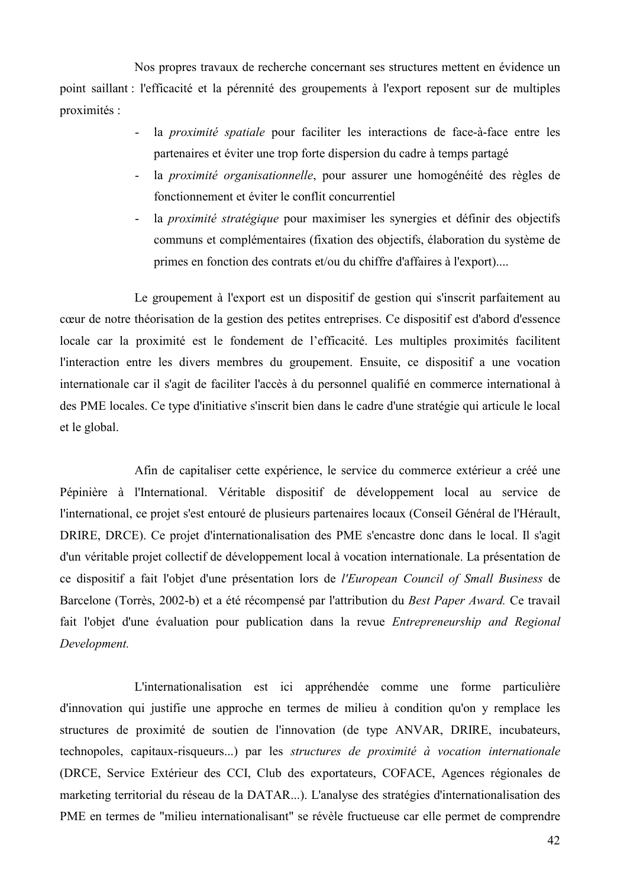Nos propres travaux de recherche concernant ses structures mettent en évidence un point saillant : l'efficacité et la pérennité des groupements à l'export reposent sur de multiples proximités :

- la *proximité spatiale* pour faciliter les interactions de face-à-face entre les partenaires et éviter une trop forte dispersion du cadre à temps partagé
- la *proximité organisationnelle*, pour assurer une homogénéité des règles de fonctionnement et éviter le conflit concurrentiel
- la *proximité stratégique* pour maximiser les synergies et définir des objectifs communs et complémentaires (fixation des objectifs, élaboration du système de primes en fonction des contrats et/ou du chiffre d'affaires à l'export)....

Le groupement à l'export est un dispositif de gestion qui s'inscrit parfaitement au cœur de notre théorisation de la gestion des petites entreprises. Ce dispositif est d'abord d'essence locale car la proximité est le fondement de l'efficacité. Les multiples proximités facilitent l'interaction entre les divers membres du groupement. Ensuite, ce dispositif a une vocation internationale car il s'agit de faciliter l'accès à du personnel qualifié en commerce international à des PME locales. Ce type d'initiative s'inscrit bien dans le cadre d'une stratégie qui articule le local et le global.

Afin de capitaliser cette expérience, le service du commerce extérieur a créé une Pépinière à l'International. Véritable dispositif de développement local au service de l'international, ce projet s'est entouré de plusieurs partenaires locaux (Conseil Général de l'Hérault, DRIRE, DRCE). Ce projet d'internationalisation des PME s'encastre donc dans le local. Il s'agit d'un véritable projet collectif de développement local à vocation internationale. La présentation de ce dispositif a fait l'objet d'une présentation lors de *l'European Council of Small Business* de Barcelone (Torrès, 2002-b) et a été récompensé par l'attribution du *Best Paper Award.* Ce travail fait l'objet d'une évaluation pour publication dans la revue *Entrepreneurship and Regional Development.*

L'internationalisation est ici appréhendée comme une forme particulière d'innovation qui justifie une approche en termes de milieu à condition qu'on y remplace les structures de proximité de soutien de l'innovation (de type ANVAR, DRIRE, incubateurs, technopoles, capitaux-risqueurs...) par les *structures de proximité à vocation internationale* (DRCE, Service Extérieur des CCI, Club des exportateurs, COFACE, Agences régionales de marketing territorial du réseau de la DATAR...). L'analyse des stratégies d'internationalisation des PME en termes de "milieu internationalisant" se révèle fructueuse car elle permet de comprendre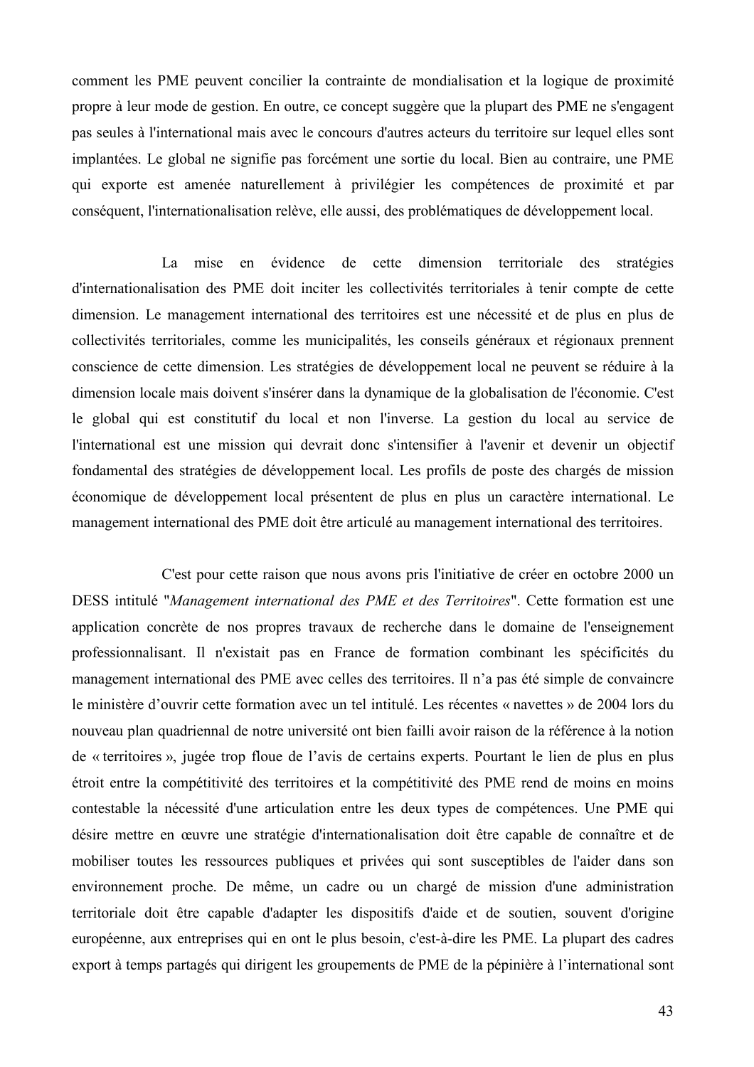comment les PME peuvent concilier la contrainte de mondialisation et la logique de proximité propre à leur mode de gestion. En outre, ce concept suggère que la plupart des PME ne s'engagent pas seules à l'international mais avec le concours d'autres acteurs du territoire sur lequel elles sont implantées. Le global ne signifie pas forcément une sortie du local. Bien au contraire, une PME qui exporte est amenée naturellement à privilégier les compétences de proximité et par conséquent, l'internationalisation relève, elle aussi, des problématiques de développement local.

La mise en évidence de cette dimension territoriale des stratégies d'internationalisation des PME doit inciter les collectivités territoriales à tenir compte de cette dimension. Le management international des territoires est une nécessité et de plus en plus de collectivités territoriales, comme les municipalités, les conseils généraux et régionaux prennent conscience de cette dimension. Les stratégies de développement local ne peuvent se réduire à la dimension locale mais doivent s'insérer dans la dynamique de la globalisation de l'économie. C'est le global qui est constitutif du local et non l'inverse. La gestion du local au service de l'international est une mission qui devrait donc s'intensifier à l'avenir et devenir un objectif fondamental des stratégies de développement local. Les profils de poste des chargés de mission économique de développement local présentent de plus en plus un caractère international. Le management international des PME doit être articulé au management international des territoires.

C'est pour cette raison que nous avons pris l'initiative de créer en octobre 2000 un DESS intitulé "*Management international des PME et des Territoires*". Cette formation est une application concrète de nos propres travaux de recherche dans le domaine de l'enseignement professionnalisant. Il n'existait pas en France de formation combinant les spécificités du management international des PME avec celles des territoires. Il n'a pas été simple de convaincre le ministère d'ouvrir cette formation avec un tel intitulé. Les récentes « navettes » de 2004 lors du nouveau plan quadriennal de notre université ont bien failli avoir raison de la référence à la notion de « territoires », jugée trop floue de l'avis de certains experts. Pourtant le lien de plus en plus étroit entre la compétitivité des territoires et la compétitivité des PME rend de moins en moins contestable la nécessité d'une articulation entre les deux types de compétences. Une PME qui désire mettre en œuvre une stratégie d'internationalisation doit être capable de connaître et de mobiliser toutes les ressources publiques et privées qui sont susceptibles de l'aider dans son environnement proche. De même, un cadre ou un chargé de mission d'une administration territoriale doit être capable d'adapter les dispositifs d'aide et de soutien, souvent d'origine européenne, aux entreprises qui en ont le plus besoin, c'est-à-dire les PME. La plupart des cadres export à temps partagés qui dirigent les groupements de PME de la pépinière à l'international sont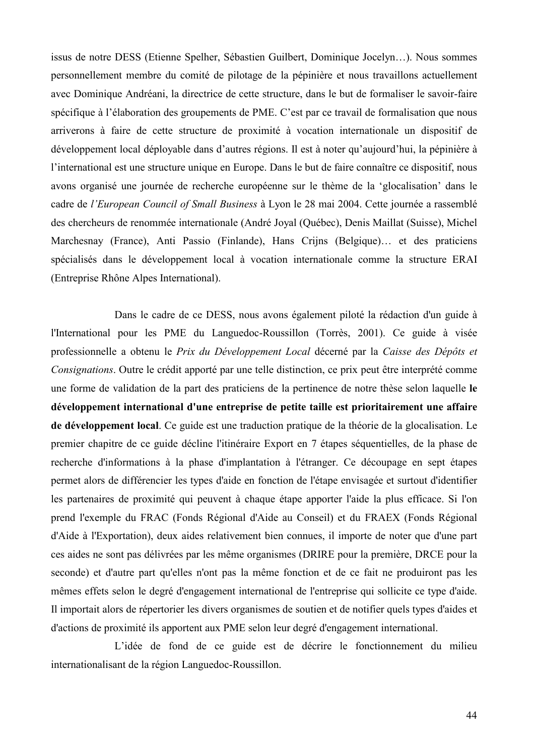issus de notre DESS (Etienne Spelher, Sébastien Guilbert, Dominique Jocelyn…). Nous sommes personnellement membre du comité de pilotage de la pépinière et nous travaillons actuellement avec Dominique Andréani, la directrice de cette structure, dans le but de formaliser le savoir-faire spécifique à l'élaboration des groupements de PME. C'est par ce travail de formalisation que nous arriverons à faire de cette structure de proximité à vocation internationale un dispositif de développement local déployable dans d'autres régions. Il est à noter qu'aujourd'hui, la pépinière à l'international est une structure unique en Europe. Dans le but de faire connaître ce dispositif, nous avons organisé une journée de recherche européenne sur le thème de la 'glocalisation' dans le cadre de *l'European Council of Small Business* à Lyon le 28 mai 2004. Cette journée a rassemblé des chercheurs de renommée internationale (André Joyal (Québec), Denis Maillat (Suisse), Michel Marchesnay (France), Anti Passio (Finlande), Hans Crijns (Belgique)… et des praticiens spécialisés dans le développement local à vocation internationale comme la structure ERAI (Entreprise Rhône Alpes International).

Dans le cadre de ce DESS, nous avons également piloté la rédaction d'un guide à l'International pour les PME du Languedoc-Roussillon (Torrès, 2001). Ce guide à visée professionnelle a obtenu le *Prix du Développement Local* décerné par la *Caisse des Dépôts et Consignations*. Outre le crédit apporté par une telle distinction, ce prix peut être interprété comme une forme de validation de la part des praticiens de la pertinence de notre thèse selon laquelle **le développement international d'une entreprise de petite taille est prioritairement une affaire de développement local**. Ce guide est une traduction pratique de la théorie de la glocalisation. Le premier chapitre de ce guide décline l'itinéraire Export en 7 étapes séquentielles, de la phase de recherche d'informations à la phase d'implantation à l'étranger. Ce découpage en sept étapes permet alors de différencier les types d'aide en fonction de l'étape envisagée et surtout d'identifier les partenaires de proximité qui peuvent à chaque étape apporter l'aide la plus efficace. Si l'on prend l'exemple du FRAC (Fonds Régional d'Aide au Conseil) et du FRAEX (Fonds Régional d'Aide à l'Exportation), deux aides relativement bien connues, il importe de noter que d'une part ces aides ne sont pas délivrées par les même organismes (DRIRE pour la première, DRCE pour la seconde) et d'autre part qu'elles n'ont pas la même fonction et de ce fait ne produiront pas les mêmes effets selon le degré d'engagement international de l'entreprise qui sollicite ce type d'aide. Il importait alors de répertorier les divers organismes de soutien et de notifier quels types d'aides et d'actions de proximité ils apportent aux PME selon leur degré d'engagement international.

L'idée de fond de ce guide est de décrire le fonctionnement du milieu internationalisant de la région Languedoc-Roussillon.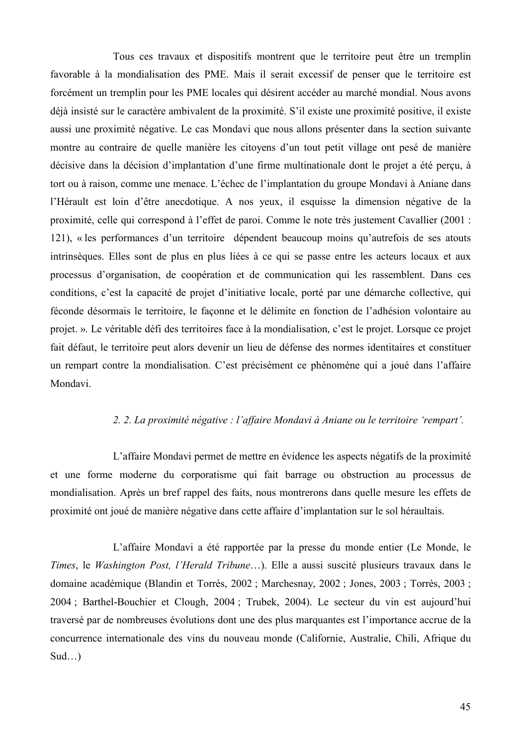Tous ces travaux et dispositifs montrent que le territoire peut être un tremplin favorable à la mondialisation des PME. Mais il serait excessif de penser que le territoire est forcément un tremplin pour les PME locales qui désirent accéder au marché mondial. Nous avons déjà insisté sur le caractère ambivalent de la proximité. S'il existe une proximité positive, il existe aussi une proximité négative. Le cas Mondavi que nous allons présenter dans la section suivante montre au contraire de quelle manière les citoyens d'un tout petit village ont pesé de manière décisive dans la décision d'implantation d'une firme multinationale dont le projet a été perçu, à tort ou à raison, comme une menace. L'échec de l'implantation du groupe Mondavi à Aniane dans l'Hérault est loin d'être anecdotique. A nos yeux, il esquisse la dimension négative de la proximité, celle qui correspond à l'effet de paroi. Comme le note très justement Cavallier (2001 : 121), « les performances d'un territoire dépendent beaucoup moins qu'autrefois de ses atouts intrinsèques. Elles sont de plus en plus liées à ce qui se passe entre les acteurs locaux et aux processus d'organisation, de coopération et de communication qui les rassemblent. Dans ces conditions, c'est la capacité de projet d'initiative locale, porté par une démarche collective, qui féconde désormais le territoire, le façonne et le délimite en fonction de l'adhésion volontaire au projet. ». Le véritable défi des territoires face à la mondialisation, c'est le projet. Lorsque ce projet fait défaut, le territoire peut alors devenir un lieu de défense des normes identitaires et constituer un rempart contre la mondialisation. C'est précisément ce phénomène qui a joué dans l'affaire Mondavi.

### *2. 2. La proximité négative : l'affaire Mondavi à Aniane ou le territoire 'rempart'.*

L'affaire Mondavi permet de mettre en évidence les aspects négatifs de la proximité et une forme moderne du corporatisme qui fait barrage ou obstruction au processus de mondialisation. Après un bref rappel des faits, nous montrerons dans quelle mesure les effets de proximité ont joué de manière négative dans cette affaire d'implantation sur le sol héraultais.

L'affaire Mondavi a été rapportée par la presse du monde entier (Le Monde, le *Times*, le *Washington Post, l'Herald Tribune*…). Elle a aussi suscité plusieurs travaux dans le domaine académique (Blandin et Torrès, 2002 ; Marchesnay, 2002 ; Jones, 2003 ; Torrès, 2003 ; 2004 ; Barthel-Bouchier et Clough, 2004 ; Trubek, 2004). Le secteur du vin est aujourd'hui traversé par de nombreuses évolutions dont une des plus marquantes est l'importance accrue de la concurrence internationale des vins du nouveau monde (Californie, Australie, Chili, Afrique du Sud…)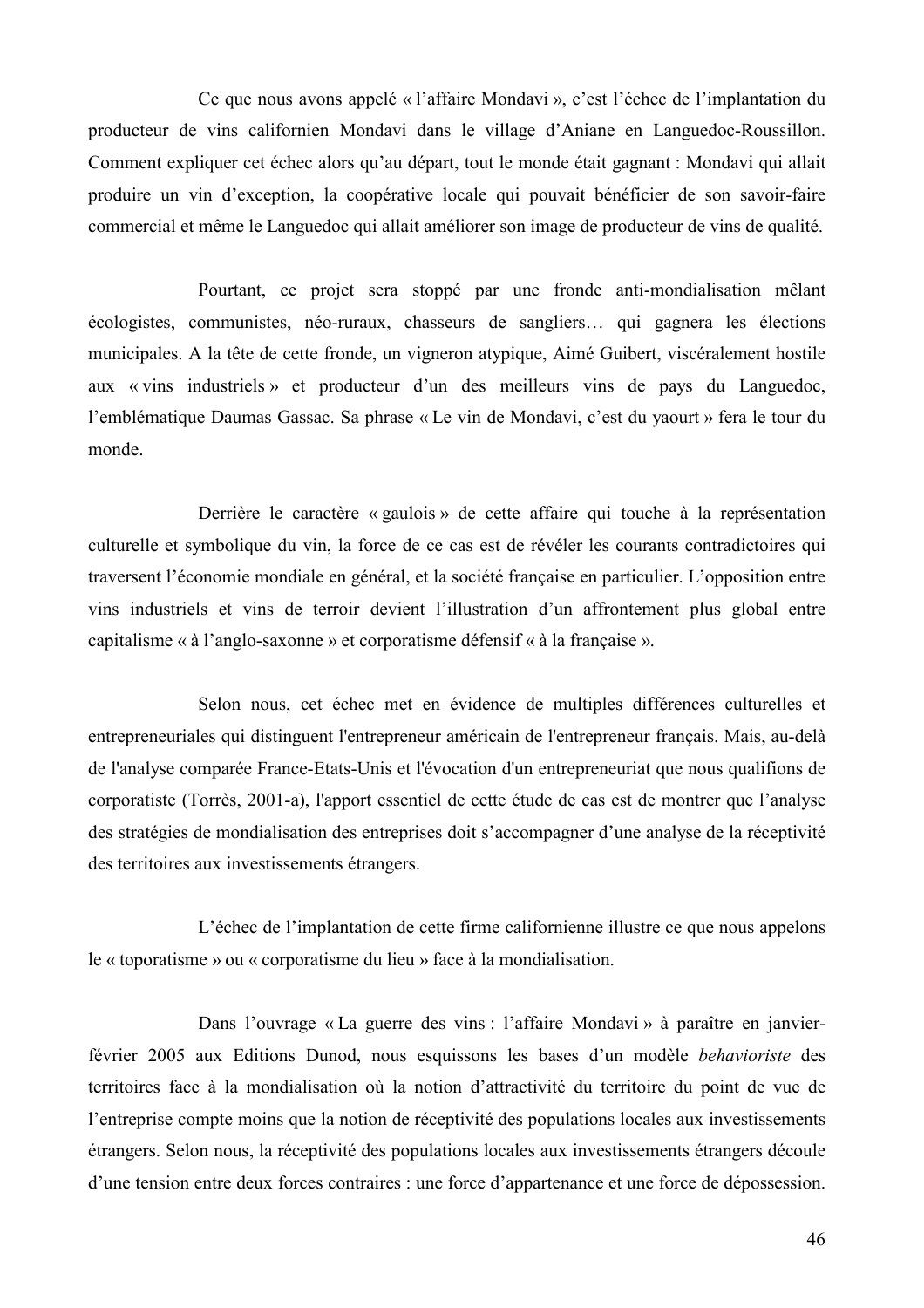Ce que nous avons appelé « l'affaire Mondavi », c'est l'échec de l'implantation du producteur de vins californien Mondavi dans le village d'Aniane en Languedoc-Roussillon. Comment expliquer cet échec alors qu'au départ, tout le monde était gagnant : Mondavi qui allait produire un vin d'exception, la coopérative locale qui pouvait bénéficier de son savoir-faire commercial et même le Languedoc qui allait améliorer son image de producteur de vins de qualité.

Pourtant, ce projet sera stoppé par une fronde anti-mondialisation mêlant écologistes, communistes, néo-ruraux, chasseurs de sangliers… qui gagnera les élections municipales. A la tête de cette fronde, un vigneron atypique, Aimé Guibert, viscéralement hostile aux « vins industriels » et producteur d'un des meilleurs vins de pays du Languedoc, l'emblématique Daumas Gassac. Sa phrase « Le vin de Mondavi, c'est du yaourt » fera le tour du monde.

Derrière le caractère « gaulois » de cette affaire qui touche à la représentation culturelle et symbolique du vin, la force de ce cas est de révéler les courants contradictoires qui traversent l'économie mondiale en général, et la société française en particulier. L'opposition entre vins industriels et vins de terroir devient l'illustration d'un affrontement plus global entre capitalisme « à l'anglo-saxonne » et corporatisme défensif « à la française ».

Selon nous, cet échec met en évidence de multiples différences culturelles et entrepreneuriales qui distinguent l'entrepreneur américain de l'entrepreneur français. Mais, au-delà de l'analyse comparée France-Etats-Unis et l'évocation d'un entrepreneuriat que nous qualifions de corporatiste (Torrès, 2001-a), l'apport essentiel de cette étude de cas est de montrer que l'analyse des stratégies de mondialisation des entreprises doit s'accompagner d'une analyse de la réceptivité des territoires aux investissements étrangers.

L'échec de l'implantation de cette firme californienne illustre ce que nous appelons le « toporatisme » ou « corporatisme du lieu » face à la mondialisation.

Dans l'ouvrage « La guerre des vins : l'affaire Mondavi » à paraître en janvier-février 2005 aux Editions Dunod, nous esquissons les bases d'un modèle *behavioriste* des territoires face à la mondialisation où la notion d'attractivité du territoire du point de vue de l'entreprise compte moins que la notion de réceptivité des populations locales aux investissements étrangers. Selon nous, la réceptivité des populations locales aux investissements étrangers découle d'une tension entre deux forces contraires : une force d'appartenance et une force de dépossession.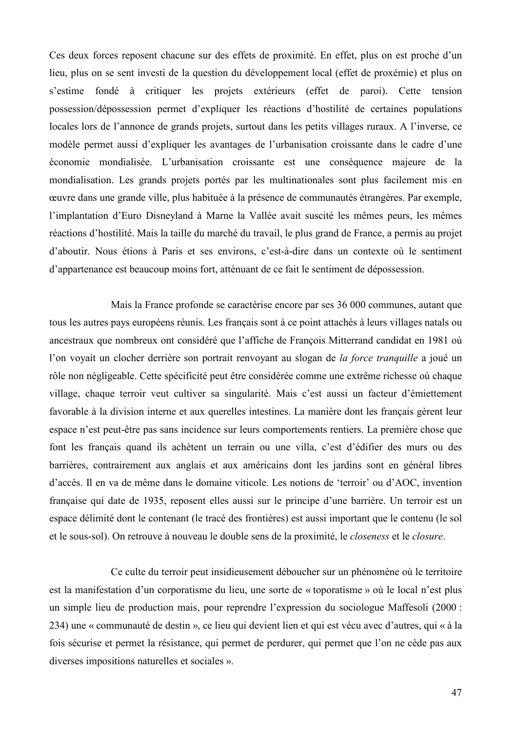Ces deux forces reposent chacune sur des effets de proximité. En effet, plus on est proche d'un lieu, plus on se sent investi de la question du développement local (effet de proxémie) et plus on s'estime fondé à critiquer les projets extérieurs (effet de paroi). Cette tension possession/dépossession permet d'expliquer les réactions d'hostilité de certaines populations locales lors de l'annonce de grands projets, surtout dans les petits villages ruraux. A l'inverse, ce modèle permet aussi d'expliquer les avantages de l'urbanisation croissante dans le cadre d'une économie mondialisée. L'urbanisation croissante est une conséquence majeure de la mondialisation. Les grands projets portés par les multinationales sont plus facilement mis en œuvre dans une grande ville, plus habituée à la présence de communautés étrangères. Par exemple, l'implantation d'Euro Disneyland à Marne la Vallée avait suscité les mêmes peurs, les mêmes réactions d'hostilité. Mais la taille du marché du travail, le plus grand de France, a permis au projet d'aboutir. Nous étions à Paris et ses environs, c'est-à-dire dans un contexte où le sentiment d'appartenance est beaucoup moins fort, atténuant de ce fait le sentiment de dépossession.

Mais la France profonde se caractérise encore par ses 36 000 communes, autant que tous les autres pays européens réunis. Les français sont à ce point attachés à leurs villages natals ou ancestraux que nombreux ont considéré que l'affiche de François Mitterrand candidat en 1981 où l'on voyait un clocher derrière son portrait renvoyant au slogan de *la force tranquille* a joué un rôle non négligeable. Cette spécificité peut être considérée comme une extrême richesse où chaque village, chaque terroir veut cultiver sa singularité. Mais c'est aussi un facteur d'émiettement favorable à la division interne et aux querelles intestines. La manière dont les français gèrent leur espace n'est peut-être pas sans incidence sur leurs comportements rentiers. La première chose que font les français quand ils achètent un terrain ou une villa, c'est d'édifier des murs ou des barrières, contrairement aux anglais et aux américains dont les jardins sont en général libres d'accès. Il en va de même dans le domaine viticole. Les notions de 'terroir' ou d'AOC, invention française qui date de 1935, reposent elles aussi sur le principe d'une barrière. Un terroir est un espace délimité dont le contenant (le tracé des frontières) est aussi important que le contenu (le sol et le sous-sol). On retrouve à nouveau le double sens de la proximité, le *closeness* et le *closure*.

Ce culte du terroir peut insidieusement déboucher sur un phénomène où le territoire est la manifestation d'un corporatisme du lieu, une sorte de « toporatisme » où le local n'est plus un simple lieu de production mais, pour reprendre l'expression du sociologue Maffesoli (2000 : 234) une « communauté de destin », ce lieu qui devient lien et qui est vécu avec d'autres, qui « à la fois sécurise et permet la résistance, qui permet de perdurer, qui permet que l'on ne cède pas aux diverses impositions naturelles et sociales ».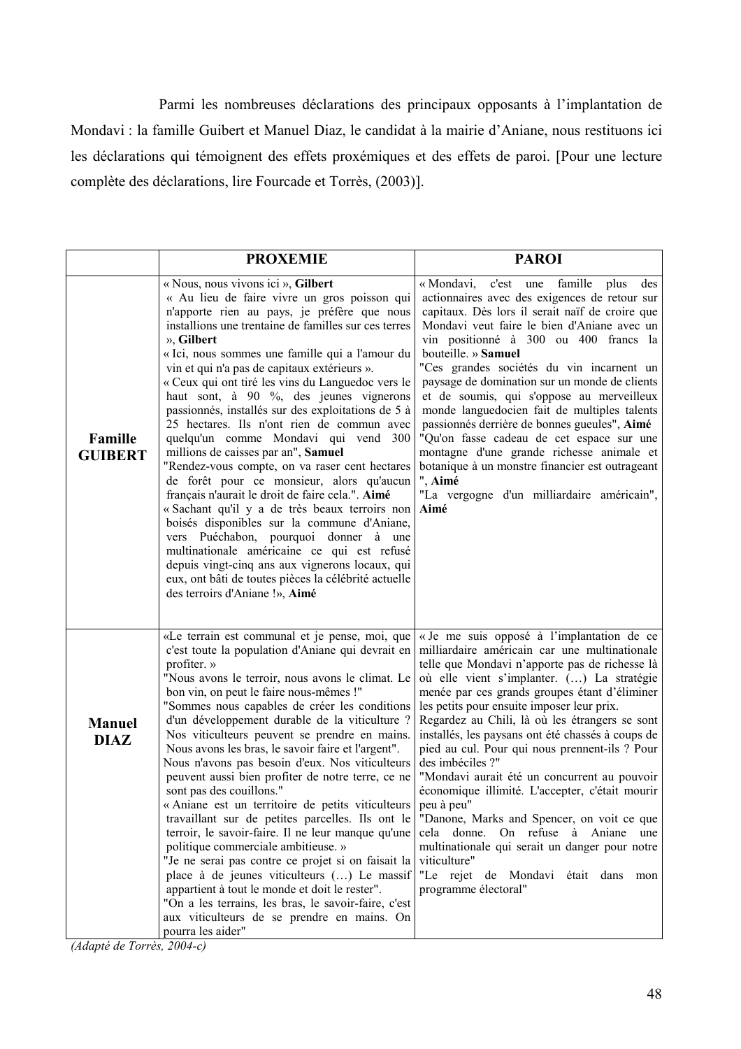Parmi les nombreuses déclarations des principaux opposants à l'implantation de Mondavi : la famille Guibert et Manuel Diaz, le candidat à la mairie d'Aniane, nous restituons ici les déclarations qui témoignent des effets proxémiques et des effets de paroi. [Pour une lecture complète des déclarations, lire Fourcade et Torrès, (2003)].

| | **PROXEMIE** | **PAROI** |
|---|---|---|
| **Famille GUIBERT** | « Nous, nous vivons ici », **Gilbert**<br>« Au lieu de faire vivre un gros poisson qui n'apporte rien au pays, je préfère que nous installions une trentaine de familles sur ces terres », **Gilbert**<br>« Ici, nous sommes une famille qui a l'amour du vin et qui n'a pas de capitaux extérieurs ».<br>« Ceux qui ont tiré les vins du Languedoc vers le haut sont, à 90 %, des jeunes vignerons passionnés, installés sur des exploitations de 5 à 25 hectares. Ils n'ont rien de commun avec quelqu'un comme Mondavi qui vend 300 millions de caisses par an", **Samuel**<br>"Rendez-vous compte, on va raser cent hectares de forêt pour ce monsieur, alors qu'aucun français n'aurait le droit de faire cela.". **Aimé**<br>« Sachant qu'il y a de très beaux terroirs non boisés disponibles sur la commune d'Aniane, vers Puéchabon, pourquoi donner à une multinationale américaine ce qui est refusé depuis vingt-cinq ans aux vignerons locaux, qui eux, ont bâti de toutes pièces la célébrité actuelle des terroirs d'Aniane !», **Aimé** | « Mondavi, c'est une famille plus des actionnaires avec des exigences de retour sur capitaux. Dès lors il serait naïf de croire que Mondavi veut faire le bien d'Aniane avec un vin positionné à 300 ou 400 francs la bouteille. » **Samuel**<br>"Ces grandes sociétés du vin incarnent un paysage de domination sur un monde de clients et de soumis, qui s'oppose au merveilleux monde languedocien fait de multiples talents passionnés derrière de bonnes gueules", **Aimé**<br>"Qu'on fasse cadeau de cet espace sur une montagne d'une grande richesse animale et botanique à un monstre financier est outrageant ", **Aimé**<br>"La vergogne d'un milliardaire américain", **Aimé** |
| **Manuel DIAZ** | «Le terrain est communal et je pense, moi, que c'est toute la population d'Aniane qui devrait en profiter. »<br>"Nous avons le terroir, nous avons le climat. Le bon vin, on peut le faire nous-mêmes !"<br>"Sommes nous capables de créer les conditions d'un développement durable de la viticulture ? Nos viticulteurs peuvent se prendre en mains. Nous avons les bras, le savoir faire et l'argent".<br>Nous n'avons pas besoin d'eux. Nos viticulteurs peuvent aussi bien profiter de notre terre, ce ne sont pas des couillons."<br>« Aniane est un territoire de petits viticulteurs travaillant sur de petites parcelles. Ils ont le terroir, le savoir-faire. Il ne leur manque qu'une politique commerciale ambitieuse. »<br>"Je ne serai pas contre ce projet si on faisait la place à de jeunes viticulteurs (…) Le massif appartient à tout le monde et doit le rester".<br>"On a les terrains, les bras, le savoir-faire, c'est aux viticulteurs de se prendre en mains. On pourra les aider" | « Je me suis opposé à l'implantation de ce milliardaire américain car une multinationale telle que Mondavi n'apporte pas de richesse là où elle vient s'implanter. (…) La stratégie menée par ces grands groupes étant d'éliminer les petits pour ensuite imposer leur prix. Regardez au Chili, là où les étrangers se sont installés, les paysans ont été chassés à coups de pied au cul. Pour qui nous prennent-ils ? Pour des imbéciles ?"<br>"Mondavi aurait été un concurrent au pouvoir économique illimité. L'accepter, c'était mourir peu à peu"<br>"Danone, Marks and Spencer, on voit ce que cela donne. On refuse à Aniane une multinationale qui serait un danger pour notre viticulture"<br>"Le rejet de Mondavi était dans mon programme électoral" |

*(Adapté de Torrès, 2004-c)*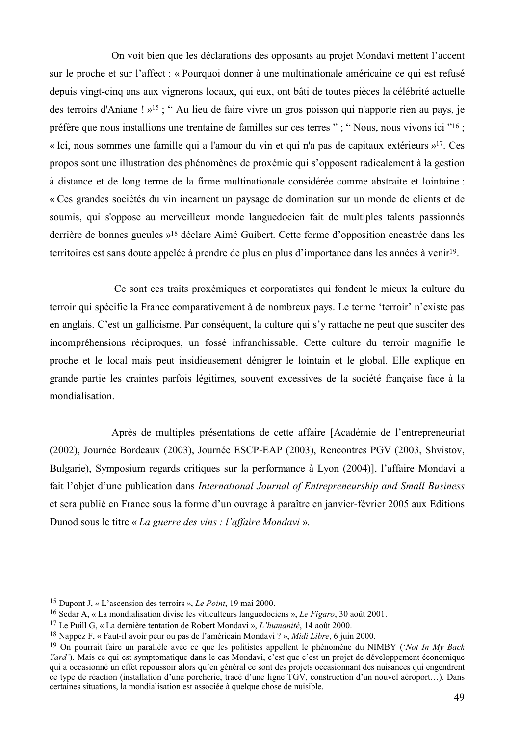On voit bien que les déclarations des opposants au projet Mondavi mettent l'accent sur le proche et sur l'affect : « Pourquoi donner à une multinationale américaine ce qui est refusé depuis vingt-cinq ans aux vignerons locaux, qui eux, ont bâti de toutes pièces la célébrité actuelle des terroirs d'Aniane ! »[15] ; " Au lieu de faire vivre un gros poisson qui n'apporte rien au pays, je préfère que nous installions une trentaine de familles sur ces terres " ; " Nous, nous vivons ici "[16] ; « Ici, nous sommes une famille qui a l'amour du vin et qui n'a pas de capitaux extérieurs »[17]. Ces propos sont une illustration des phénomènes de proxémie qui s'opposent radicalement à la gestion à distance et de long terme de la firme multinationale considérée comme abstraite et lointaine : « Ces grandes sociétés du vin incarnent un paysage de domination sur un monde de clients et de soumis, qui s'oppose au merveilleux monde languedocien fait de multiples talents passionnés derrière de bonnes gueules »[18] déclare Aimé Guibert. Cette forme d'opposition encastrée dans les territoires est sans doute appelée à prendre de plus en plus d'importance dans les années à venir[19].

Ce sont ces traits proxémiques et corporatistes qui fondent le mieux la culture du terroir qui spécifie la France comparativement à de nombreux pays. Le terme 'terroir' n'existe pas en anglais. C'est un gallicisme. Par conséquent, la culture qui s'y rattache ne peut que susciter des incompréhensions réciproques, un fossé infranchissable. Cette culture du terroir magnifie le proche et le local mais peut insidieusement dénigrer le lointain et le global. Elle explique en grande partie les craintes parfois légitimes, souvent excessives de la société française face à la mondialisation.

Après de multiples présentations de cette affaire [Académie de l'entrepreneuriat (2002), Journée Bordeaux (2003), Journée ESCP-EAP (2003), Rencontres PGV (2003, Shvistov, Bulgarie), Symposium regards critiques sur la performance à Lyon (2004)], l'affaire Mondavi a fait l'objet d'une publication dans *International Journal of Entrepreneurship and Small Business* et sera publié en France sous la forme d'un ouvrage à paraître en janvier-février 2005 aux Editions Dunod sous le titre « *La guerre des vins : l'affaire Mondavi* ».

---

[15] Dupont J, « L'ascension des terroirs », *Le Point*, 19 mai 2000.

[16] Sedar A, « La mondialisation divise les viticulteurs languedociens », *Le Figaro*, 30 août 2001.

[17] Le Puill G, « La dernière tentation de Robert Mondavi », *L'humanité*, 14 août 2000.

[18] Nappez F, « Faut-il avoir peur ou pas de l'américain Mondavi ? », *Midi Libre*, 6 juin 2000.

[19] On pourrait faire un parallèle avec ce que les politistes appellent le phénomène du NIMBY ('*Not In My Back Yard'*). Mais ce qui est symptomatique dans le cas Mondavi, c'est que c'est un projet de développement économique qui a occasionné un effet repoussoir alors qu'en général ce sont des projets occasionnant des nuisances qui engendrent ce type de réaction (installation d'une porcherie, tracé d'une ligne TGV, construction d'un nouvel aéroport…). Dans certaines situations, la mondialisation est associée à quelque chose de nuisible.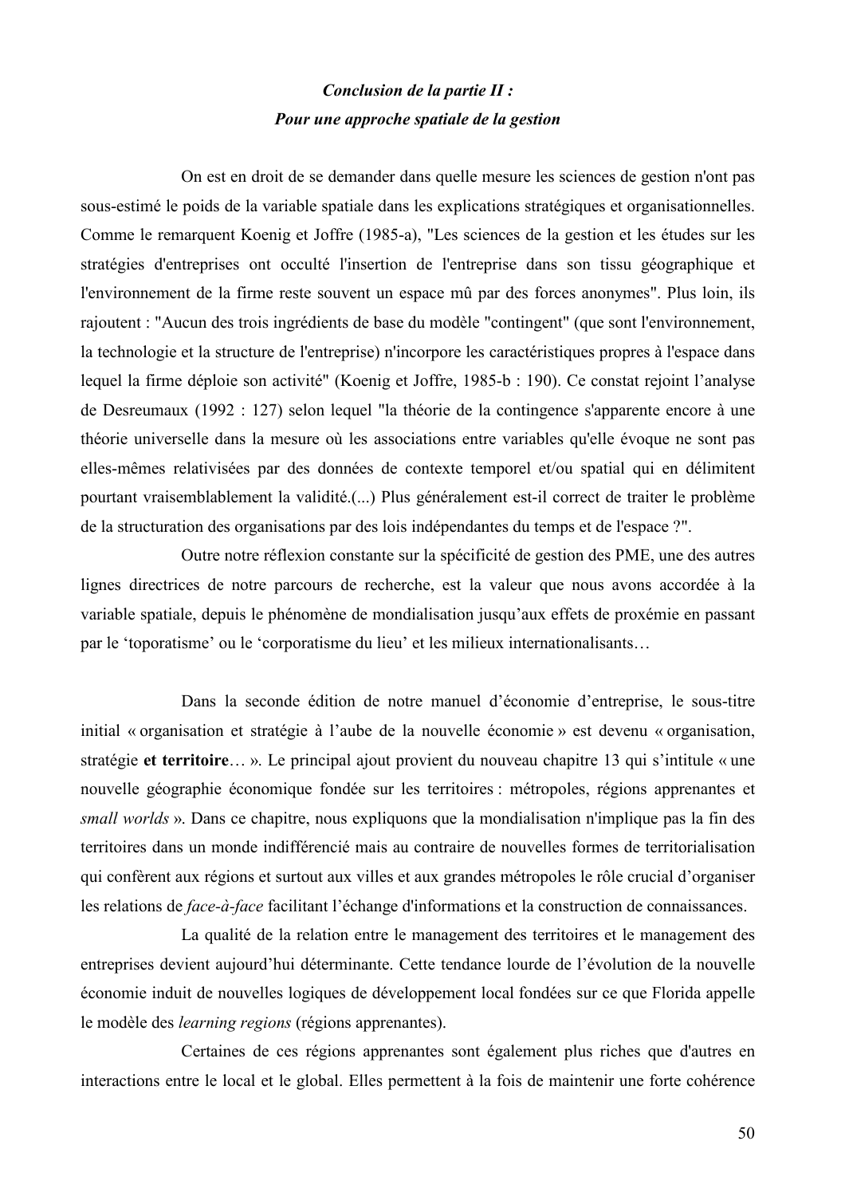***Conclusion de la partie II :***
***Pour une approche spatiale de la gestion***

On est en droit de se demander dans quelle mesure les sciences de gestion n'ont pas sous-estimé le poids de la variable spatiale dans les explications stratégiques et organisationnelles. Comme le remarquent Koenig et Joffre (1985-a), "Les sciences de la gestion et les études sur les stratégies d'entreprises ont occulté l'insertion de l'entreprise dans son tissu géographique et l'environnement de la firme reste souvent un espace mû par des forces anonymes". Plus loin, ils rajoutent : "Aucun des trois ingrédients de base du modèle "contingent" (que sont l'environnement, la technologie et la structure de l'entreprise) n'incorpore les caractéristiques propres à l'espace dans lequel la firme déploie son activité" (Koenig et Joffre, 1985-b : 190). Ce constat rejoint l'analyse de Desreumaux (1992 : 127) selon lequel "la théorie de la contingence s'apparente encore à une théorie universelle dans la mesure où les associations entre variables qu'elle évoque ne sont pas elles-mêmes relativisées par des données de contexte temporel et/ou spatial qui en délimitent pourtant vraisemblablement la validité.(...) Plus généralement est-il correct de traiter le problème de la structuration des organisations par des lois indépendantes du temps et de l'espace ?".

Outre notre réflexion constante sur la spécificité de gestion des PME, une des autres lignes directrices de notre parcours de recherche, est la valeur que nous avons accordée à la variable spatiale, depuis le phénomène de mondialisation jusqu'aux effets de proxémie en passant par le 'toporatisme' ou le 'corporatisme du lieu' et les milieux internationalisants…

Dans la seconde édition de notre manuel d'économie d'entreprise, le sous-titre initial « organisation et stratégie à l'aube de la nouvelle économie » est devenu « organisation, stratégie **et territoire**… ». Le principal ajout provient du nouveau chapitre 13 qui s'intitule « une nouvelle géographie économique fondée sur les territoires : métropoles, régions apprenantes et *small worlds* ». Dans ce chapitre, nous expliquons que la mondialisation n'implique pas la fin des territoires dans un monde indifférencié mais au contraire de nouvelles formes de territorialisation qui confèrent aux régions et surtout aux villes et aux grandes métropoles le rôle crucial d'organiser les relations de *face-à-face* facilitant l'échange d'informations et la construction de connaissances.

La qualité de la relation entre le management des territoires et le management des entreprises devient aujourd'hui déterminante. Cette tendance lourde de l'évolution de la nouvelle économie induit de nouvelles logiques de développement local fondées sur ce que Florida appelle le modèle des *learning regions* (régions apprenantes).

Certaines de ces régions apprenantes sont également plus riches que d'autres en interactions entre le local et le global. Elles permettent à la fois de maintenir une forte cohérence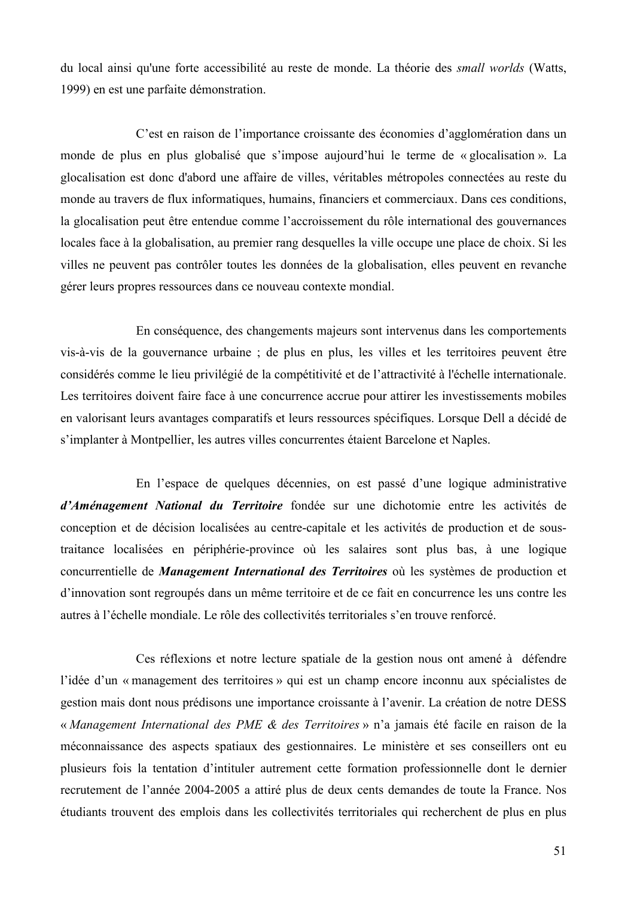du local ainsi qu'une forte accessibilité au reste de monde. La théorie des *small worlds* (Watts, 1999) en est une parfaite démonstration.

C’est en raison de l’importance croissante des économies d’agglomération dans un monde de plus en plus globalisé que s’impose aujourd’hui le terme de « glocalisation ». La glocalisation est donc d'abord une affaire de villes, véritables métropoles connectées au reste du monde au travers de flux informatiques, humains, financiers et commerciaux. Dans ces conditions, la glocalisation peut être entendue comme l’accroissement du rôle international des gouvernances locales face à la globalisation, au premier rang desquelles la ville occupe une place de choix. Si les villes ne peuvent pas contrôler toutes les données de la globalisation, elles peuvent en revanche gérer leurs propres ressources dans ce nouveau contexte mondial.

En conséquence, des changements majeurs sont intervenus dans les comportements vis-à-vis de la gouvernance urbaine ; de plus en plus, les villes et les territoires peuvent être considérés comme le lieu privilégié de la compétitivité et de l’attractivité à l'échelle internationale. Les territoires doivent faire face à une concurrence accrue pour attirer les investissements mobiles en valorisant leurs avantages comparatifs et leurs ressources spécifiques. Lorsque Dell a décidé de s’implanter à Montpellier, les autres villes concurrentes étaient Barcelone et Naples.

En l’espace de quelques décennies, on est passé d’une logique administrative ***d’Aménagement National du Territoire*** fondée sur une dichotomie entre les activités de conception et de décision localisées au centre-capitale et les activités de production et de sous-traitance localisées en périphérie-province où les salaires sont plus bas, à une logique concurrentielle de ***Management International des Territoires*** où les systèmes de production et d’innovation sont regroupés dans un même territoire et de ce fait en concurrence les uns contre les autres à l’échelle mondiale. Le rôle des collectivités territoriales s’en trouve renforcé.

Ces réflexions et notre lecture spatiale de la gestion nous ont amené à défendre l’idée d’un « management des territoires » qui est un champ encore inconnu aux spécialistes de gestion mais dont nous prédisons une importance croissante à l’avenir. La création de notre DESS « *Management International des PME & des Territoires* » n’a jamais été facile en raison de la méconnaissance des aspects spatiaux des gestionnaires. Le ministère et ses conseillers ont eu plusieurs fois la tentation d’intituler autrement cette formation professionnelle dont le dernier recrutement de l’année 2004-2005 a attiré plus de deux cents demandes de toute la France. Nos étudiants trouvent des emplois dans les collectivités territoriales qui recherchent de plus en plus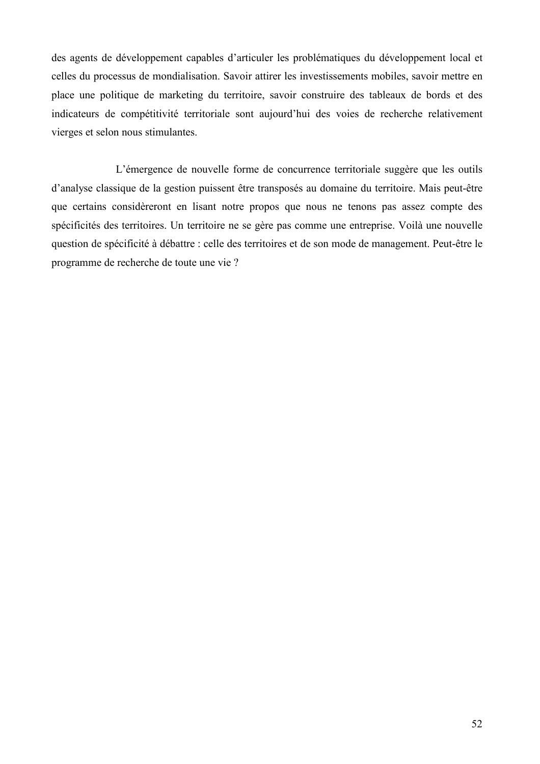des agents de développement capables d'articuler les problématiques du développement local et celles du processus de mondialisation. Savoir attirer les investissements mobiles, savoir mettre en place une politique de marketing du territoire, savoir construire des tableaux de bords et des indicateurs de compétitivité territoriale sont aujourd'hui des voies de recherche relativement vierges et selon nous stimulantes.

L'émergence de nouvelle forme de concurrence territoriale suggère que les outils d'analyse classique de la gestion puissent être transposés au domaine du territoire. Mais peut-être que certains considèreront en lisant notre propos que nous ne tenons pas assez compte des spécificités des territoires. Un territoire ne se gère pas comme une entreprise. Voilà une nouvelle question de spécificité à débattre : celle des territoires et de son mode de management. Peut-être le programme de recherche de toute une vie ?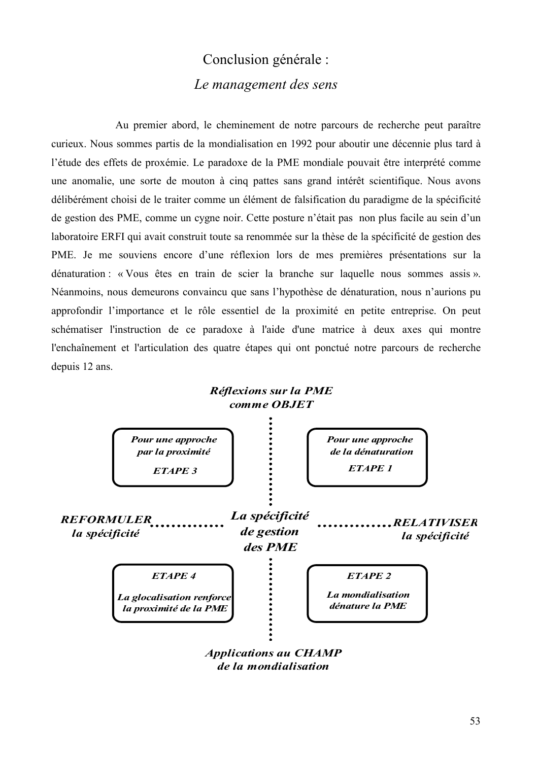# Conclusion générale :

## *Le management des sens*

Au premier abord, le cheminement de notre parcours de recherche peut paraître curieux. Nous sommes partis de la mondialisation en 1992 pour aboutir une décennie plus tard à l'étude des effets de proxémie. Le paradoxe de la PME mondiale pouvait être interprété comme une anomalie, une sorte de mouton à cinq pattes sans grand intérêt scientifique. Nous avons délibérément choisi de le traiter comme un élément de falsification du paradigme de la spécificité de gestion des PME, comme un cygne noir. Cette posture n'était pas non plus facile au sein d'un laboratoire ERFI qui avait construit toute sa renommée sur la thèse de la spécificité de gestion des PME. Je me souviens encore d'une réflexion lors de mes premières présentations sur la dénaturation : « Vous êtes en train de scier la branche sur laquelle nous sommes assis ». Néanmoins, nous demeurons convaincu que sans l'hypothèse de dénaturation, nous n'aurions pu approfondir l'importance et le rôle essentiel de la proximité en petite entreprise. On peut schématiser l'instruction de ce paradoxe à l'aide d'une matrice à deux axes qui montre l'enchaînement et l'articulation des quatre étapes qui ont ponctué notre parcours de recherche depuis 12 ans.

***Réflexions sur la PME comme OBJET***

| | | |
|---|---|---|
| ***Pour une approche par la proximité*** <br> ***ETAPE 3*** | | ***Pour une approche de la dénaturation*** <br> ***ETAPE 1*** |
| ***REFORMULER la spécificité*** | ***La spécificité de gestion des PME*** | ***RELATIVISER la spécificité*** |
| ***ETAPE 4*** <br> ***La glocalisation renforce la proximité de la PME*** | | ***ETAPE 2*** <br> ***La mondialisation dénature la PME*** |

***Applications au CHAMP de la mondialisation***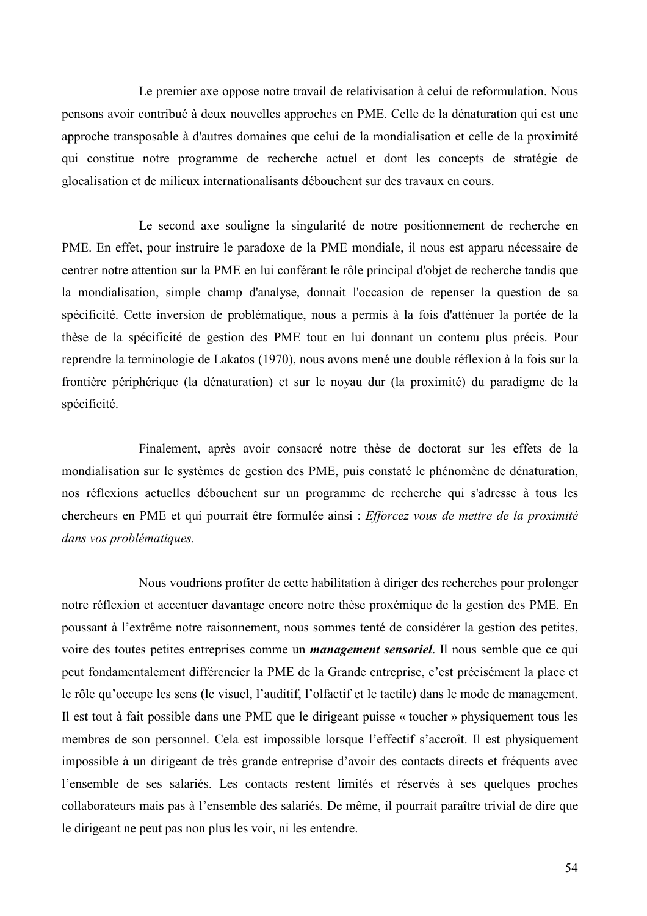Le premier axe oppose notre travail de relativisation à celui de reformulation. Nous pensons avoir contribué à deux nouvelles approches en PME. Celle de la dénaturation qui est une approche transposable à d'autres domaines que celui de la mondialisation et celle de la proximité qui constitue notre programme de recherche actuel et dont les concepts de stratégie de glocalisation et de milieux internationalisants débouchent sur des travaux en cours.

Le second axe souligne la singularité de notre positionnement de recherche en PME. En effet, pour instruire le paradoxe de la PME mondiale, il nous est apparu nécessaire de centrer notre attention sur la PME en lui conférant le rôle principal d'objet de recherche tandis que la mondialisation, simple champ d'analyse, donnait l'occasion de repenser la question de sa spécificité. Cette inversion de problématique, nous a permis à la fois d'atténuer la portée de la thèse de la spécificité de gestion des PME tout en lui donnant un contenu plus précis. Pour reprendre la terminologie de Lakatos (1970), nous avons mené une double réflexion à la fois sur la frontière périphérique (la dénaturation) et sur le noyau dur (la proximité) du paradigme de la spécificité.

Finalement, après avoir consacré notre thèse de doctorat sur les effets de la mondialisation sur le systèmes de gestion des PME, puis constaté le phénomène de dénaturation, nos réflexions actuelles débouchent sur un programme de recherche qui s'adresse à tous les chercheurs en PME et qui pourrait être formulée ainsi : *Efforcez vous de mettre de la proximité dans vos problématiques.*

Nous voudrions profiter de cette habilitation à diriger des recherches pour prolonger notre réflexion et accentuer davantage encore notre thèse proxémique de la gestion des PME. En poussant à l'extrême notre raisonnement, nous sommes tenté de considérer la gestion des petites, voire des toutes petites entreprises comme un ***management sensoriel***. Il nous semble que ce qui peut fondamentalement différencier la PME de la Grande entreprise, c'est précisément la place et le rôle qu'occupe les sens (le visuel, l'auditif, l'olfactif et le tactile) dans le mode de management. Il est tout à fait possible dans une PME que le dirigeant puisse « toucher » physiquement tous les membres de son personnel. Cela est impossible lorsque l'effectif s'accroît. Il est physiquement impossible à un dirigeant de très grande entreprise d'avoir des contacts directs et fréquents avec l'ensemble de ses salariés. Les contacts restent limités et réservés à ses quelques proches collaborateurs mais pas à l'ensemble des salariés. De même, il pourrait paraître trivial de dire que le dirigeant ne peut pas non plus les voir, ni les entendre.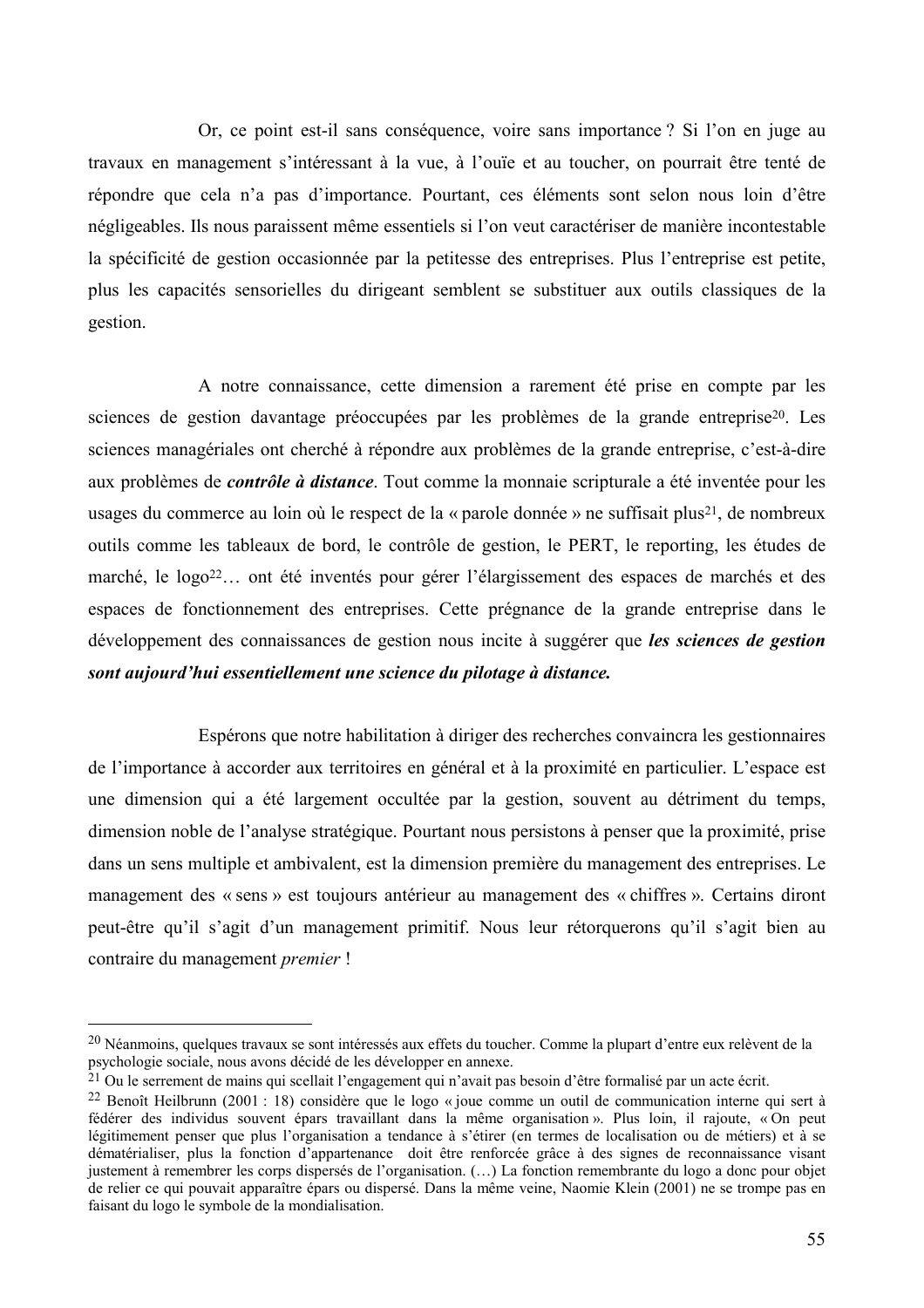Or, ce point est-il sans conséquence, voire sans importance ? Si l'on en juge au travaux en management s'intéressant à la vue, à l'ouïe et au toucher, on pourrait être tenté de répondre que cela n'a pas d'importance. Pourtant, ces éléments sont selon nous loin d'être négligeables. Ils nous paraissent même essentiels si l'on veut caractériser de manière incontestable la spécificité de gestion occasionnée par la petitesse des entreprises. Plus l'entreprise est petite, plus les capacités sensorielles du dirigeant semblent se substituer aux outils classiques de la gestion.

A notre connaissance, cette dimension a rarement été prise en compte par les sciences de gestion davantage préoccupées par les problèmes de la grande entreprise[20]. Les sciences managériales ont cherché à répondre aux problèmes de la grande entreprise, c'est-à-dire aux problèmes de ***contrôle à distance***. Tout comme la monnaie scripturale a été inventée pour les usages du commerce au loin où le respect de la « parole donnée » ne suffisait plus[21], de nombreux outils comme les tableaux de bord, le contrôle de gestion, le PERT, le reporting, les études de marché, le logo[22]… ont été inventés pour gérer l'élargissement des espaces de marchés et des espaces de fonctionnement des entreprises. Cette prégnance de la grande entreprise dans le développement des connaissances de gestion nous incite à suggérer que ***les sciences de gestion sont aujourd'hui essentiellement une science du pilotage à distance.***

Espérons que notre habilitation à diriger des recherches convaincra les gestionnaires de l'importance à accorder aux territoires en général et à la proximité en particulier. L'espace est une dimension qui a été largement occultée par la gestion, souvent au détriment du temps, dimension noble de l'analyse stratégique. Pourtant nous persistons à penser que la proximité, prise dans un sens multiple et ambivalent, est la dimension première du management des entreprises. Le management des « sens » est toujours antérieur au management des « chiffres ». Certains diront peut-être qu'il s'agit d'un management primitif. Nous leur rétorquerons qu'il s'agit bien au contraire du management *premier* !

---

[20] Néanmoins, quelques travaux se sont intéressés aux effets du toucher. Comme la plupart d'entre eux relèvent de la psychologie sociale, nous avons décidé de les développer en annexe.

[21] Ou le serrement de mains qui scellait l'engagement qui n'avait pas besoin d'être formalisé par un acte écrit.

[22] Benoît Heilbrunn (2001 : 18) considère que le logo « joue comme un outil de communication interne qui sert à fédérer des individus souvent épars travaillant dans la même organisation ». Plus loin, il rajoute, « On peut légitimement penser que plus l'organisation a tendance à s'étirer (en termes de localisation ou de métiers) et à se dématérialiser, plus la fonction d'appartenance doit être renforcée grâce à des signes de reconnaissance visant justement à remembrer les corps dispersés de l'organisation. (…) La fonction remembrante du logo a donc pour objet de relier ce qui pouvait apparaître épars ou dispersé. Dans la même veine, Naomie Klein (2001) ne se trompe pas en faisant du logo le symbole de la mondialisation.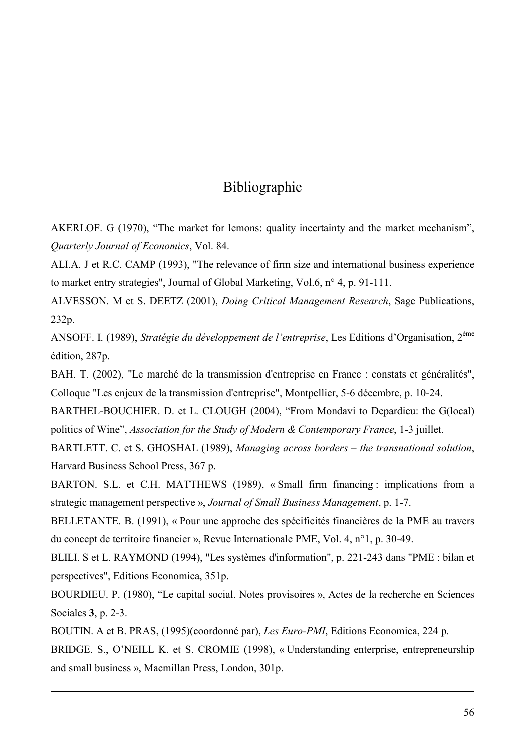# Bibliographie

AKERLOF. G (1970), “The market for lemons: quality incertainty and the market mechanism”, *Quarterly Journal of Economics*, Vol. 84.

ALI.A. J et R.C. CAMP (1993), "The relevance of firm size and international business experience to market entry strategies", Journal of Global Marketing, Vol.6, n° 4, p. 91-111.

ALVESSON. M et S. DEETZ (2001), *Doing Critical Management Research*, Sage Publications, 232p.

ANSOFF. I. (1989), *Stratégie du développement de l’entreprise*, Les Editions d’Organisation, 2ème édition, 287p.

BAH. T. (2002), "Le marché de la transmission d'entreprise en France : constats et généralités", Colloque "Les enjeux de la transmission d'entreprise", Montpellier, 5-6 décembre, p. 10-24.

BARTHEL-BOUCHIER. D. et L. CLOUGH (2004), “From Mondavi to Depardieu: the G(local) politics of Wine”, *Association for the Study of Modern & Contemporary France*, 1-3 juillet.

BARTLETT. C. et S. GHOSHAL (1989), *Managing across borders – the transnational solution*, Harvard Business School Press, 367 p.

BARTON. S.L. et C.H. MATTHEWS (1989), « Small firm financing : implications from a strategic management perspective », *Journal of Small Business Management*, p. 1-7.

BELLETANTE. B. (1991), « Pour une approche des spécificités financières de la PME au travers du concept de territoire financier », Revue Internationale PME, Vol. 4, n°1, p. 30-49.

BLILI. S et L. RAYMOND (1994), "Les systèmes d'information", p. 221-243 dans "PME : bilan et perspectives", Editions Economica, 351p.

BOURDIEU. P. (1980), “Le capital social. Notes provisoires », Actes de la recherche en Sciences Sociales **3**, p. 2-3.

BOUTIN. A et B. PRAS, (1995)(coordonné par), *Les Euro-PMI*, Editions Economica, 224 p.

BRIDGE. S., O’NEILL K. et S. CROMIE (1998), « Understanding enterprise, entrepreneurship and small business », Macmillan Press, London, 301p.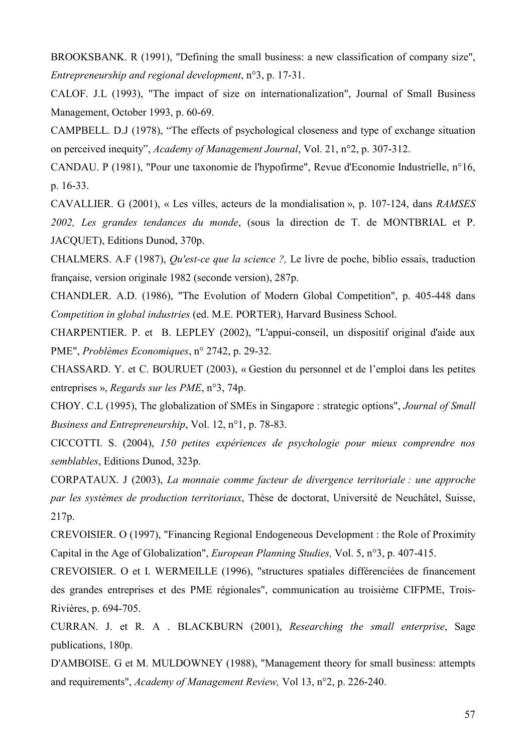BROOKSBANK. R (1991), "Defining the small business: a new classification of company size", *Entrepreneurship and regional development*, n°3, p. 17-31.

CALOF. J.L (1993), "The impact of size on internationalization", Journal of Small Business Management, October 1993, p. 60-69.

CAMPBELL. D.J (1978), "The effects of psychological closeness and type of exchange situation on perceived inequity", *Academy of Management Journal*, Vol. 21, n°2, p. 307-312.

CANDAU. P (1981), "Pour une taxonomie de l'hypofirme", Revue d'Economie Industrielle, n°16, p. 16-33.

CAVALLIER. G (2001), « Les villes, acteurs de la mondialisation », p. 107-124, dans *RAMSES 2002, Les grandes tendances du monde*, (sous la direction de T. de MONTBRIAL et P. JACQUET), Editions Dunod, 370p.

CHALMERS. A.F (1987), *Qu'est-ce que la science ?,* Le livre de poche, biblio essais, traduction française, version originale 1982 (seconde version), 287p.

CHANDLER. A.D. (1986), "The Evolution of Modern Global Competition", p. 405-448 dans *Competition in global industries* (ed. M.E. PORTER), Harvard Business School.

CHARPENTIER. P. et B. LEPLEY (2002), "L'appui-conseil, un dispositif original d'aide aux PME", *Problèmes Economiques*, n° 2742, p. 29-32.

CHASSARD. Y. et C. BOURUET (2003), « Gestion du personnel et de l'emploi dans les petites entreprises », *Regards sur les PME*, n°3, 74p.

CHOY. C.L (1995), The globalization of SMEs in Singapore : strategic options", *Journal of Small Business and Entrepreneurship*, Vol. 12, n°1, p. 78-83.

CICCOTTI. S. (2004), *150 petites expériences de psychologie pour mieux comprendre nos semblables*, Editions Dunod, 323p.

CORPATAUX. J (2003), *La monnaie comme facteur de divergence territoriale : une approche par les systèmes de production territoriaux*, Thèse de doctorat, Université de Neuchâtel, Suisse, 217p.

CREVOISIER. O (1997), "Financing Regional Endogeneous Development : the Role of Proximity Capital in the Age of Globalization", *European Planning Studies,* Vol. 5, n°3, p. 407-415.

CREVOISIER. O et I. WERMEILLE (1996), "structures spatiales différenciées de financement des grandes entreprises et des PME régionales", communication au troisième CIFPME, Trois-Rivières, p. 694-705.

CURRAN. J. et R. A . BLACKBURN (2001), *Researching the small enterprise*, Sage publications, 180p.

D'AMBOISE. G et M. MULDOWNEY (1988), "Management theory for small business: attempts and requirements", *Academy of Management Review,* Vol 13, n°2, p. 226-240.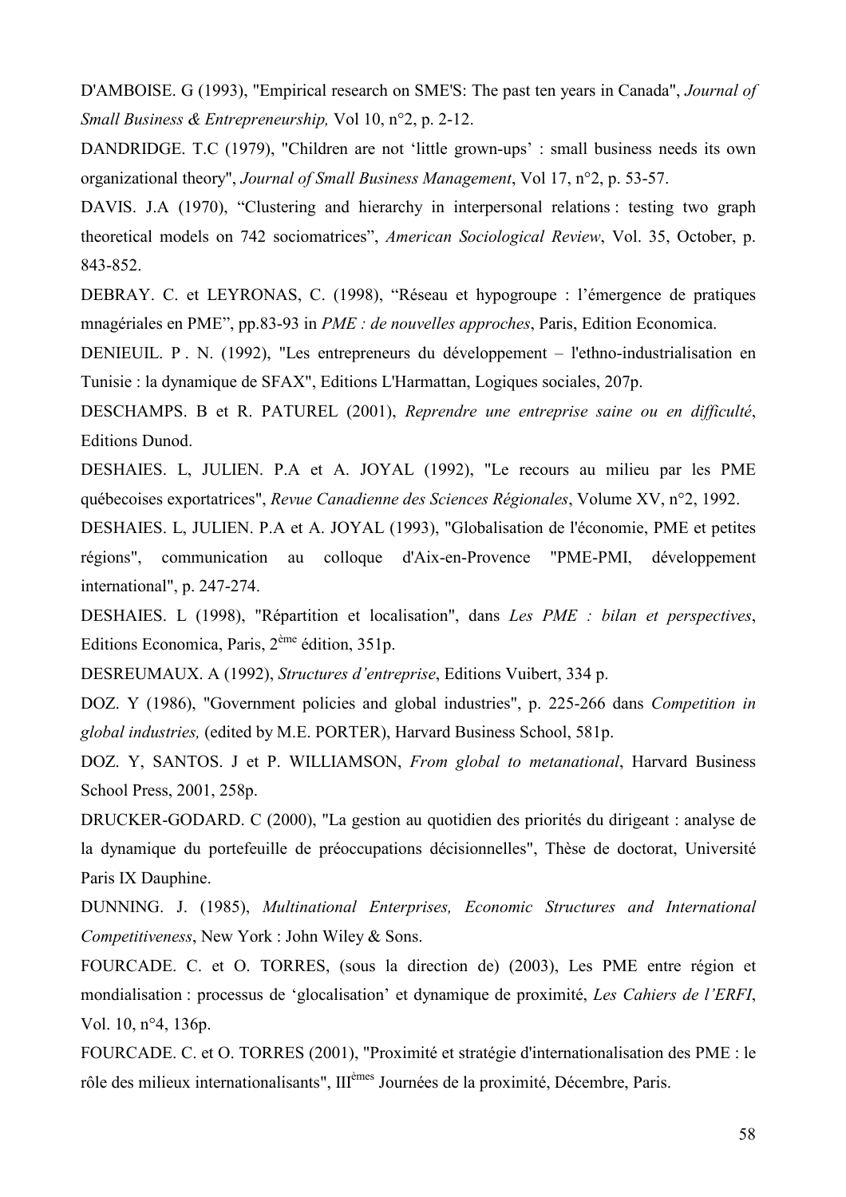D'AMBOISE. G (1993), "Empirical research on SME'S: The past ten years in Canada", *Journal of Small Business & Entrepreneurship,* Vol 10, n°2, p. 2-12.

DANDRIDGE. T.C (1979), "Children are not 'little grown-ups' : small business needs its own organizational theory", *Journal of Small Business Management*, Vol 17, n°2, p. 53-57.

DAVIS. J.A (1970), "Clustering and hierarchy in interpersonal relations : testing two graph theoretical models on 742 sociomatrices", *American Sociological Review*, Vol. 35, October, p. 843-852.

DEBRAY. C. et LEYRONAS, C. (1998), "Réseau et hypogroupe : l'émergence de pratiques mnagériales en PME", pp.83-93 in *PME : de nouvelles approches*, Paris, Edition Economica.

DENIEUIL. P . N. (1992), "Les entrepreneurs du développement – l'ethno-industrialisation en Tunisie : la dynamique de SFAX", Editions L'Harmattan, Logiques sociales, 207p.

DESCHAMPS. B et R. PATUREL (2001), *Reprendre une entreprise saine ou en difficulté*, Editions Dunod.

DESHAIES. L, JULIEN. P.A et A. JOYAL (1992), "Le recours au milieu par les PME québecoises exportatrices", *Revue Canadienne des Sciences Régionales*, Volume XV, n°2, 1992.

DESHAIES. L, JULIEN. P.A et A. JOYAL (1993), "Globalisation de l'économie, PME et petites régions", communication au colloque d'Aix-en-Provence "PME-PMI, développement international", p. 247-274.

DESHAIES. L (1998), "Répartition et localisation", dans *Les PME : bilan et perspectives*, Editions Economica, Paris, 2ème édition, 351p.

DESREUMAUX. A (1992), *Structures d'entreprise*, Editions Vuibert, 334 p.

DOZ. Y (1986), "Government policies and global industries", p. 225-266 dans *Competition in global industries,* (edited by M.E. PORTER), Harvard Business School, 581p.

DOZ. Y, SANTOS. J et P. WILLIAMSON, *From global to metanational*, Harvard Business School Press, 2001, 258p.

DRUCKER-GODARD. C (2000), "La gestion au quotidien des priorités du dirigeant : analyse de la dynamique du portefeuille de préoccupations décisionnelles", Thèse de doctorat, Université Paris IX Dauphine.

DUNNING. J. (1985), *Multinational Enterprises, Economic Structures and International Competitiveness*, New York : John Wiley & Sons.

FOURCADE. C. et O. TORRES, (sous la direction de) (2003), Les PME entre région et mondialisation : processus de 'glocalisation' et dynamique de proximité, *Les Cahiers de l'ERFI*, Vol. 10, n°4, 136p.

FOURCADE. C. et O. TORRES (2001), "Proximité et stratégie d'internationalisation des PME : le rôle des milieux internationalisants", IIIèmes Journées de la proximité, Décembre, Paris.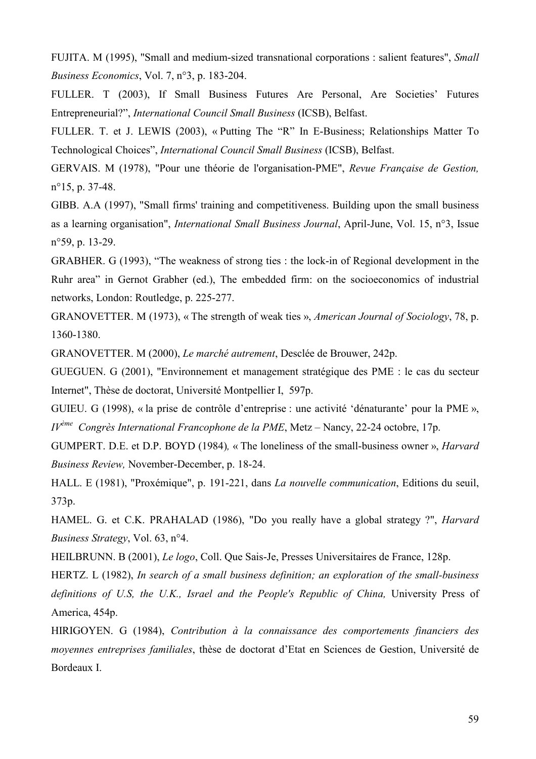FUJITA. M (1995), "Small and medium-sized transnational corporations : salient features", *Small Business Economics*, Vol. 7, n°3, p. 183-204.

FULLER. T (2003), If Small Business Futures Are Personal, Are Societies' Futures Entrepreneurial?", *International Council Small Business* (ICSB), Belfast.

FULLER. T. et J. LEWIS (2003), « Putting The "R" In E-Business; Relationships Matter To Technological Choices", *International Council Small Business* (ICSB), Belfast.

GERVAIS. M (1978), "Pour une théorie de l'organisation-PME", *Revue Française de Gestion,* n°15, p. 37-48.

GIBB. A.A (1997), "Small firms' training and competitiveness. Building upon the small business as a learning organisation", *International Small Business Journal*, April-June, Vol. 15, n°3, Issue n°59, p. 13-29.

GRABHER. G (1993), "The weakness of strong ties : the lock-in of Regional development in the Ruhr area" in Gernot Grabher (ed.), The embedded firm: on the socioeconomics of industrial networks, London: Routledge, p. 225-277.

GRANOVETTER. M (1973), « The strength of weak ties », *American Journal of Sociology*, 78, p. 1360-1380.

GRANOVETTER. M (2000), *Le marché autrement*, Desclée de Brouwer, 242p.

GUEGUEN. G (2001), "Environnement et management stratégique des PME : le cas du secteur Internet", Thèse de doctorat, Université Montpellier I, 597p.

GUIEU. G (1998), « la prise de contrôle d'entreprise : une activité 'dénaturante' pour la PME », *IV<sup>ème</sup> Congrès International Francophone de la PME*, Metz – Nancy, 22-24 octobre, 17p.

GUMPERT. D.E. et D.P. BOYD (1984), « The loneliness of the small-business owner », *Harvard Business Review,* November-December, p. 18-24.

HALL. E (1981), "Proxémique", p. 191-221, dans *La nouvelle communication*, Editions du seuil, 373p.

HAMEL. G. et C.K. PRAHALAD (1986), "Do you really have a global strategy ?", *Harvard Business Strategy*, Vol. 63, n°4.

HEILBRUNN. B (2001), *Le logo*, Coll. Que Sais-Je, Presses Universitaires de France, 128p.

HERTZ. L (1982), *In search of a small business definition; an exploration of the small-business definitions of U.S, the U.K., Israel and the People's Republic of China,* University Press of America, 454p.

HIRIGOYEN. G (1984), *Contribution à la connaissance des comportements financiers des moyennes entreprises familiales*, thèse de doctorat d'Etat en Sciences de Gestion, Université de Bordeaux I.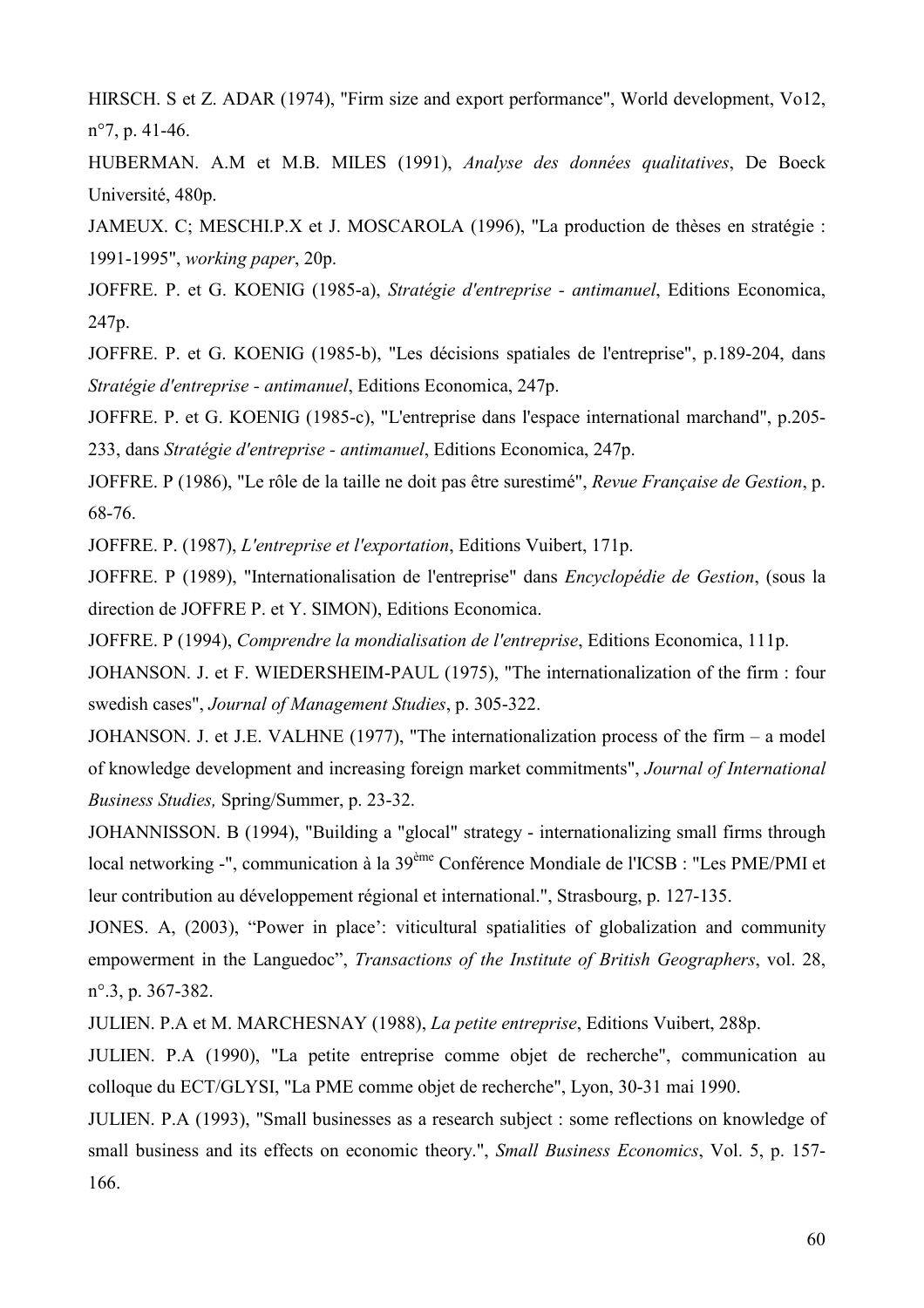HIRSCH. S et Z. ADAR (1974), "Firm size and export performance", World development, Vo12, n°7, p. 41-46.

HUBERMAN. A.M et M.B. MILES (1991), *Analyse des données qualitatives*, De Boeck Université, 480p.

JAMEUX. C; MESCHI.P.X et J. MOSCAROLA (1996), "La production de thèses en stratégie : 1991-1995", *working paper*, 20p.

JOFFRE. P. et G. KOENIG (1985-a), *Stratégie d'entreprise - antimanuel*, Editions Economica, 247p.

JOFFRE. P. et G. KOENIG (1985-b), "Les décisions spatiales de l'entreprise", p.189-204, dans *Stratégie d'entreprise - antimanuel*, Editions Economica, 247p.

JOFFRE. P. et G. KOENIG (1985-c), "L'entreprise dans l'espace international marchand", p.205-233, dans *Stratégie d'entreprise - antimanuel*, Editions Economica, 247p.

JOFFRE. P (1986), "Le rôle de la taille ne doit pas être surestimé", *Revue Française de Gestion*, p. 68-76.

JOFFRE. P. (1987), *L'entreprise et l'exportation*, Editions Vuibert, 171p.

JOFFRE. P (1989), "Internationalisation de l'entreprise" dans *Encyclopédie de Gestion*, (sous la direction de JOFFRE P. et Y. SIMON), Editions Economica.

JOFFRE. P (1994), *Comprendre la mondialisation de l'entreprise*, Editions Economica, 111p.

JOHANSON. J. et F. WIEDERSHEIM-PAUL (1975), "The internationalization of the firm : four swedish cases", *Journal of Management Studies*, p. 305-322.

JOHANSON. J. et J.E. VALHNE (1977), "The internationalization process of the firm – a model of knowledge development and increasing foreign market commitments", *Journal of International Business Studies,* Spring/Summer, p. 23-32.

JOHANNISSON. B (1994), "Building a "glocal" strategy - internationalizing small firms through local networking -", communication à la 39ème Conférence Mondiale de l'ICSB : "Les PME/PMI et leur contribution au développement régional et international.", Strasbourg, p. 127-135.

JONES. A, (2003), "Power in place': viticultural spatialities of globalization and community empowerment in the Languedoc", *Transactions of the Institute of British Geographers*, vol. 28, n°.3, p. 367-382.

JULIEN. P.A et M. MARCHESNAY (1988), *La petite entreprise*, Editions Vuibert, 288p.

JULIEN. P.A (1990), "La petite entreprise comme objet de recherche", communication au colloque du ECT/GLYSI, "La PME comme objet de recherche", Lyon, 30-31 mai 1990.

JULIEN. P.A (1993), "Small businesses as a research subject : some reflections on knowledge of small business and its effects on economic theory.", *Small Business Economics*, Vol. 5, p. 157-166.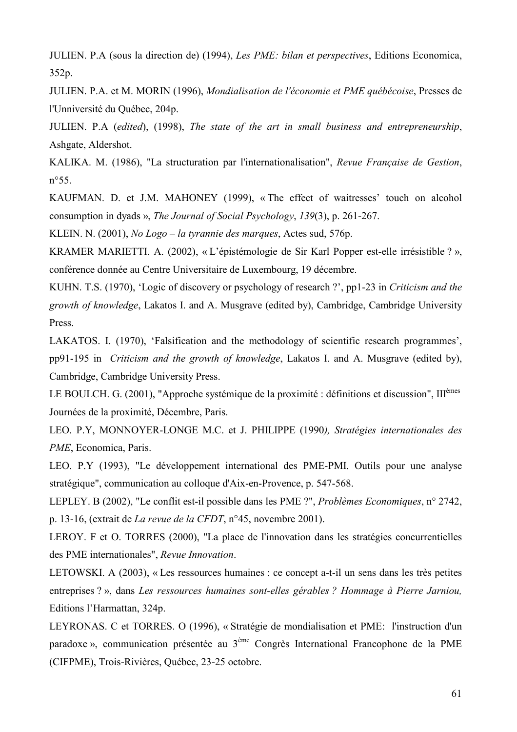JULIEN. P.A (sous la direction de) (1994), *Les PME: bilan et perspectives*, Editions Economica, 352p.

JULIEN. P.A. et M. MORIN (1996), *Mondialisation de l'économie et PME québécoise*, Presses de l'Unniversité du Québec, 204p.

JULIEN. P.A (*edited*), (1998), *The state of the art in small business and entrepreneurship*, Ashgate, Aldershot.

KALIKA. M. (1986), "La structuration par l'internationalisation", *Revue Française de Gestion*, n°55.

KAUFMAN. D. et J.M. MAHONEY (1999), « The effect of waitresses' touch on alcohol consumption in dyads », *The Journal of Social Psychology*, *139*(3), p. 261-267.

KLEIN. N. (2001), *No Logo – la tyrannie des marques*, Actes sud, 576p.

KRAMER MARIETTI. A. (2002), « L'épistémologie de Sir Karl Popper est-elle irrésistible ? », conférence donnée au Centre Universitaire de Luxembourg, 19 décembre.

KUHN. T.S. (1970), 'Logic of discovery or psychology of research ?', pp1-23 in *Criticism and the growth of knowledge*, Lakatos I. and A. Musgrave (edited by), Cambridge, Cambridge University Press.

LAKATOS. I. (1970), 'Falsification and the methodology of scientific research programmes', pp91-195 in *Criticism and the growth of knowledge*, Lakatos I. and A. Musgrave (edited by), Cambridge, Cambridge University Press.

LE BOULCH. G. (2001), "Approche systémique de la proximité : définitions et discussion", III[èmes] Journées de la proximité, Décembre, Paris.

LEO. P.Y, MONNOYER-LONGE M.C. et J. PHILIPPE (1990*), Stratégies internationales des PME*, Economica, Paris.

LEO. P.Y (1993), "Le développement international des PME-PMI. Outils pour une analyse stratégique", communication au colloque d'Aix-en-Provence, p. 547-568.

LEPLEY. B (2002), "Le conflit est-il possible dans les PME ?", *Problèmes Economiques*, n° 2742, p. 13-16, (extrait de *La revue de la CFDT*, n°45, novembre 2001).

LEROY. F et O. TORRES (2000), "La place de l'innovation dans les stratégies concurrentielles des PME internationales", *Revue Innovation*.

LETOWSKI. A (2003), « Les ressources humaines : ce concept a-t-il un sens dans les très petites entreprises ? », dans *Les ressources humaines sont-elles gérables ? Hommage à Pierre Jarniou,* Editions l'Harmattan, 324p.

LEYRONAS. C et TORRES. O (1996), « Stratégie de mondialisation et PME: l'instruction d'un paradoxe », communication présentée au 3[ème] Congrès International Francophone de la PME (CIFPME), Trois-Rivières, Québec, 23-25 octobre.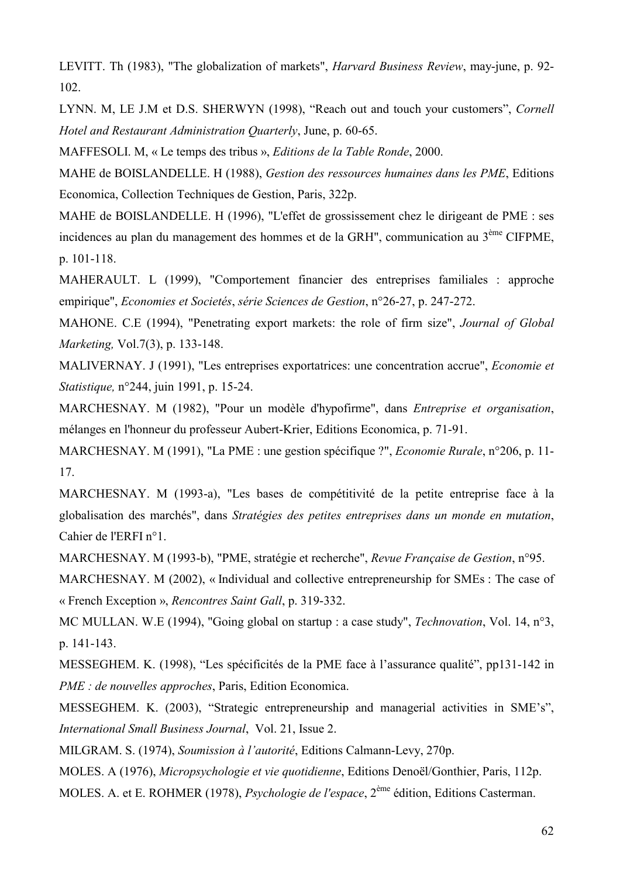LEVITT. Th (1983), "The globalization of markets", *Harvard Business Review*, may-june, p. 92-102.

LYNN. M, LE J.M et D.S. SHERWYN (1998), “Reach out and touch your customers”, *Cornell Hotel and Restaurant Administration Quarterly*, June, p. 60-65.

MAFFESOLI. M, « Le temps des tribus », *Editions de la Table Ronde*, 2000.

MAHE de BOISLANDELLE. H (1988), *Gestion des ressources humaines dans les PME*, Editions Economica, Collection Techniques de Gestion, Paris, 322p.

MAHE de BOISLANDELLE. H (1996), "L'effet de grossissement chez le dirigeant de PME : ses incidences au plan du management des hommes et de la GRH", communication au 3ème CIFPME, p. 101-118.

MAHERAULT. L (1999), "Comportement financier des entreprises familiales : approche empirique", *Economies et Societés*, *série Sciences de Gestion*, n°26-27, p. 247-272.

MAHONE. C.E (1994), "Penetrating export markets: the role of firm size", *Journal of Global Marketing,* Vol.7(3), p. 133-148.

MALIVERNAY. J (1991), "Les entreprises exportatrices: une concentration accrue", *Economie et Statistique,* n°244, juin 1991, p. 15-24.

MARCHESNAY. M (1982), "Pour un modèle d'hypofirme", dans *Entreprise et organisation*, mélanges en l'honneur du professeur Aubert-Krier, Editions Economica, p. 71-91.

MARCHESNAY. M (1991), "La PME : une gestion spécifique ?", *Economie Rurale*, n°206, p. 11-17.

MARCHESNAY. M (1993-a), "Les bases de compétitivité de la petite entreprise face à la globalisation des marchés", dans *Stratégies des petites entreprises dans un monde en mutation*, Cahier de l'ERFI n°1.

MARCHESNAY. M (1993-b), "PME, stratégie et recherche", *Revue Française de Gestion*, n°95.

MARCHESNAY. M (2002), « Individual and collective entrepreneurship for SMEs : The case of « French Exception », *Rencontres Saint Gall*, p. 319-332.

MC MULLAN. W.E (1994), "Going global on startup : a case study", *Technovation*, Vol. 14, n°3, p. 141-143.

MESSEGHEM. K. (1998), “Les spécificités de la PME face à l’assurance qualité”, pp131-142 in *PME : de nouvelles approches*, Paris, Edition Economica.

MESSEGHEM. K. (2003), “Strategic entrepreneurship and managerial activities in SME’s”, *International Small Business Journal*, Vol. 21, Issue 2.

MILGRAM. S. (1974), *Soumission à l’autorité*, Editions Calmann-Levy, 270p.

MOLES. A (1976), *Micropsychologie et vie quotidienne*, Editions Denoël/Gonthier, Paris, 112p.

MOLES. A. et E. ROHMER (1978), *Psychologie de l'espace*, 2ème édition, Editions Casterman.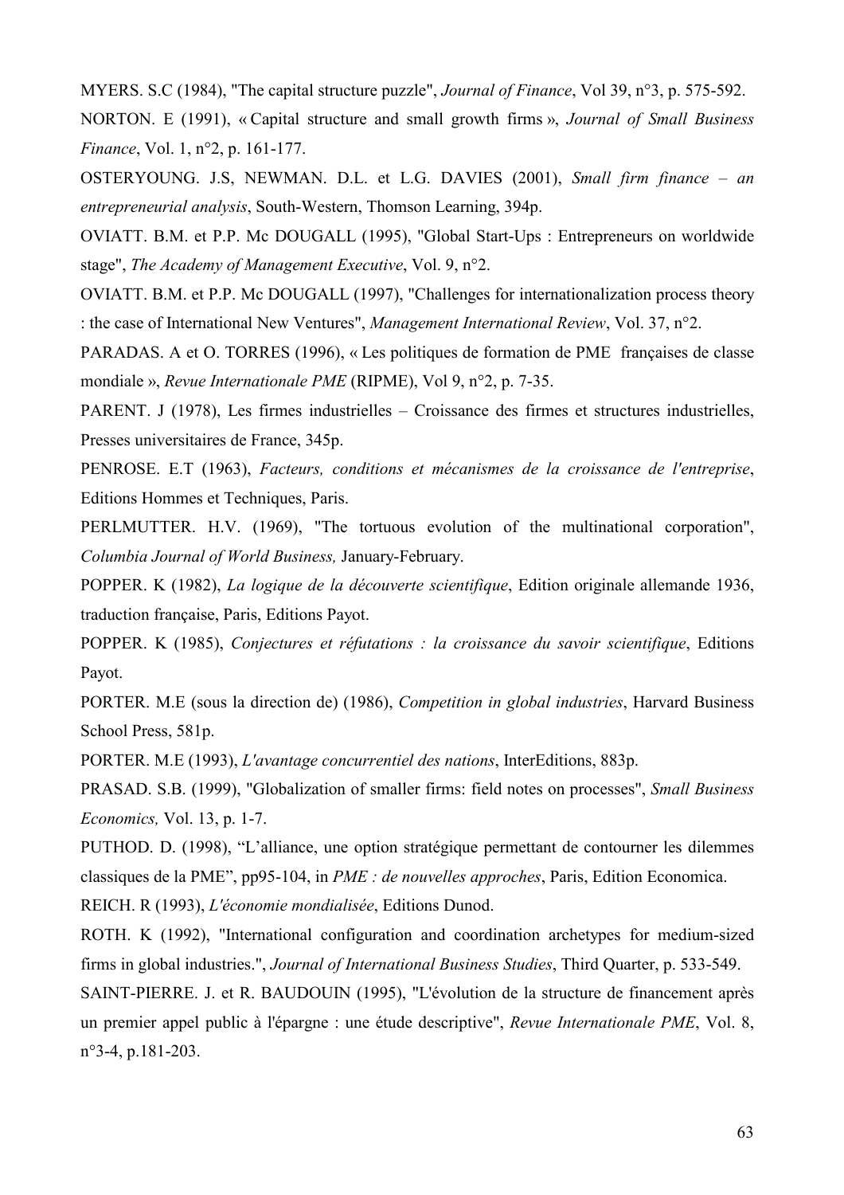MYERS. S.C (1984), "The capital structure puzzle", *Journal of Finance*, Vol 39, n°3, p. 575-592.

NORTON. E (1991), « Capital structure and small growth firms », *Journal of Small Business Finance*, Vol. 1, n°2, p. 161-177.

OSTERYOUNG. J.S, NEWMAN. D.L. et L.G. DAVIES (2001), *Small firm finance – an entrepreneurial analysis*, South-Western, Thomson Learning, 394p.

OVIATT. B.M. et P.P. Mc DOUGALL (1995), "Global Start-Ups : Entrepreneurs on worldwide stage", *The Academy of Management Executive*, Vol. 9, n°2.

OVIATT. B.M. et P.P. Mc DOUGALL (1997), "Challenges for internationalization process theory : the case of International New Ventures", *Management International Review*, Vol. 37, n°2.

PARADAS. A et O. TORRES (1996), « Les politiques de formation de PME françaises de classe mondiale », *Revue Internationale PME* (RIPME), Vol 9, n°2, p. 7-35.

PARENT. J (1978), Les firmes industrielles – Croissance des firmes et structures industrielles, Presses universitaires de France, 345p.

PENROSE. E.T (1963), *Facteurs, conditions et mécanismes de la croissance de l'entreprise*, Editions Hommes et Techniques, Paris.

PERLMUTTER. H.V. (1969), "The tortuous evolution of the multinational corporation", *Columbia Journal of World Business,* January-February.

POPPER. K (1982), *La logique de la découverte scientifique*, Edition originale allemande 1936, traduction française, Paris, Editions Payot.

POPPER. K (1985), *Conjectures et réfutations : la croissance du savoir scientifique*, Editions Payot.

PORTER. M.E (sous la direction de) (1986), *Competition in global industries*, Harvard Business School Press, 581p.

PORTER. M.E (1993), *L'avantage concurrentiel des nations*, InterEditions, 883p.

PRASAD. S.B. (1999), "Globalization of smaller firms: field notes on processes", *Small Business Economics,* Vol. 13, p. 1-7.

PUTHOD. D. (1998), "L'alliance, une option stratégique permettant de contourner les dilemmes classiques de la PME", pp95-104, in *PME : de nouvelles approches*, Paris, Edition Economica.

REICH. R (1993), *L'économie mondialisée*, Editions Dunod.

ROTH. K (1992), "International configuration and coordination archetypes for medium-sized firms in global industries.", *Journal of International Business Studies*, Third Quarter, p. 533-549.

SAINT-PIERRE. J. et R. BAUDOUIN (1995), "L'évolution de la structure de financement après un premier appel public à l'épargne : une étude descriptive", *Revue Internationale PME*, Vol. 8, n°3-4, p.181-203.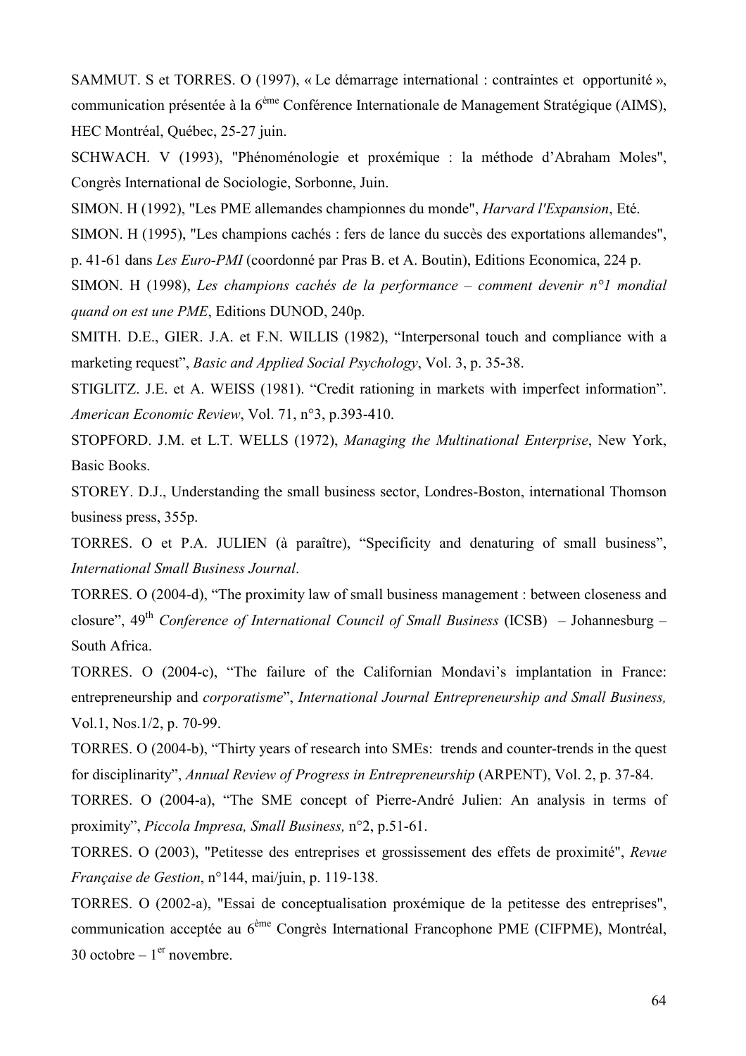SAMMUT. S et TORRES. O (1997), « Le démarrage international : contraintes et  opportunité », communication présentée à la 6ème Conférence Internationale de Management Stratégique (AIMS), HEC Montréal, Québec, 25-27 juin.

SCHWACH. V (1993), "Phénoménologie et proxémique : la méthode d'Abraham Moles", Congrès International de Sociologie, Sorbonne, Juin.

SIMON. H (1992), "Les PME allemandes championnes du monde", *Harvard l'Expansion*, Eté.

SIMON. H (1995), "Les champions cachés : fers de lance du succès des exportations allemandes", p. 41-61 dans *Les Euro-PMI* (coordonné par Pras B. et A. Boutin), Editions Economica, 224 p.

SIMON. H (1998), *Les champions cachés de la performance – comment devenir n°1 mondial quand on est une PME*, Editions DUNOD, 240p.

SMITH. D.E., GIER. J.A. et F.N. WILLIS (1982), "Interpersonal touch and compliance with a marketing request", *Basic and Applied Social Psychology*, Vol. 3, p. 35-38.

STIGLITZ. J.E. et A. WEISS (1981). "Credit rationing in markets with imperfect information". *American Economic Review*, Vol. 71, n°3, p.393-410.

STOPFORD. J.M. et L.T. WELLS (1972), *Managing the Multinational Enterprise*, New York, Basic Books.

STOREY. D.J., Understanding the small business sector, Londres-Boston, international Thomson business press, 355p.

TORRES. O et P.A. JULIEN (à paraître), "Specificity and denaturing of small business", *International Small Business Journal*.

TORRES. O (2004-d), "The proximity law of small business management : between closeness and closure", 49th *Conference of International Council of Small Business* (ICSB)  – Johannesburg – South Africa.

TORRES. O (2004-c), "The failure of the Californian Mondavi's implantation in France: entrepreneurship and *corporatisme*", *International Journal Entrepreneurship and Small Business,* Vol.1, Nos.1/2, p. 70-99.

TORRES. O (2004-b), "Thirty years of research into SMEs:  trends and counter-trends in the quest for disciplinarity", *Annual Review of Progress in Entrepreneurship* (ARPENT), Vol. 2, p. 37-84.

TORRES. O (2004-a), "The SME concept of Pierre-André Julien: An analysis in terms of proximity", *Piccola Impresa, Small Business,* n°2, p.51-61.

TORRES. O (2003), "Petitesse des entreprises et grossissement des effets de proximité", *Revue Française de Gestion*, n°144, mai/juin, p. 119-138.

TORRES. O (2002-a), "Essai de conceptualisation proxémique de la petitesse des entreprises", communication acceptée au 6ème Congrès International Francophone PME (CIFPME), Montréal, 30 octobre – 1er novembre.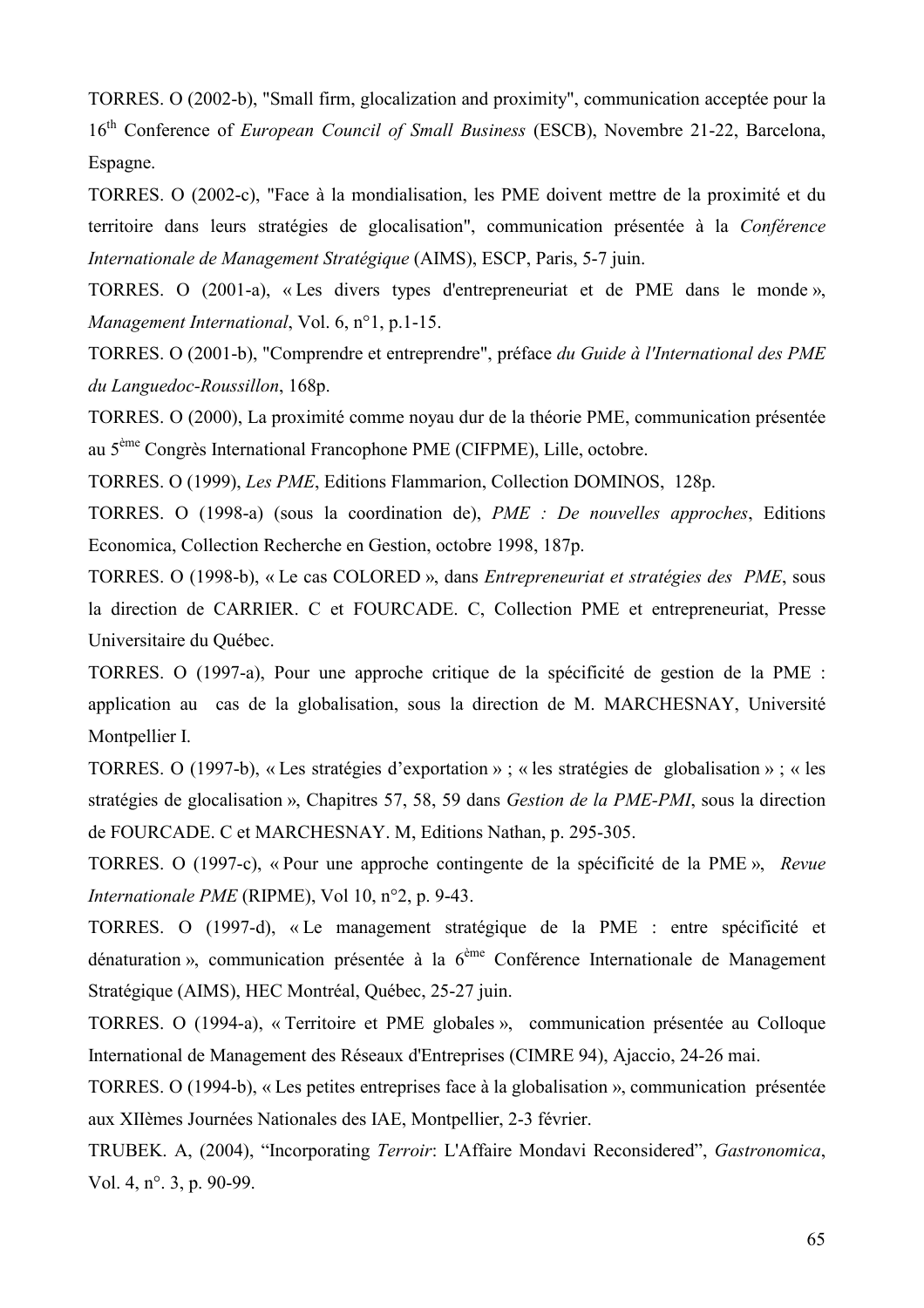TORRES. O (2002-b), "Small firm, glocalization and proximity", communication acceptée pour la 16th Conference of *European Council of Small Business* (ESCB), Novembre 21-22, Barcelona, Espagne.

TORRES. O (2002-c), "Face à la mondialisation, les PME doivent mettre de la proximité et du territoire dans leurs stratégies de glocalisation", communication présentée à la *Conférence Internationale de Management Stratégique* (AIMS), ESCP, Paris, 5-7 juin.

TORRES. O (2001-a), « Les divers types d'entrepreneuriat et de PME dans le monde », *Management International*, Vol. 6, n°1, p.1-15.

TORRES. O (2001-b), "Comprendre et entreprendre", préface *du Guide à l'International des PME du Languedoc-Roussillon*, 168p.

TORRES. O (2000), La proximité comme noyau dur de la théorie PME, communication présentée au 5ème Congrès International Francophone PME (CIFPME), Lille, octobre.

TORRES. O (1999), *Les PME*, Editions Flammarion, Collection DOMINOS, 128p.

TORRES. O (1998-a) (sous la coordination de), *PME : De nouvelles approches*, Editions Economica, Collection Recherche en Gestion, octobre 1998, 187p.

TORRES. O (1998-b), « Le cas COLORED », dans *Entrepreneuriat et stratégies des PME*, sous la direction de CARRIER. C et FOURCADE. C, Collection PME et entrepreneuriat, Presse Universitaire du Québec.

TORRES. O (1997-a), Pour une approche critique de la spécificité de gestion de la PME : application au cas de la globalisation, sous la direction de M. MARCHESNAY, Université Montpellier I.

TORRES. O (1997-b), « Les stratégies d'exportation » ; « les stratégies de globalisation » ; « les stratégies de glocalisation », Chapitres 57, 58, 59 dans *Gestion de la PME-PMI*, sous la direction de FOURCADE. C et MARCHESNAY. M, Editions Nathan, p. 295-305.

TORRES. O (1997-c), « Pour une approche contingente de la spécificité de la PME », *Revue Internationale PME* (RIPME), Vol 10, n°2, p. 9-43.

TORRES. O (1997-d), « Le management stratégique de la PME : entre spécificité et dénaturation », communication présentée à la 6ème Conférence Internationale de Management Stratégique (AIMS), HEC Montréal, Québec, 25-27 juin.

TORRES. O (1994-a), « Territoire et PME globales », communication présentée au Colloque International de Management des Réseaux d'Entreprises (CIMRE 94), Ajaccio, 24-26 mai.

TORRES. O (1994-b), « Les petites entreprises face à la globalisation », communication présentée aux XIIèmes Journées Nationales des IAE, Montpellier, 2-3 février.

TRUBEK. A, (2004), "Incorporating *Terroir*: L'Affaire Mondavi Reconsidered", *Gastronomica*, Vol. 4, n°. 3, p. 90-99.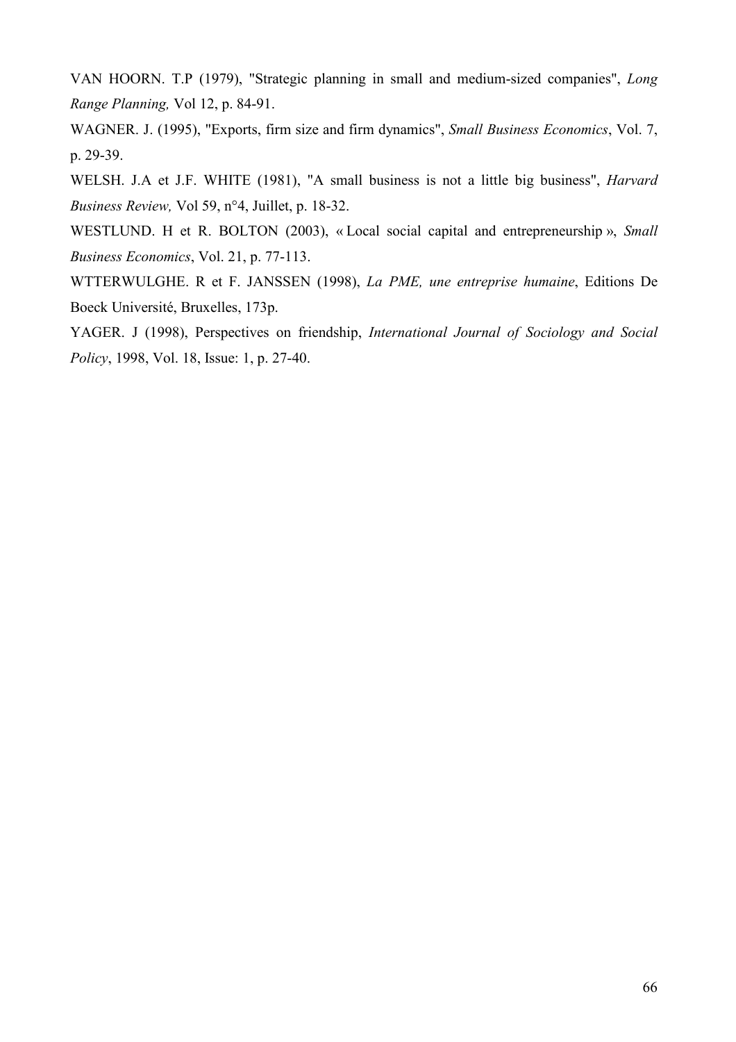VAN HOORN. T.P (1979), "Strategic planning in small and medium-sized companies", *Long Range Planning,* Vol 12, p. 84-91.

WAGNER. J. (1995), "Exports, firm size and firm dynamics", *Small Business Economics*, Vol. 7, p. 29-39.

WELSH. J.A et J.F. WHITE (1981), "A small business is not a little big business", *Harvard Business Review,* Vol 59, n°4, Juillet, p. 18-32.

WESTLUND. H et R. BOLTON (2003), « Local social capital and entrepreneurship », *Small Business Economics*, Vol. 21, p. 77-113.

WTTERWULGHE. R et F. JANSSEN (1998), *La PME, une entreprise humaine*, Editions De Boeck Université, Bruxelles, 173p.

YAGER. J (1998), Perspectives on friendship, *International Journal of Sociology and Social Policy*, 1998, Vol. 18, Issue: 1, p. 27-40.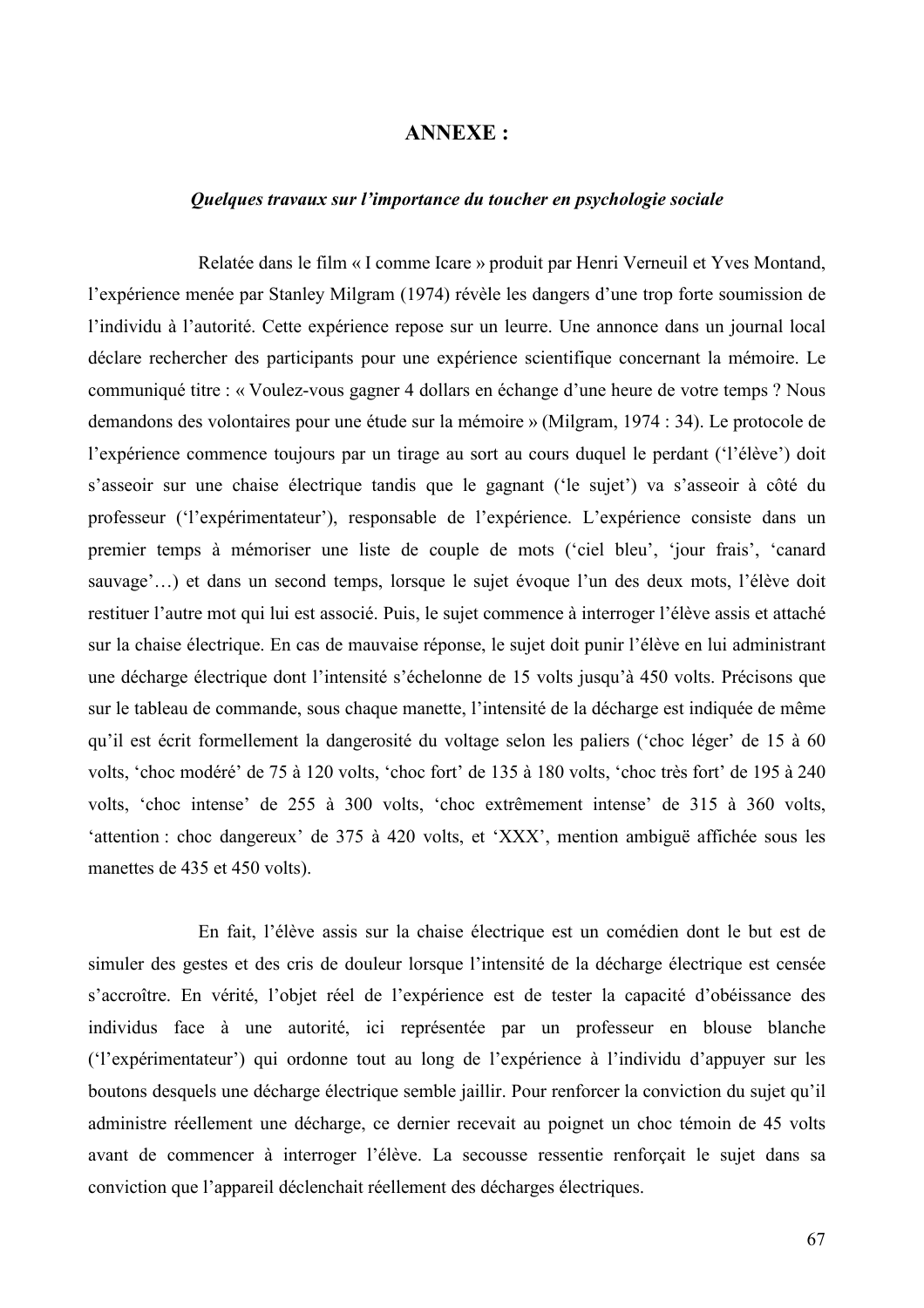# ANNEXE :

### *Quelques travaux sur l'importance du toucher en psychologie sociale*

Relatée dans le film « I comme Icare » produit par Henri Verneuil et Yves Montand, l'expérience menée par Stanley Milgram (1974) révèle les dangers d'une trop forte soumission de l'individu à l'autorité. Cette expérience repose sur un leurre. Une annonce dans un journal local déclare rechercher des participants pour une expérience scientifique concernant la mémoire. Le communiqué titre : « Voulez-vous gagner 4 dollars en échange d'une heure de votre temps ? Nous demandons des volontaires pour une étude sur la mémoire » (Milgram, 1974 : 34). Le protocole de l'expérience commence toujours par un tirage au sort au cours duquel le perdant ('l'élève') doit s'asseoir sur une chaise électrique tandis que le gagnant ('le sujet') va s'asseoir à côté du professeur ('l'expérimentateur'), responsable de l'expérience. L'expérience consiste dans un premier temps à mémoriser une liste de couple de mots ('ciel bleu', 'jour frais', 'canard sauvage'…) et dans un second temps, lorsque le sujet évoque l'un des deux mots, l'élève doit restituer l'autre mot qui lui est associé. Puis, le sujet commence à interroger l'élève assis et attaché sur la chaise électrique. En cas de mauvaise réponse, le sujet doit punir l'élève en lui administrant une décharge électrique dont l'intensité s'échelonne de 15 volts jusqu'à 450 volts. Précisons que sur le tableau de commande, sous chaque manette, l'intensité de la décharge est indiquée de même qu'il est écrit formellement la dangerosité du voltage selon les paliers ('choc léger' de 15 à 60 volts, 'choc modéré' de 75 à 120 volts, 'choc fort' de 135 à 180 volts, 'choc très fort' de 195 à 240 volts, 'choc intense' de 255 à 300 volts, 'choc extrêmement intense' de 315 à 360 volts, 'attention : choc dangereux' de 375 à 420 volts, et 'XXX', mention ambiguë affichée sous les manettes de 435 et 450 volts).

En fait, l'élève assis sur la chaise électrique est un comédien dont le but est de simuler des gestes et des cris de douleur lorsque l'intensité de la décharge électrique est censée s'accroître. En vérité, l'objet réel de l'expérience est de tester la capacité d'obéissance des individus face à une autorité, ici représentée par un professeur en blouse blanche ('l'expérimentateur') qui ordonne tout au long de l'expérience à l'individu d'appuyer sur les boutons desquels une décharge électrique semble jaillir. Pour renforcer la conviction du sujet qu'il administre réellement une décharge, ce dernier recevait au poignet un choc témoin de 45 volts avant de commencer à interroger l'élève. La secousse ressentie renforçait le sujet dans sa conviction que l'appareil déclenchait réellement des décharges électriques.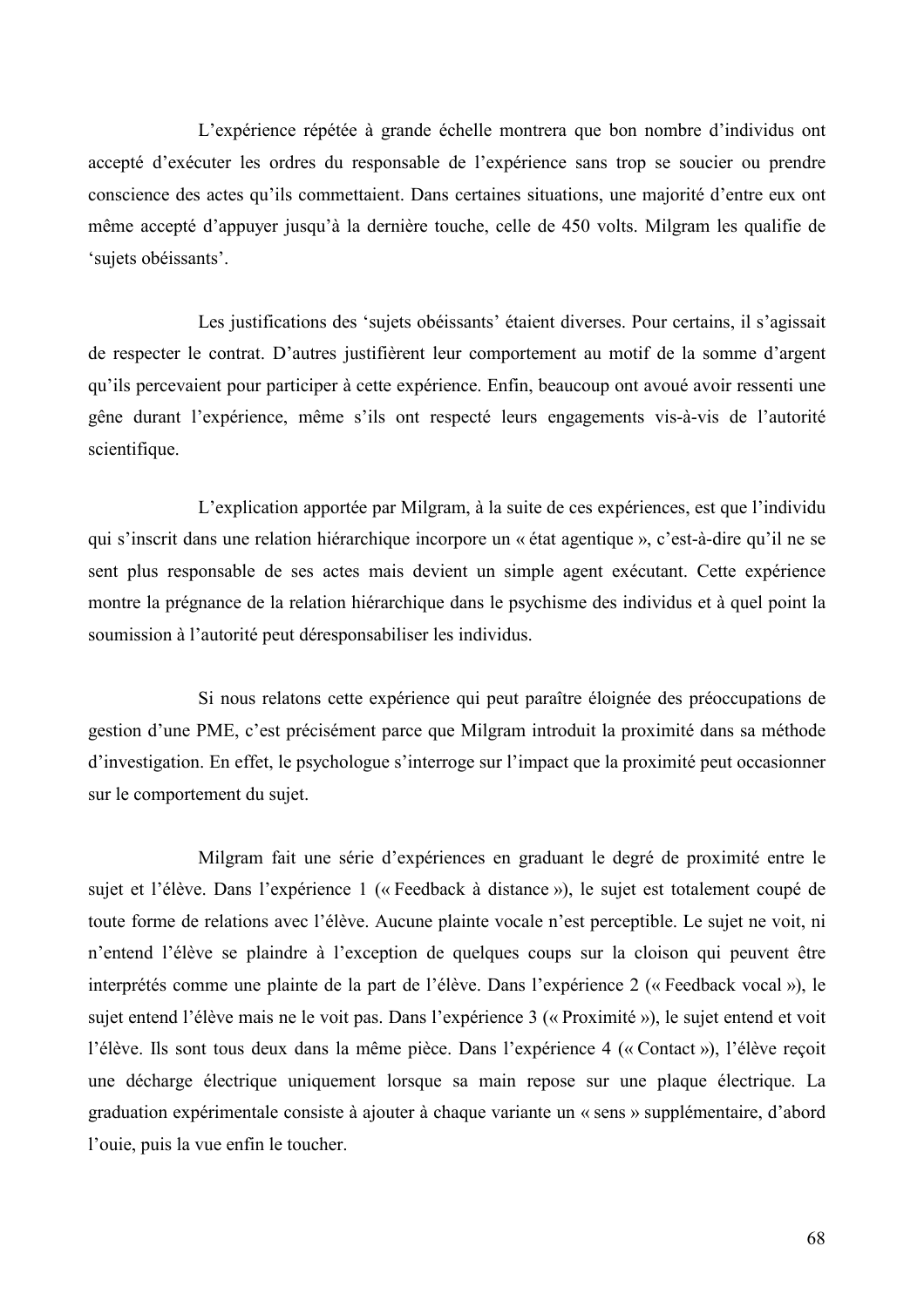L'expérience répétée à grande échelle montrera que bon nombre d'individus ont accepté d'exécuter les ordres du responsable de l'expérience sans trop se soucier ou prendre conscience des actes qu'ils commettaient. Dans certaines situations, une majorité d'entre eux ont même accepté d'appuyer jusqu'à la dernière touche, celle de 450 volts. Milgram les qualifie de 'sujets obéissants'.

Les justifications des 'sujets obéissants' étaient diverses. Pour certains, il s'agissait de respecter le contrat. D'autres justifièrent leur comportement au motif de la somme d'argent qu'ils percevaient pour participer à cette expérience. Enfin, beaucoup ont avoué avoir ressenti une gêne durant l'expérience, même s'ils ont respecté leurs engagements vis-à-vis de l'autorité scientifique.

L'explication apportée par Milgram, à la suite de ces expériences, est que l'individu qui s'inscrit dans une relation hiérarchique incorpore un « état agentique », c'est-à-dire qu'il ne se sent plus responsable de ses actes mais devient un simple agent exécutant. Cette expérience montre la prégnance de la relation hiérarchique dans le psychisme des individus et à quel point la soumission à l'autorité peut déresponsabiliser les individus.

Si nous relatons cette expérience qui peut paraître éloignée des préoccupations de gestion d'une PME, c'est précisément parce que Milgram introduit la proximité dans sa méthode d'investigation. En effet, le psychologue s'interroge sur l'impact que la proximité peut occasionner sur le comportement du sujet.

Milgram fait une série d'expériences en graduant le degré de proximité entre le sujet et l'élève. Dans l'expérience 1 (« Feedback à distance »), le sujet est totalement coupé de toute forme de relations avec l'élève. Aucune plainte vocale n'est perceptible. Le sujet ne voit, ni n'entend l'élève se plaindre à l'exception de quelques coups sur la cloison qui peuvent être interprétés comme une plainte de la part de l'élève. Dans l'expérience 2 (« Feedback vocal »), le sujet entend l'élève mais ne le voit pas. Dans l'expérience 3 (« Proximité »), le sujet entend et voit l'élève. Ils sont tous deux dans la même pièce. Dans l'expérience 4 (« Contact »), l'élève reçoit une décharge électrique uniquement lorsque sa main repose sur une plaque électrique. La graduation expérimentale consiste à ajouter à chaque variante un « sens » supplémentaire, d'abord l'ouie, puis la vue enfin le toucher.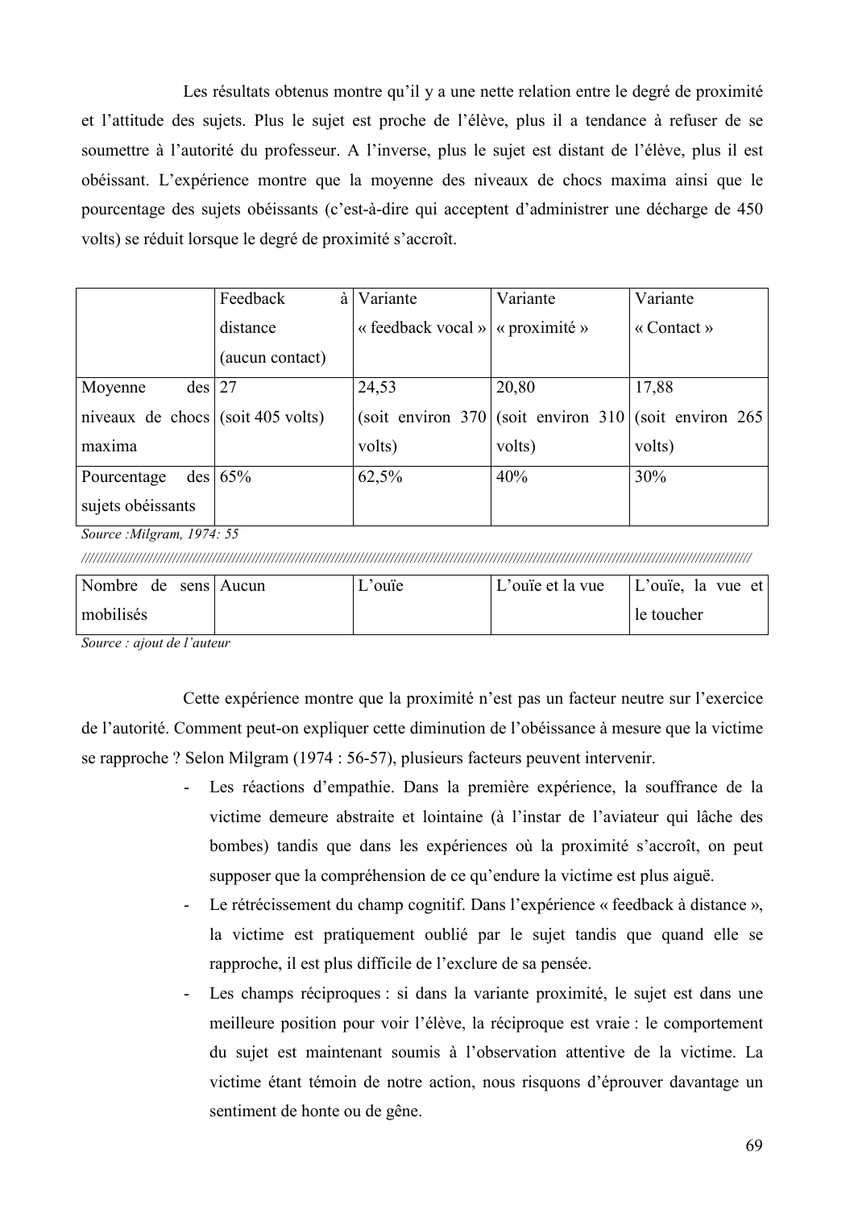Les résultats obtenus montre qu'il y a une nette relation entre le degré de proximité et l'attitude des sujets. Plus le sujet est proche de l'élève, plus il a tendance à refuser de se soumettre à l'autorité du professeur. A l'inverse, plus le sujet est distant de l'élève, plus il est obéissant. L'expérience montre que la moyenne des niveaux de chocs maxima ainsi que le pourcentage des sujets obéissants (c'est-à-dire qui acceptent d'administrer une décharge de 450 volts) se réduit lorsque le degré de proximité s'accroît.

| | Feedback à distance (aucun contact) | Variante « feedback vocal » | Variante « proximité » | Variante « Contact » |
|---|---|---|---|---|
| Moyenne des niveaux de chocs maxima | 27 (soit 405 volts) | 24,53 (soit environ 370 volts) | 20,80 (soit environ 310 volts) | 17,88 (soit environ 265 volts) |
| Pourcentage des sujets obéissants | 65% | 62,5% | 40% | 30% |

*Source :Milgram, 1974: 55*

| Nombre de sens mobilisés | Aucun | L'ouïe | L'ouïe et la vue | L'ouïe, la vue et le toucher |
|---|---|---|---|---|

*Source : ajout de l'auteur*

Cette expérience montre que la proximité n'est pas un facteur neutre sur l'exercice de l'autorité. Comment peut-on expliquer cette diminution de l'obéissance à mesure que la victime se rapproche ? Selon Milgram (1974 : 56-57), plusieurs facteurs peuvent intervenir.

- Les réactions d'empathie. Dans la première expérience, la souffrance de la victime demeure abstraite et lointaine (à l'instar de l'aviateur qui lâche des bombes) tandis que dans les expériences où la proximité s'accroît, on peut supposer que la compréhension de ce qu'endure la victime est plus aiguë.
- Le rétrécissement du champ cognitif. Dans l'expérience « feedback à distance », la victime est pratiquement oublié par le sujet tandis que quand elle se rapproche, il est plus difficile de l'exclure de sa pensée.
- Les champs réciproques : si dans la variante proximité, le sujet est dans une meilleure position pour voir l'élève, la réciproque est vraie : le comportement du sujet est maintenant soumis à l'observation attentive de la victime. La victime étant témoin de notre action, nous risquons d'éprouver davantage un sentiment de honte ou de gêne.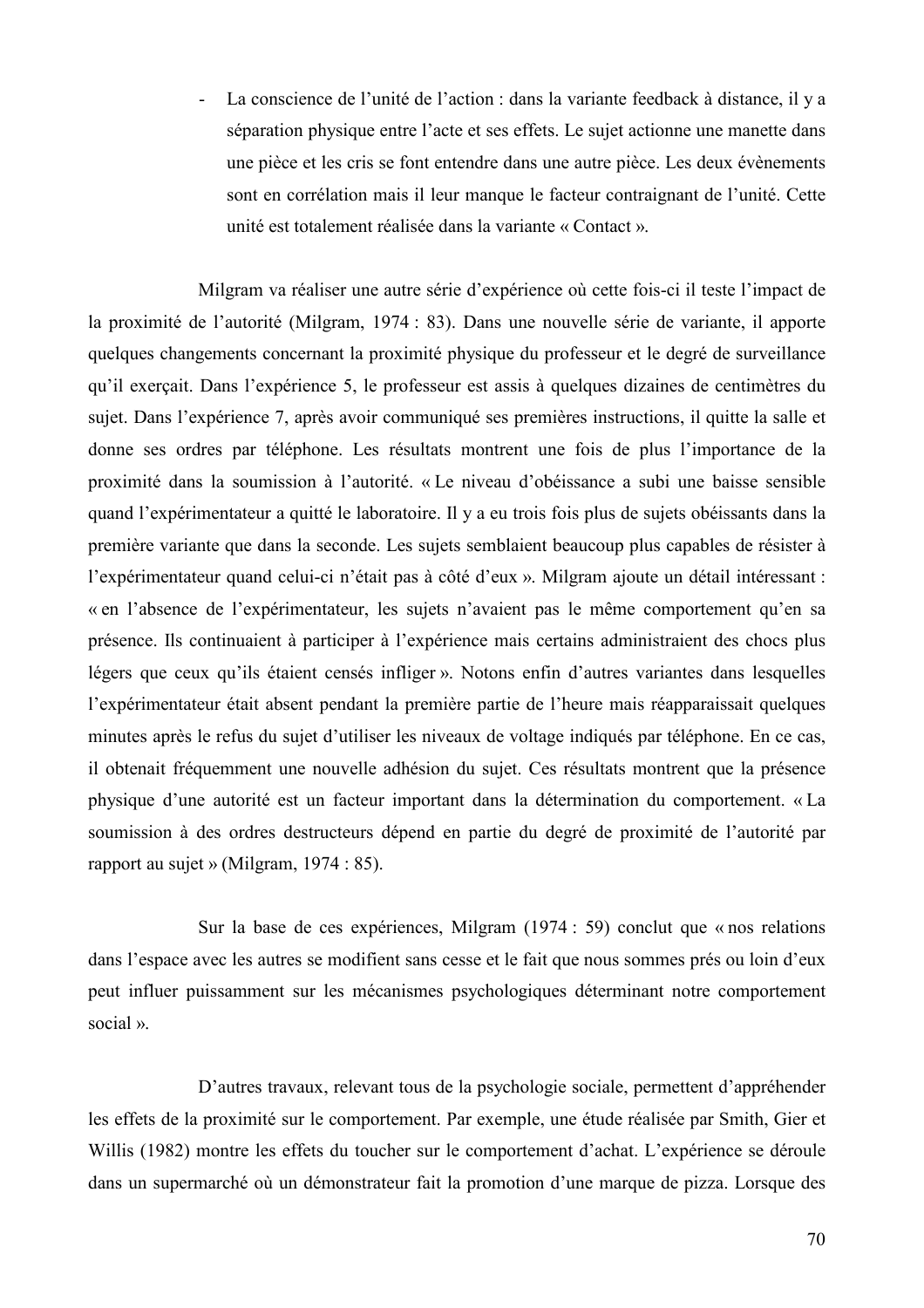- La conscience de l'unité de l'action : dans la variante feedback à distance, il y a séparation physique entre l'acte et ses effets. Le sujet actionne une manette dans une pièce et les cris se font entendre dans une autre pièce. Les deux évènements sont en corrélation mais il leur manque le facteur contraignant de l'unité. Cette unité est totalement réalisée dans la variante « Contact ».

Milgram va réaliser une autre série d'expérience où cette fois-ci il teste l'impact de la proximité de l'autorité (Milgram, 1974 : 83). Dans une nouvelle série de variante, il apporte quelques changements concernant la proximité physique du professeur et le degré de surveillance qu'il exerçait. Dans l'expérience 5, le professeur est assis à quelques dizaines de centimètres du sujet. Dans l'expérience 7, après avoir communiqué ses premières instructions, il quitte la salle et donne ses ordres par téléphone. Les résultats montrent une fois de plus l'importance de la proximité dans la soumission à l'autorité. « Le niveau d'obéissance a subi une baisse sensible quand l'expérimentateur a quitté le laboratoire. Il y a eu trois fois plus de sujets obéissants dans la première variante que dans la seconde. Les sujets semblaient beaucoup plus capables de résister à l'expérimentateur quand celui-ci n'était pas à côté d'eux ». Milgram ajoute un détail intéressant : « en l'absence de l'expérimentateur, les sujets n'avaient pas le même comportement qu'en sa présence. Ils continuaient à participer à l'expérience mais certains administraient des chocs plus légers que ceux qu'ils étaient censés infliger ». Notons enfin d'autres variantes dans lesquelles l'expérimentateur était absent pendant la première partie de l'heure mais réapparaissait quelques minutes après le refus du sujet d'utiliser les niveaux de voltage indiqués par téléphone. En ce cas, il obtenait fréquemment une nouvelle adhésion du sujet. Ces résultats montrent que la présence physique d'une autorité est un facteur important dans la détermination du comportement. « La soumission à des ordres destructeurs dépend en partie du degré de proximité de l'autorité par rapport au sujet » (Milgram, 1974 : 85).

Sur la base de ces expériences, Milgram (1974 : 59) conclut que « nos relations dans l'espace avec les autres se modifient sans cesse et le fait que nous sommes prés ou loin d'eux peut influer puissamment sur les mécanismes psychologiques déterminant notre comportement social ».

D'autres travaux, relevant tous de la psychologie sociale, permettent d'appréhender les effets de la proximité sur le comportement. Par exemple, une étude réalisée par Smith, Gier et Willis (1982) montre les effets du toucher sur le comportement d'achat. L'expérience se déroule dans un supermarché où un démonstrateur fait la promotion d'une marque de pizza. Lorsque des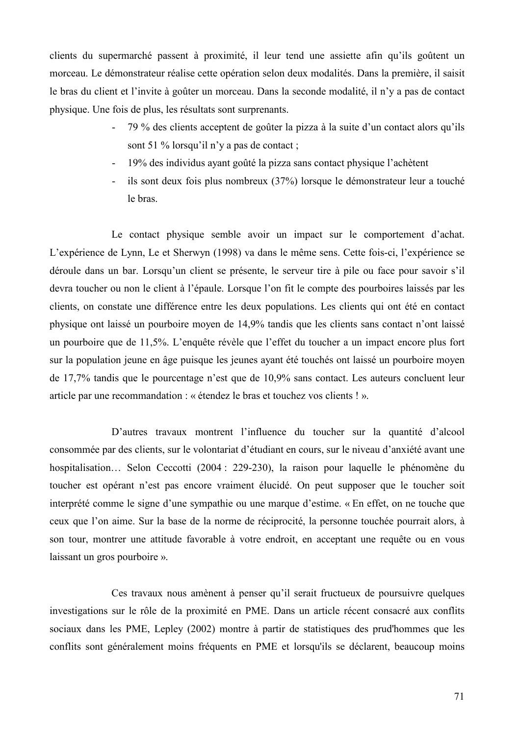clients du supermarché passent à proximité, il leur tend une assiette afin qu'ils goûtent un morceau. Le démonstrateur réalise cette opération selon deux modalités. Dans la première, il saisit le bras du client et l'invite à goûter un morceau. Dans la seconde modalité, il n'y a pas de contact physique. Une fois de plus, les résultats sont surprenants.

- 79 % des clients acceptent de goûter la pizza à la suite d'un contact alors qu'ils sont 51 % lorsqu'il n'y a pas de contact ;
- 19% des individus ayant goûté la pizza sans contact physique l'achètent
- ils sont deux fois plus nombreux (37%) lorsque le démonstrateur leur a touché le bras.

Le contact physique semble avoir un impact sur le comportement d'achat. L'expérience de Lynn, Le et Sherwyn (1998) va dans le même sens. Cette fois-ci, l'expérience se déroule dans un bar. Lorsqu'un client se présente, le serveur tire à pile ou face pour savoir s'il devra toucher ou non le client à l'épaule. Lorsque l'on fit le compte des pourboires laissés par les clients, on constate une différence entre les deux populations. Les clients qui ont été en contact physique ont laissé un pourboire moyen de 14,9% tandis que les clients sans contact n'ont laissé un pourboire que de 11,5%. L'enquête révèle que l'effet du toucher a un impact encore plus fort sur la population jeune en âge puisque les jeunes ayant été touchés ont laissé un pourboire moyen de 17,7% tandis que le pourcentage n'est que de 10,9% sans contact. Les auteurs concluent leur article par une recommandation : « étendez le bras et touchez vos clients ! ».

D'autres travaux montrent l'influence du toucher sur la quantité d'alcool consommée par des clients, sur le volontariat d'étudiant en cours, sur le niveau d'anxiété avant une hospitalisation… Selon Ceccotti (2004 : 229-230), la raison pour laquelle le phénomène du toucher est opérant n'est pas encore vraiment élucidé. On peut supposer que le toucher soit interprété comme le signe d'une sympathie ou une marque d'estime. « En effet, on ne touche que ceux que l'on aime. Sur la base de la norme de réciprocité, la personne touchée pourrait alors, à son tour, montrer une attitude favorable à votre endroit, en acceptant une requête ou en vous laissant un gros pourboire ».

Ces travaux nous amènent à penser qu'il serait fructueux de poursuivre quelques investigations sur le rôle de la proximité en PME. Dans un article récent consacré aux conflits sociaux dans les PME, Lepley (2002) montre à partir de statistiques des prud'hommes que les conflits sont généralement moins fréquents en PME et lorsqu'ils se déclarent, beaucoup moins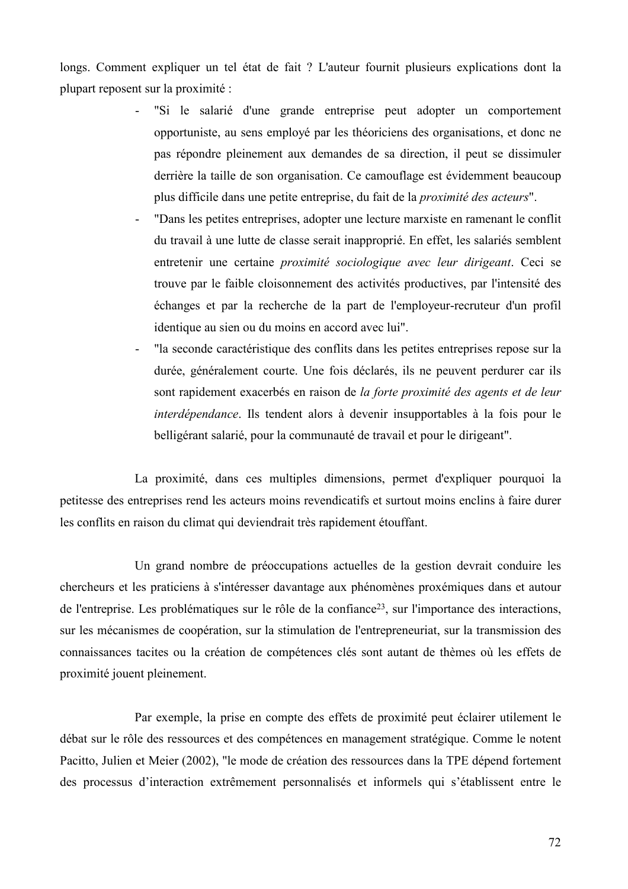longs. Comment expliquer un tel état de fait ? L'auteur fournit plusieurs explications dont la plupart reposent sur la proximité :

- "Si le salarié d'une grande entreprise peut adopter un comportement opportuniste, au sens employé par les théoriciens des organisations, et donc ne pas répondre pleinement aux demandes de sa direction, il peut se dissimuler derrière la taille de son organisation. Ce camouflage est évidemment beaucoup plus difficile dans une petite entreprise, du fait de la *proximité des acteurs*".
- "Dans les petites entreprises, adopter une lecture marxiste en ramenant le conflit du travail à une lutte de classe serait inapproprié. En effet, les salariés semblent entretenir une certaine *proximité sociologique avec leur dirigeant*. Ceci se trouve par le faible cloisonnement des activités productives, par l'intensité des échanges et par la recherche de la part de l'employeur-recruteur d'un profil identique au sien ou du moins en accord avec lui".
- "la seconde caractéristique des conflits dans les petites entreprises repose sur la durée, généralement courte. Une fois déclarés, ils ne peuvent perdurer car ils sont rapidement exacerbés en raison de *la forte proximité des agents et de leur interdépendance*. Ils tendent alors à devenir insupportables à la fois pour le belligérant salarié, pour la communauté de travail et pour le dirigeant".

La proximité, dans ces multiples dimensions, permet d'expliquer pourquoi la petitesse des entreprises rend les acteurs moins revendicatifs et surtout moins enclins à faire durer les conflits en raison du climat qui deviendrait très rapidement étouffant.

Un grand nombre de préoccupations actuelles de la gestion devrait conduire les chercheurs et les praticiens à s'intéresser davantage aux phénomènes proxémiques dans et autour de l'entreprise. Les problématiques sur le rôle de la confiance[23], sur l'importance des interactions, sur les mécanismes de coopération, sur la stimulation de l'entrepreneuriat, sur la transmission des connaissances tacites ou la création de compétences clés sont autant de thèmes où les effets de proximité jouent pleinement.

Par exemple, la prise en compte des effets de proximité peut éclairer utilement le débat sur le rôle des ressources et des compétences en management stratégique. Comme le notent Pacitto, Julien et Meier (2002), "le mode de création des ressources dans la TPE dépend fortement des processus d'interaction extrêmement personnalisés et informels qui s'établissent entre le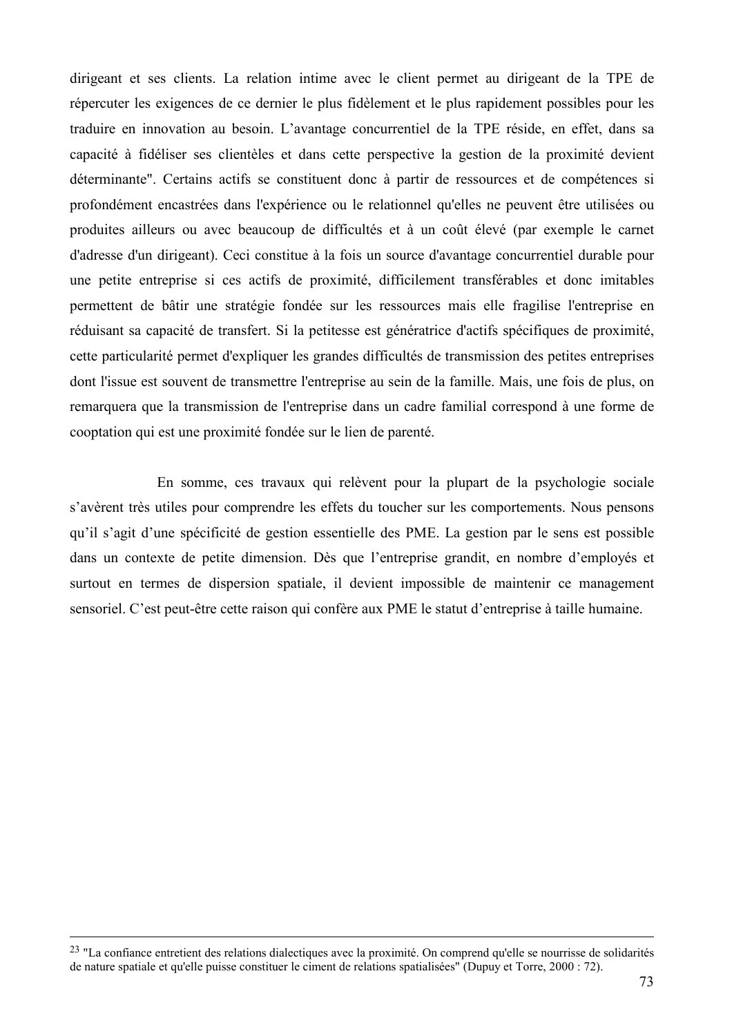dirigeant et ses clients. La relation intime avec le client permet au dirigeant de la TPE de répercuter les exigences de ce dernier le plus fidèlement et le plus rapidement possibles pour les traduire en innovation au besoin. L'avantage concurrentiel de la TPE réside, en effet, dans sa capacité à fidéliser ses clientèles et dans cette perspective la gestion de la proximité devient déterminante". Certains actifs se constituent donc à partir de ressources et de compétences si profondément encastrées dans l'expérience ou le relationnel qu'elles ne peuvent être utilisées ou produites ailleurs ou avec beaucoup de difficultés et à un coût élevé (par exemple le carnet d'adresse d'un dirigeant). Ceci constitue à la fois un source d'avantage concurrentiel durable pour une petite entreprise si ces actifs de proximité, difficilement transférables et donc imitables permettent de bâtir une stratégie fondée sur les ressources mais elle fragilise l'entreprise en réduisant sa capacité de transfert. Si la petitesse est génératrice d'actifs spécifiques de proximité, cette particularité permet d'expliquer les grandes difficultés de transmission des petites entreprises dont l'issue est souvent de transmettre l'entreprise au sein de la famille. Mais, une fois de plus, on remarquera que la transmission de l'entreprise dans un cadre familial correspond à une forme de cooptation qui est une proximité fondée sur le lien de parenté.

En somme, ces travaux qui relèvent pour la plupart de la psychologie sociale s'avèrent très utiles pour comprendre les effets du toucher sur les comportements. Nous pensons qu'il s'agit d'une spécificité de gestion essentielle des PME. La gestion par le sens est possible dans un contexte de petite dimension. Dès que l'entreprise grandit, en nombre d'employés et surtout en termes de dispersion spatiale, il devient impossible de maintenir ce management sensoriel. C'est peut-être cette raison qui confère aux PME le statut d'entreprise à taille humaine.

---

[23] "La confiance entretient des relations dialectiques avec la proximité. On comprend qu'elle se nourrisse de solidarités de nature spatiale et qu'elle puisse constituer le ciment de relations spatialisées" (Dupuy et Torre, 2000 : 72).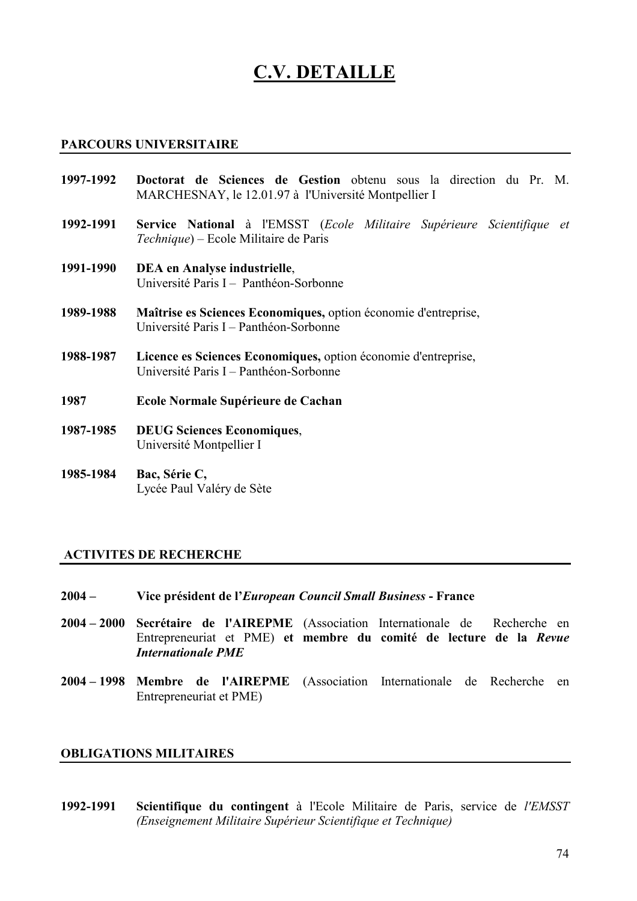# C.V. DETAILLE

## PARCOURS UNIVERSITAIRE

**1997-1992** **Doctorat de Sciences de Gestion** obtenu sous la direction du Pr. M. MARCHESNAY, le 12.01.97 à l'Université Montpellier I

**1992-1991** **Service National** à l'EMSST (*Ecole Militaire Supérieure Scientifique et Technique*) – Ecole Militaire de Paris

**1991-1990** **DEA en Analyse industrielle**, Université Paris I – Panthéon-Sorbonne

**1989-1988** **Maîtrise es Sciences Economiques,** option économie d'entreprise, Université Paris I – Panthéon-Sorbonne

**1988-1987** **Licence es Sciences Economiques,** option économie d'entreprise, Université Paris I – Panthéon-Sorbonne

**1987** **Ecole Normale Supérieure de Cachan**

**1987-1985** **DEUG Sciences Economiques**, Université Montpellier I

**1985-1984** **Bac, Série C,** Lycée Paul Valéry de Sète

## ACTIVITES DE RECHERCHE

**2004 –** **Vice président de l'*European Council Small Business* - France**

**2004 – 2000** **Secrétaire de l'AIREPME** (Association Internationale de Recherche en Entrepreneuriat et PME) **et membre du comité de lecture de la *Revue Internationale PME***

**2004 – 1998** **Membre de l'AIREPME** (Association Internationale de Recherche en Entrepreneuriat et PME)

## OBLIGATIONS MILITAIRES

**1992-1991** **Scientifique du contingent** à l'Ecole Militaire de Paris, service de *l'EMSST (Enseignement Militaire Supérieur Scientifique et Technique)*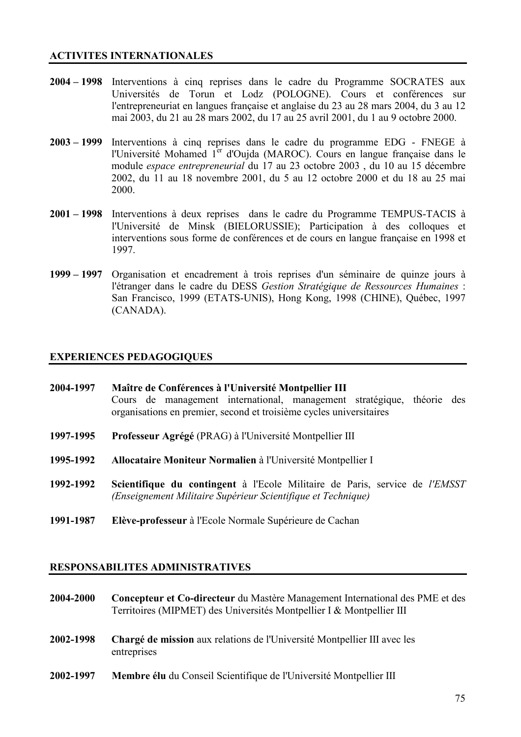## ACTIVITES INTERNATIONALES

**2004 – 1998** Interventions à cinq reprises dans le cadre du Programme SOCRATES aux Universités de Torun et Lodz (POLOGNE). Cours et conférences sur l'entrepreneuriat en langues française et anglaise du 23 au 28 mars 2004, du 3 au 12 mai 2003, du 21 au 28 mars 2002, du 17 au 25 avril 2001, du 1 au 9 octobre 2000.

**2003 – 1999** Interventions à cinq reprises dans le cadre du programme EDG - FNEGE à l'Université Mohamed 1[er] d'Oujda (MAROC). Cours en langue française dans le module *espace entrepreneurial* du 17 au 23 octobre 2003 , du 10 au 15 décembre 2002, du 11 au 18 novembre 2001, du 5 au 12 octobre 2000 et du 18 au 25 mai 2000.

**2001 – 1998** Interventions à deux reprises dans le cadre du Programme TEMPUS-TACIS à l'Université de Minsk (BIELORUSSIE); Participation à des colloques et interventions sous forme de conférences et de cours en langue française en 1998 et 1997.

**1999 – 1997** Organisation et encadrement à trois reprises d'un séminaire de quinze jours à l'étranger dans le cadre du DESS *Gestion Stratégique de Ressources Humaines* : San Francisco, 1999 (ETATS-UNIS), Hong Kong, 1998 (CHINE), Québec, 1997 (CANADA).

## EXPERIENCES PEDAGOGIQUES

**2004-1997** **Maître de Conférences à l'Université Montpellier III**
Cours de management international, management stratégique, théorie des organisations en premier, second et troisième cycles universitaires

**1997-1995** **Professeur Agrégé** (PRAG) à l'Université Montpellier III

**1995-1992** **Allocataire Moniteur Normalien** à l'Université Montpellier I

**1992-1992** **Scientifique du contingent** à l'Ecole Militaire de Paris, service de *l'EMSST (Enseignement Militaire Supérieur Scientifique et Technique)*

**1991-1987** **Elève-professeur** à l'Ecole Normale Supérieure de Cachan

## RESPONSABILITES ADMINISTRATIVES

**2004-2000** **Concepteur et Co-directeur** du Mastère Management International des PME et des Territoires (MIPMET) des Universités Montpellier I & Montpellier III

**2002-1998** **Chargé de mission** aux relations de l'Université Montpellier III avec les entreprises

**2002-1997** **Membre élu** du Conseil Scientifique de l'Université Montpellier III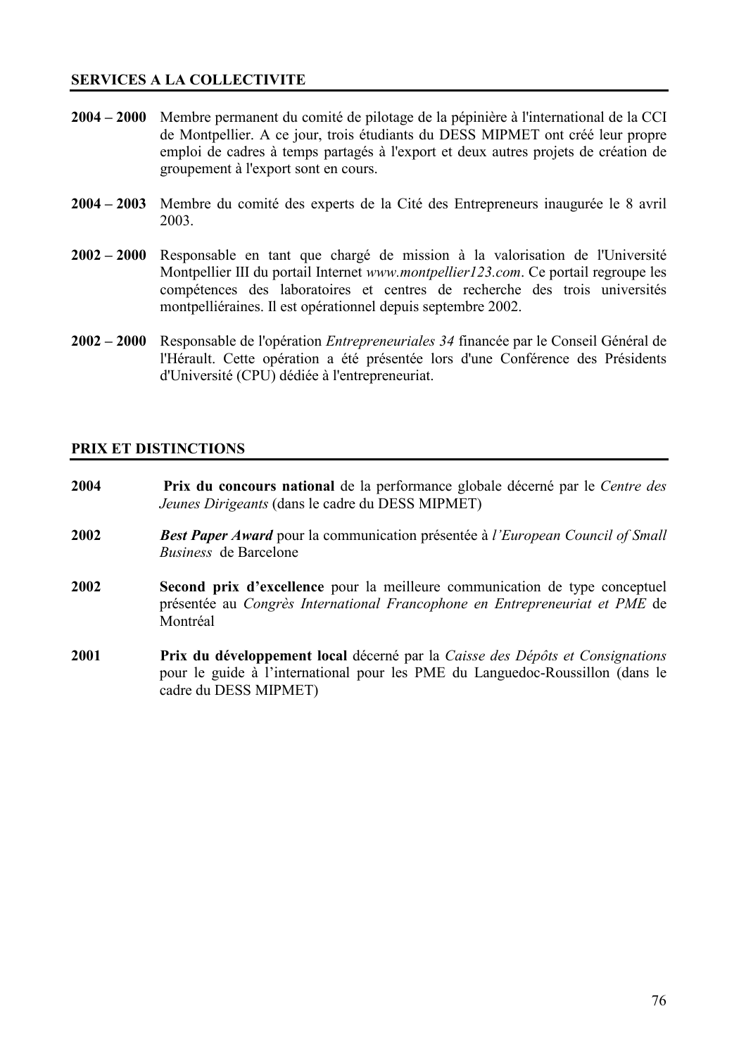## SERVICES A LA COLLECTIVITE

**2004 – 2000** Membre permanent du comité de pilotage de la pépinière à l'international de la CCI de Montpellier. A ce jour, trois étudiants du DESS MIPMET ont créé leur propre emploi de cadres à temps partagés à l'export et deux autres projets de création de groupement à l'export sont en cours.

**2004 – 2003** Membre du comité des experts de la Cité des Entrepreneurs inaugurée le 8 avril 2003.

**2002 – 2000** Responsable en tant que chargé de mission à la valorisation de l'Université Montpellier III du portail Internet *www.montpellier123.com*. Ce portail regroupe les compétences des laboratoires et centres de recherche des trois universités montpelliéraines. Il est opérationnel depuis septembre 2002.

**2002 – 2000** Responsable de l'opération *Entrepreneuriales 34* financée par le Conseil Général de l'Hérault. Cette opération a été présentée lors d'une Conférence des Présidents d'Université (CPU) dédiée à l'entrepreneuriat.

## PRIX ET DISTINCTIONS

**2004** **Prix du concours national** de la performance globale décerné par le *Centre des Jeunes Dirigeants* (dans le cadre du DESS MIPMET)

**2002** ***Best Paper Award*** pour la communication présentée à *l'European Council of Small Business* de Barcelone

**2002** **Second prix d'excellence** pour la meilleure communication de type conceptuel présentée au *Congrès International Francophone en Entrepreneuriat et PME* de Montréal

**2001** **Prix du développement local** décerné par la *Caisse des Dépôts et Consignations* pour le guide à l'international pour les PME du Languedoc-Roussillon (dans le cadre du DESS MIPMET)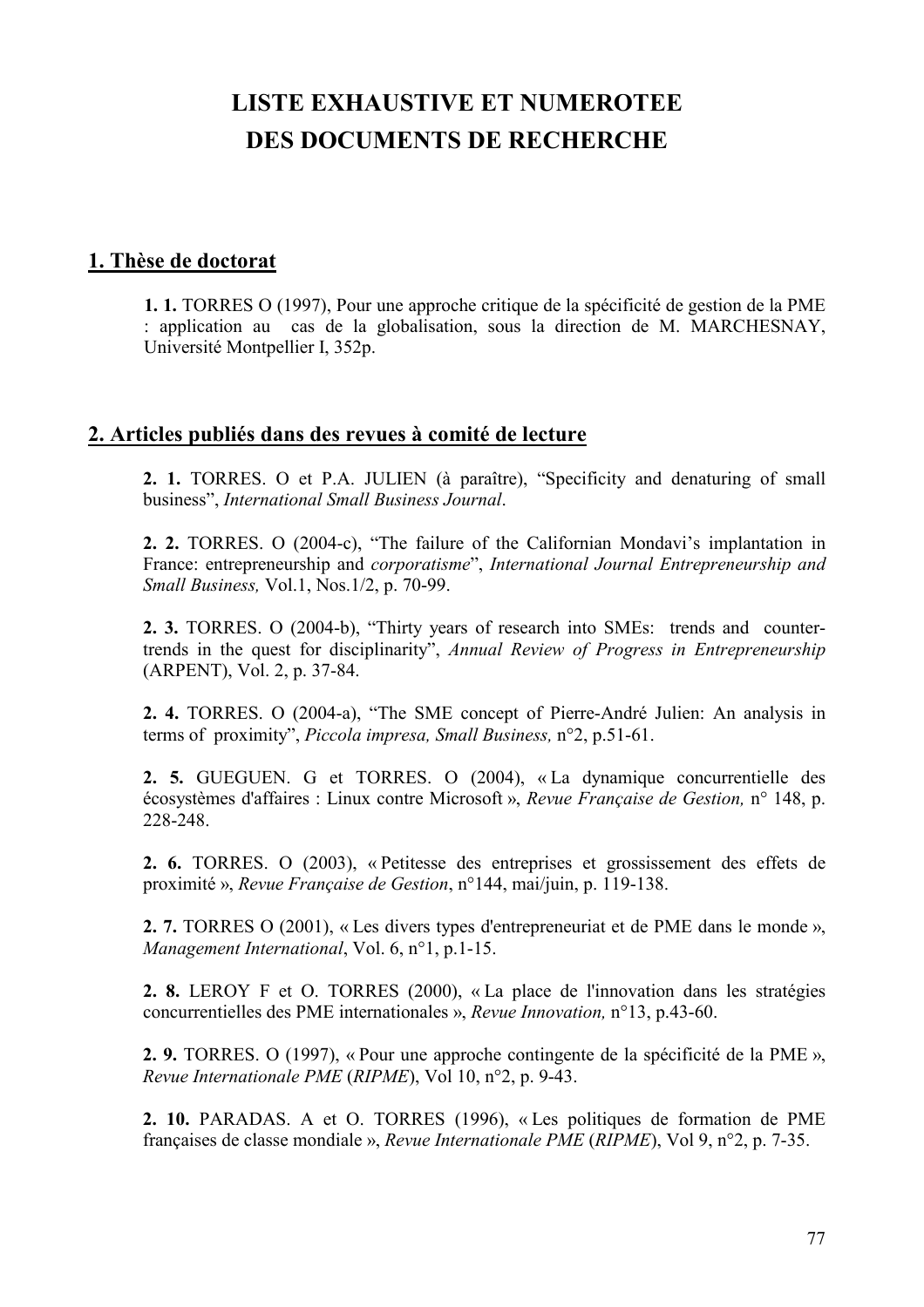# LISTE EXHAUSTIVE ET NUMEROTEE DES DOCUMENTS DE RECHERCHE

## 1. Thèse de doctorat

**1. 1.** TORRES O (1997), Pour une approche critique de la spécificité de gestion de la PME : application au cas de la globalisation, sous la direction de M. MARCHESNAY, Université Montpellier I, 352p.

## 2. Articles publiés dans des revues à comité de lecture

**2. 1.** TORRES. O et P.A. JULIEN (à paraître), "Specificity and denaturing of small business", *International Small Business Journal*.

**2. 2.** TORRES. O (2004-c), "The failure of the Californian Mondavi's implantation in France: entrepreneurship and *corporatisme*", *International Journal Entrepreneurship and Small Business,* Vol.1, Nos.1/2, p. 70-99.

**2. 3.** TORRES. O (2004-b), "Thirty years of research into SMEs: trends and counter-trends in the quest for disciplinarity", *Annual Review of Progress in Entrepreneurship* (ARPENT), Vol. 2, p. 37-84.

**2. 4.** TORRES. O (2004-a), "The SME concept of Pierre-André Julien: An analysis in terms of proximity", *Piccola impresa, Small Business,* n°2, p.51-61.

**2. 5.** GUEGUEN. G et TORRES. O (2004), « La dynamique concurrentielle des écosystèmes d'affaires : Linux contre Microsoft », *Revue Française de Gestion,* n° 148, p. 228-248.

**2. 6.** TORRES. O (2003), « Petitesse des entreprises et grossissement des effets de proximité », *Revue Française de Gestion*, n°144, mai/juin, p. 119-138.

**2. 7.** TORRES O (2001), « Les divers types d'entrepreneuriat et de PME dans le monde », *Management International*, Vol. 6, n°1, p.1-15.

**2. 8.** LEROY F et O. TORRES (2000), « La place de l'innovation dans les stratégies concurrentielles des PME internationales », *Revue Innovation,* n°13, p.43-60.

**2. 9.** TORRES. O (1997), « Pour une approche contingente de la spécificité de la PME », *Revue Internationale PME* (*RIPME*), Vol 10, n°2, p. 9-43.

**2. 10.** PARADAS. A et O. TORRES (1996), « Les politiques de formation de PME françaises de classe mondiale », *Revue Internationale PME* (*RIPME*), Vol 9, n°2, p. 7-35.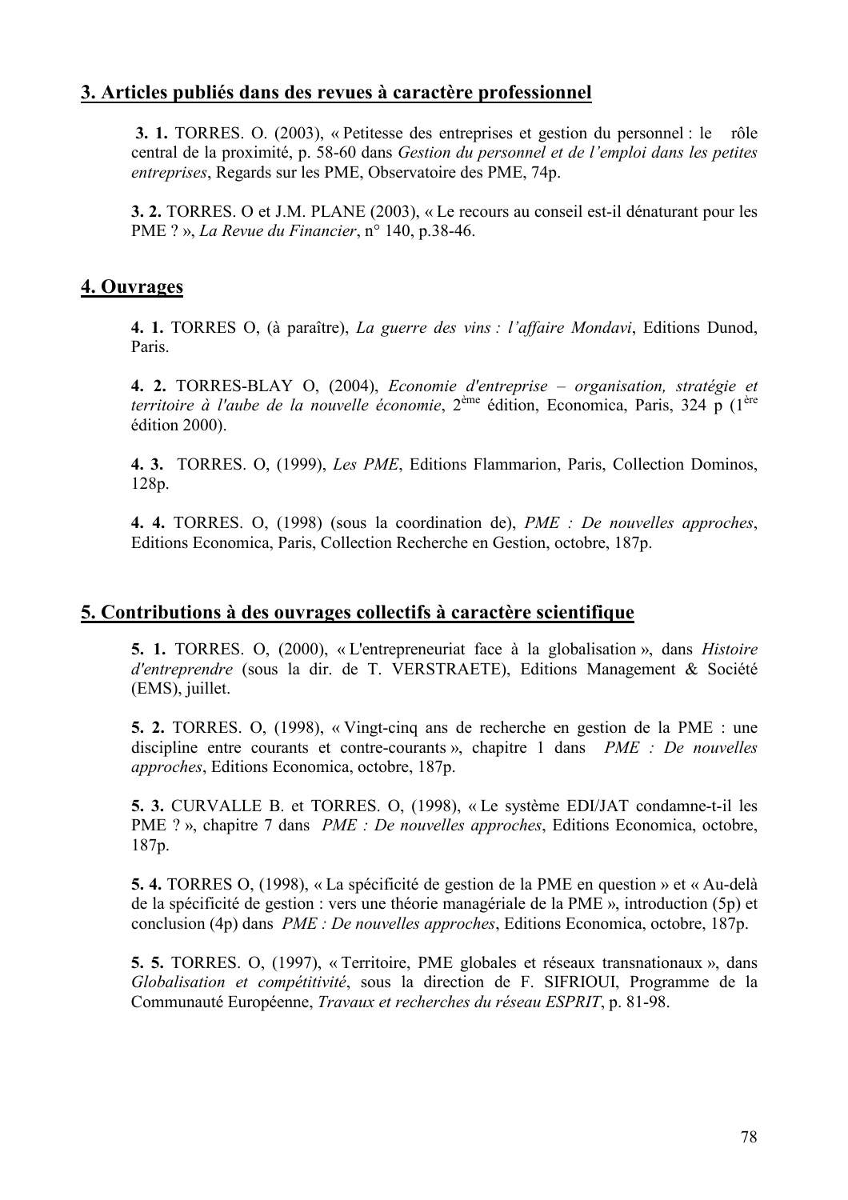## 3. Articles publiés dans des revues à caractère professionnel

**3. 1.** TORRES. O. (2003), « Petitesse des entreprises et gestion du personnel : le rôle central de la proximité, p. 58-60 dans *Gestion du personnel et de l'emploi dans les petites entreprises*, Regards sur les PME, Observatoire des PME, 74p.

**3. 2.** TORRES. O et J.M. PLANE (2003), « Le recours au conseil est-il dénaturant pour les PME ? », *La Revue du Financier*, n° 140, p.38-46.

## 4. Ouvrages

**4. 1.** TORRES O, (à paraître), *La guerre des vins : l'affaire Mondavi*, Editions Dunod, Paris.

**4. 2.** TORRES-BLAY O, (2004), *Economie d'entreprise – organisation, stratégie et territoire à l'aube de la nouvelle économie*, 2ème édition, Economica, Paris, 324 p (1ère édition 2000).

**4. 3.** TORRES. O, (1999), *Les PME*, Editions Flammarion, Paris, Collection Dominos, 128p.

**4. 4.** TORRES. O, (1998) (sous la coordination de), *PME : De nouvelles approches*, Editions Economica, Paris, Collection Recherche en Gestion, octobre, 187p.

## 5. Contributions à des ouvrages collectifs à caractère scientifique

**5. 1.** TORRES. O, (2000), « L'entrepreneuriat face à la globalisation », dans *Histoire d'entreprendre* (sous la dir. de T. VERSTRAETE), Editions Management & Société (EMS), juillet.

**5. 2.** TORRES. O, (1998), « Vingt-cinq ans de recherche en gestion de la PME : une discipline entre courants et contre-courants », chapitre 1 dans *PME : De nouvelles approches*, Editions Economica, octobre, 187p.

**5. 3.** CURVALLE B. et TORRES. O, (1998), « Le système EDI/JAT condamne-t-il les PME ? », chapitre 7 dans *PME : De nouvelles approches*, Editions Economica, octobre, 187p.

**5. 4.** TORRES O, (1998), « La spécificité de gestion de la PME en question » et « Au-delà de la spécificité de gestion : vers une théorie managériale de la PME », introduction (5p) et conclusion (4p) dans *PME : De nouvelles approches*, Editions Economica, octobre, 187p.

**5. 5.** TORRES. O, (1997), « Territoire, PME globales et réseaux transnationaux », dans *Globalisation et compétitivité*, sous la direction de F. SIFRIOUI, Programme de la Communauté Européenne, *Travaux et recherches du réseau ESPRIT*, p. 81-98.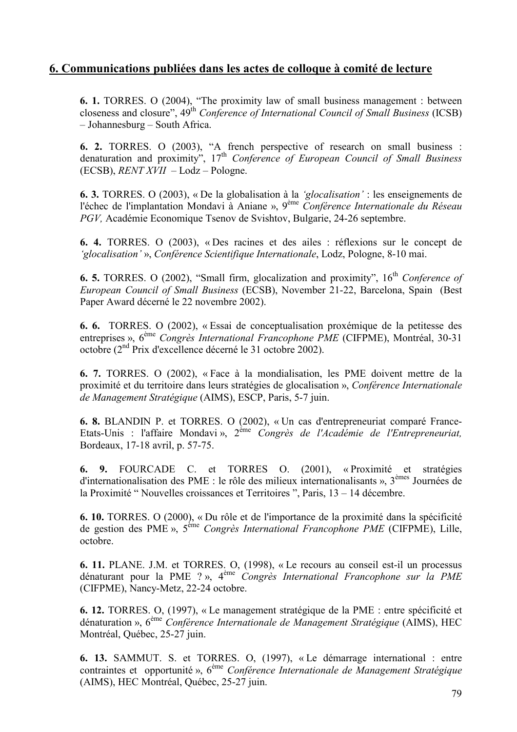## 6. Communications publiées dans les actes de colloque à comité de lecture

**6. 1.** TORRES. O (2004), "The proximity law of small business management : between closeness and closure", 49th *Conference of International Council of Small Business* (ICSB) – Johannesburg – South Africa.

**6. 2.** TORRES. O (2003), "A french perspective of research on small business : denaturation and proximity", 17th *Conference of European Council of Small Business* (ECSB), *RENT XVII* – Lodz – Pologne.

**6. 3.** TORRES. O (2003), « De la globalisation à la *'glocalisation'* : les enseignements de l'échec de l'implantation Mondavi à Aniane », 9ème *Conférence Internationale du Réseau PGV,* Académie Economique Tsenov de Svishtov, Bulgarie, 24-26 septembre.

**6. 4.** TORRES. O (2003), « Des racines et des ailes : réflexions sur le concept de *'glocalisation'* », *Conférence Scientifique Internationale*, Lodz, Pologne, 8-10 mai.

**6. 5.** TORRES. O (2002), "Small firm, glocalization and proximity", 16th *Conference of European Council of Small Business* (ECSB), November 21-22, Barcelona, Spain (Best Paper Award décerné le 22 novembre 2002).

**6. 6.** TORRES. O (2002), « Essai de conceptualisation proxémique de la petitesse des entreprises », 6ème *Congrès International Francophone PME* (CIFPME), Montréal, 30-31 octobre (2nd Prix d'excellence décerné le 31 octobre 2002).

**6. 7.** TORRES. O (2002), « Face à la mondialisation, les PME doivent mettre de la proximité et du territoire dans leurs stratégies de glocalisation », *Conférence Internationale de Management Stratégique* (AIMS), ESCP, Paris, 5-7 juin.

**6. 8.** BLANDIN P. et TORRES. O (2002), « Un cas d'entrepreneuriat comparé France-Etats-Unis : l'affaire Mondavi », 2ème *Congrès de l'Académie de l'Entrepreneuriat,* Bordeaux, 17-18 avril, p. 57-75.

**6. 9.** FOURCADE C. et TORRES O. (2001), « Proximité et stratégies d'internationalisation des PME : le rôle des milieux internationalisants », 3èmes Journées de la Proximité " Nouvelles croissances et Territoires ", Paris, 13 – 14 décembre.

**6. 10.** TORRES. O (2000), « Du rôle et de l'importance de la proximité dans la spécificité de gestion des PME », 5ème *Congrès International Francophone PME* (CIFPME), Lille, octobre.

**6. 11.** PLANE. J.M. et TORRES. O, (1998), « Le recours au conseil est-il un processus dénaturant pour la PME ? », 4ème *Congrès International Francophone sur la PME* (CIFPME), Nancy-Metz, 22-24 octobre.

**6. 12.** TORRES. O, (1997), « Le management stratégique de la PME : entre spécificité et dénaturation », 6ème *Conférence Internationale de Management Stratégique* (AIMS), HEC Montréal, Québec, 25-27 juin.

**6. 13.** SAMMUT. S. et TORRES. O, (1997), « Le démarrage international : entre contraintes et opportunité », 6ème *Conférence Internationale de Management Stratégique* (AIMS), HEC Montréal, Québec, 25-27 juin.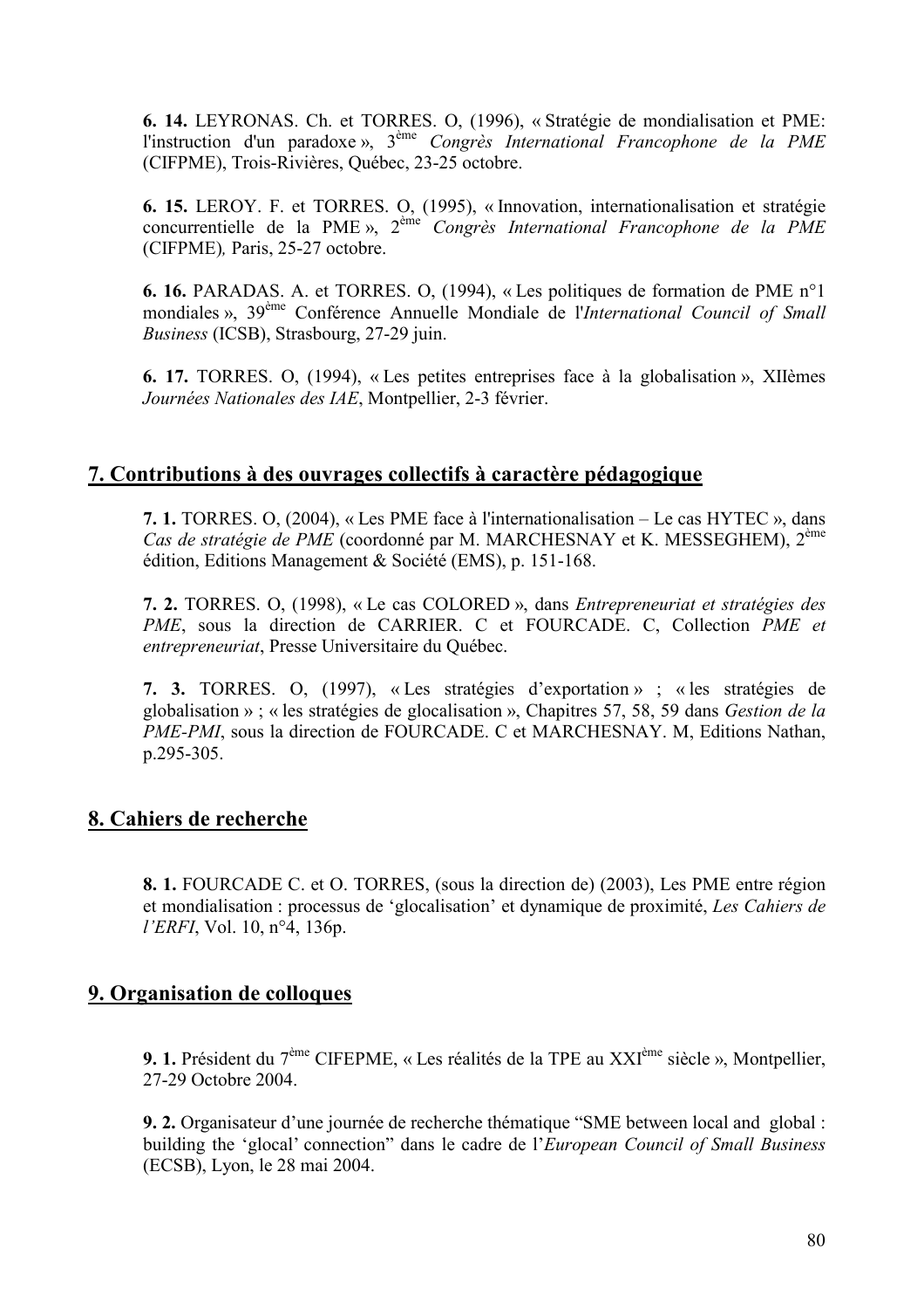**6. 14.** LEYRONAS. Ch. et TORRES. O, (1996), « Stratégie de mondialisation et PME: l'instruction d'un paradoxe », 3ème *Congrès International Francophone de la PME* (CIFPME), Trois-Rivières, Québec, 23-25 octobre.

**6. 15.** LEROY. F. et TORRES. O, (1995), « Innovation, internationalisation et stratégie concurrentielle de la PME », 2ème *Congrès International Francophone de la PME* (CIFPME)*,* Paris, 25-27 octobre.

**6. 16.** PARADAS. A. et TORRES. O, (1994), « Les politiques de formation de PME n°1 mondiales », 39ème Conférence Annuelle Mondiale de l'*International Council of Small Business* (ICSB), Strasbourg, 27-29 juin.

**6. 17.** TORRES. O, (1994), « Les petites entreprises face à la globalisation », XIIèmes *Journées Nationales des IAE*, Montpellier, 2-3 février.

## 7. Contributions à des ouvrages collectifs à caractère pédagogique

**7. 1.** TORRES. O, (2004), « Les PME face à l'internationalisation – Le cas HYTEC », dans *Cas de stratégie de PME* (coordonné par M. MARCHESNAY et K. MESSEGHEM), 2ème édition, Editions Management & Société (EMS), p. 151-168.

**7. 2.** TORRES. O, (1998), « Le cas COLORED », dans *Entrepreneuriat et stratégies des PME*, sous la direction de CARRIER. C et FOURCADE. C, Collection *PME et entrepreneuriat*, Presse Universitaire du Québec.

**7. 3.** TORRES. O, (1997), « Les stratégies d'exportation » ; « les stratégies de globalisation » ; « les stratégies de glocalisation », Chapitres 57, 58, 59 dans *Gestion de la PME-PMI*, sous la direction de FOURCADE. C et MARCHESNAY. M, Editions Nathan, p.295-305.

## 8. Cahiers de recherche

**8. 1.** FOURCADE C. et O. TORRES, (sous la direction de) (2003), Les PME entre région et mondialisation : processus de 'glocalisation' et dynamique de proximité, *Les Cahiers de l'ERFI*, Vol. 10, n°4, 136p.

## 9. Organisation de colloques

**9. 1.** Président du 7ème CIFEPME, « Les réalités de la TPE au XXIème siècle », Montpellier, 27-29 Octobre 2004.

**9. 2.** Organisateur d'une journée de recherche thématique "SME between local and global : building the 'glocal' connection" dans le cadre de l'*European Council of Small Business* (ECSB), Lyon, le 28 mai 2004.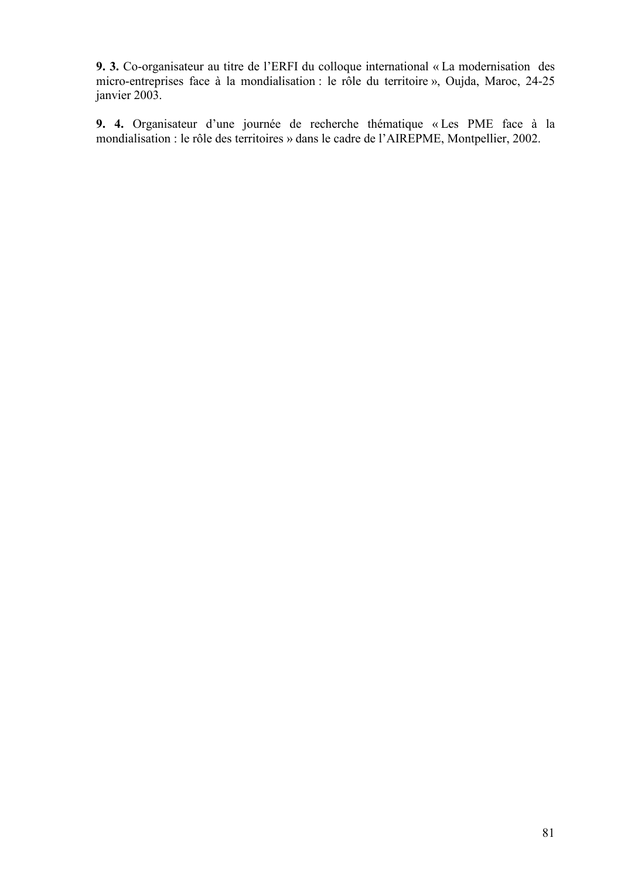**9. 3.** Co-organisateur au titre de l'ERFI du colloque international « La modernisation des micro-entreprises face à la mondialisation : le rôle du territoire », Oujda, Maroc, 24-25 janvier 2003.

**9. 4.** Organisateur d'une journée de recherche thématique « Les PME face à la mondialisation : le rôle des territoires » dans le cadre de l'AIREPME, Montpellier, 2002.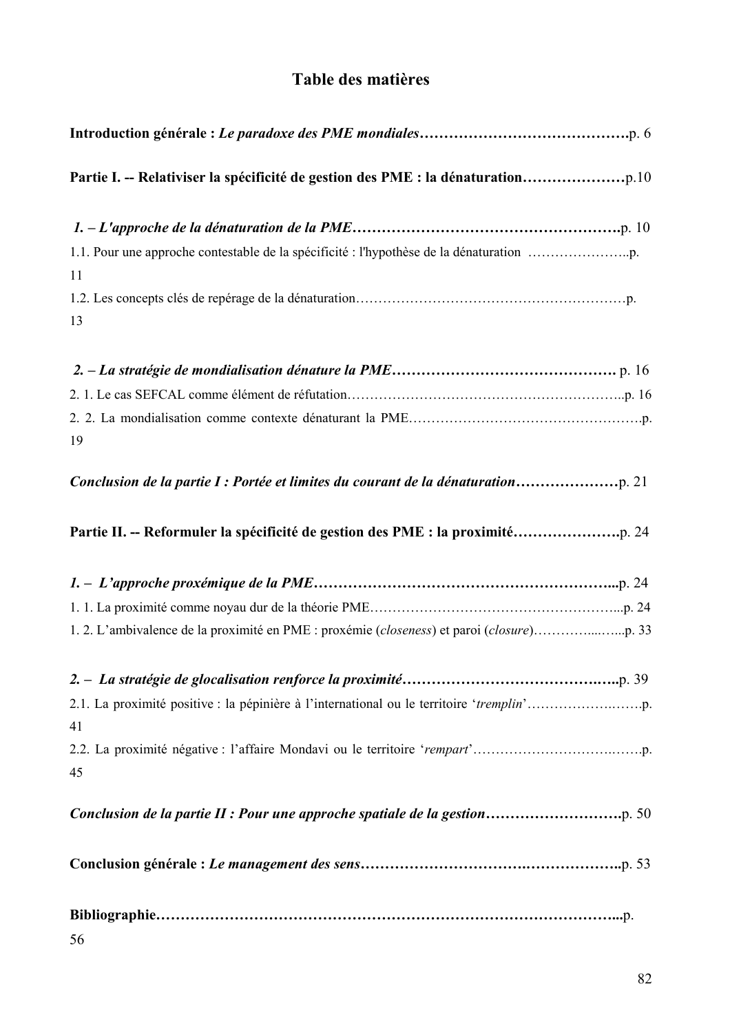# Table des matières

**Introduction générale :** ***Le paradoxe des PME mondiales*****…………………………………….**p. 6

**Partie I. -- Relativiser la spécificité de gestion des PME : la dénaturation…………………**p.10

***1. – L'approche de la dénaturation de la PME*****……………………………………………….**p. 10

1.1. Pour une approche contestable de la spécificité : l'hypothèse de la dénaturation …………………..p. 11

1.2. Les concepts clés de repérage de la dénaturation……………………………………………………p. 13

***2. – La stratégie de mondialisation dénature la PME*****……………………………………….** p. 16

2. 1. Le cas SEFCAL comme élément de réfutation……………………………………………………..p. 16

2. 2. La mondialisation comme contexte dénaturant la PME…………………………………………….p. 19

***Conclusion de la partie I : Portée et limites du courant de la dénaturation*****…………………**p. 21

**Partie II. -- Reformuler la spécificité de gestion des PME : la proximité………………….**p. 24

***1. – L'approche proxémique de la PME*****…………………………………………………...**p. 24

1. 1. La proximité comme noyau dur de la théorie PME………………………………………………...p. 24

1. 2. L'ambivalence de la proximité en PME : proxémie (*closeness*) et paroi (*closure*)…………...…...p. 33

***2. – La stratégie de glocalisation renforce la proximité*****…………………………………..…..**p. 39

2.1. La proximité positive : la pépinière à l'international ou le territoire '*tremplin*'……………….…….p. 41

2.2. La proximité négative : l'affaire Mondavi ou le territoire '*rempart*'…………………………….…….p. 45

***Conclusion de la partie II : Pour une approche spatiale de la gestion*****……………………….**p. 50

**Conclusion générale :** ***Le management des sens*****……………………………….………………..**p. 53

**Bibliographie………………………………………………………………………………...**p. 56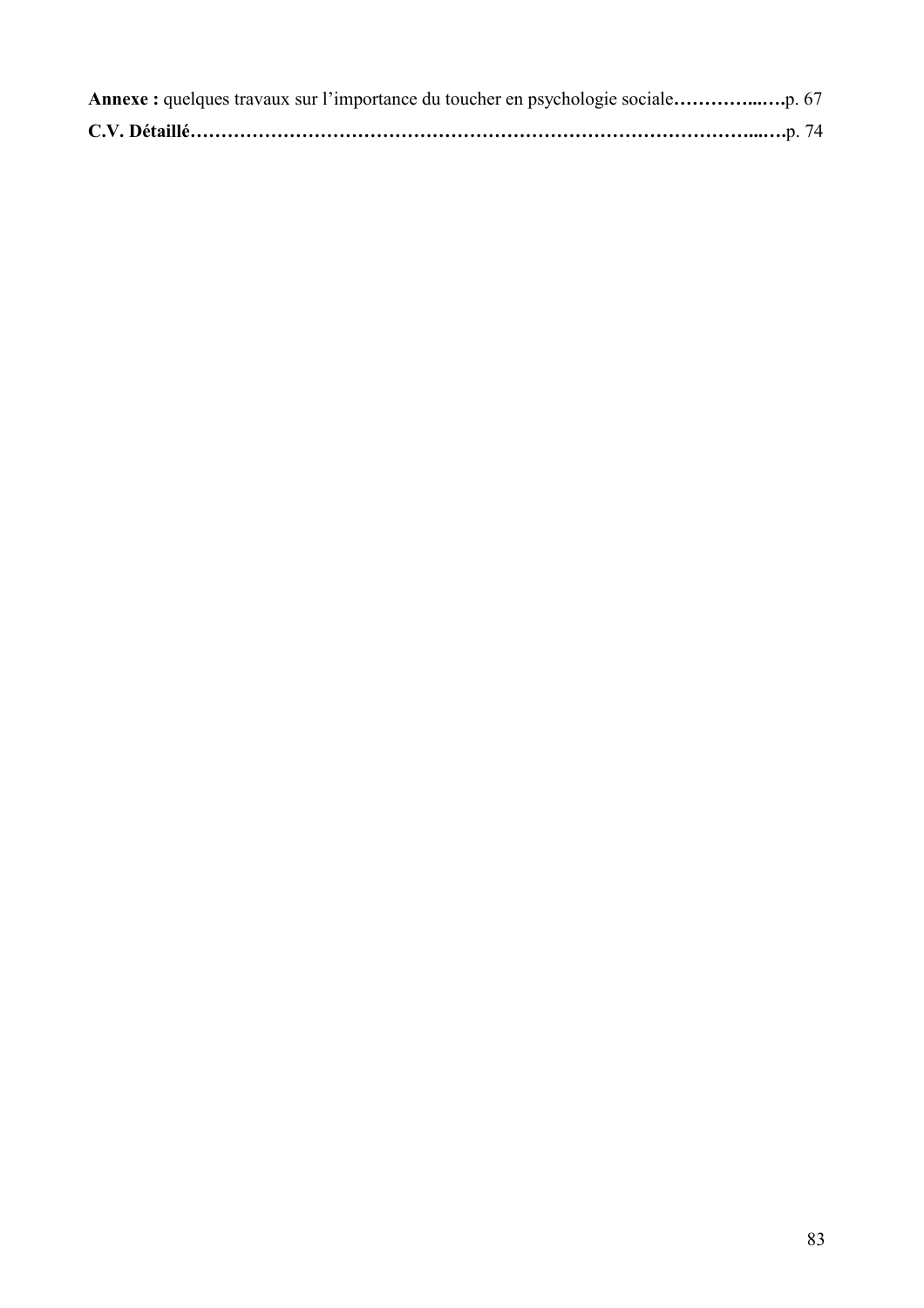**Annexe :** quelques travaux sur l'importance du toucher en psychologie sociale**……………...….**p. 67

**C.V. Détaillé…………………………………………………………………………………....…**p. 74